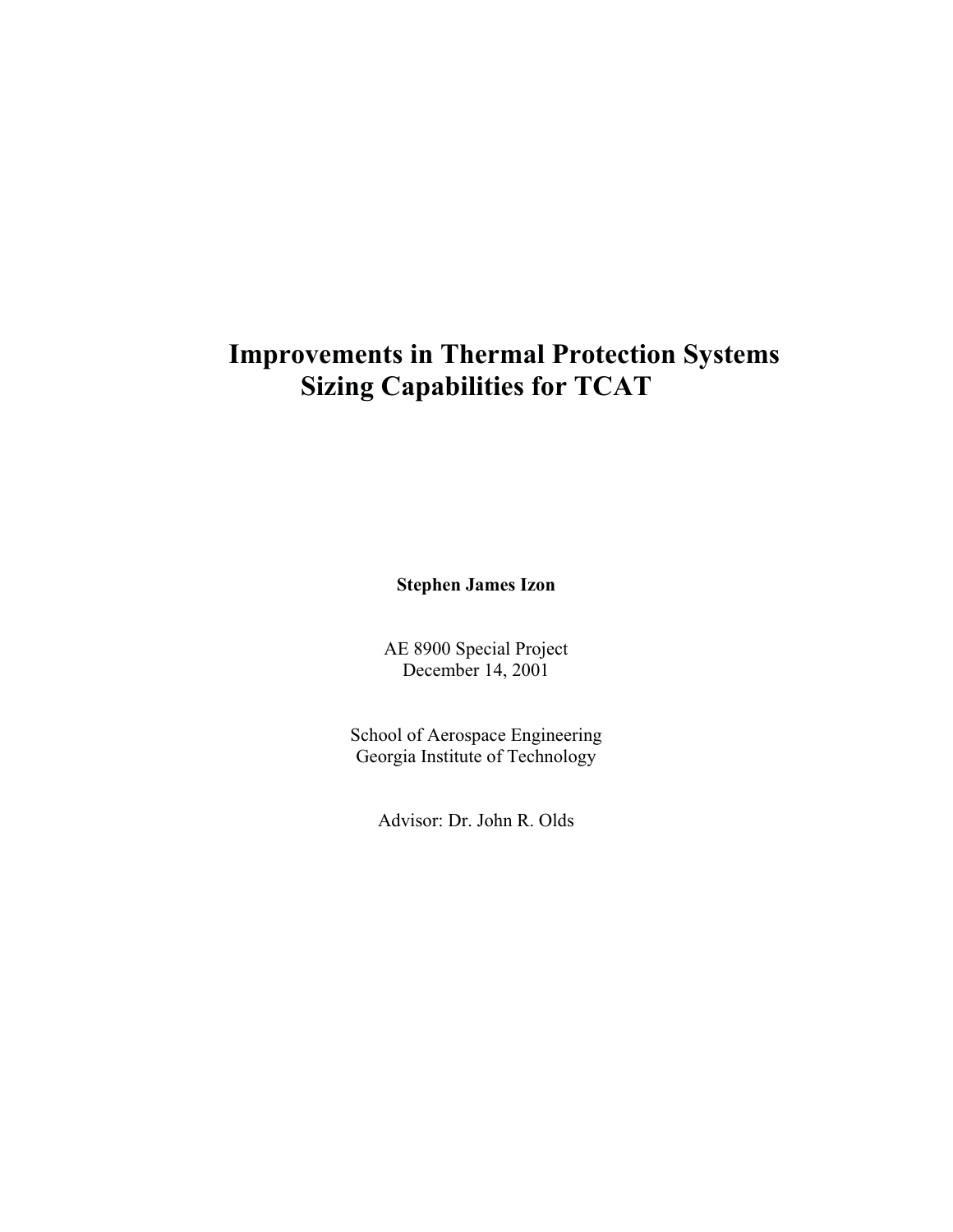# Improvements in Thermal Protection Systems Sizing Capabilities for TCAT

**Stephen James Izon**

AE 8900 Special Project
December 14, 2001

School of Aerospace Engineering
Georgia Institute of Technology

Advisor: Dr. John R. Olds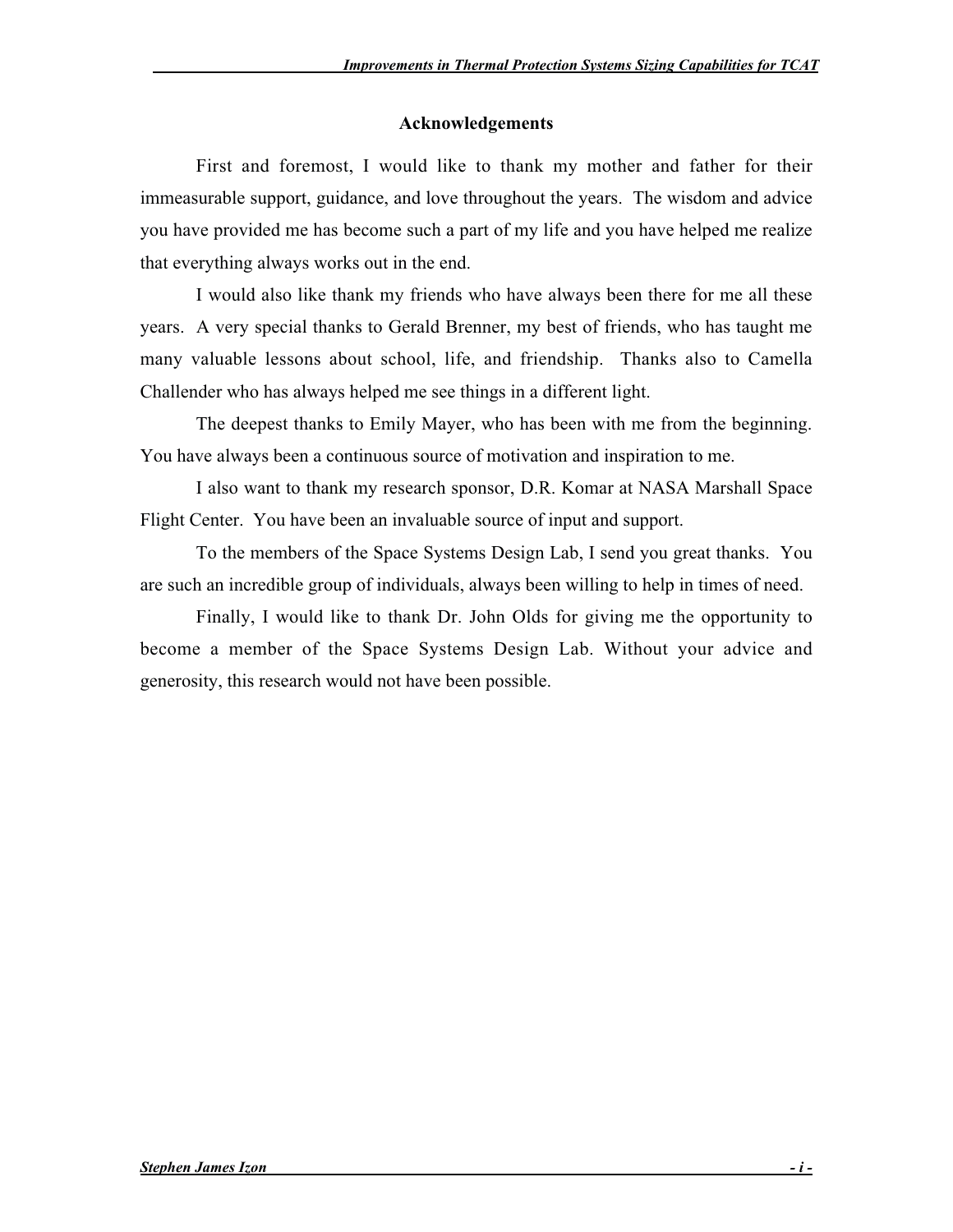# Acknowledgements

First and foremost, I would like to thank my mother and father for their immeasurable support, guidance, and love throughout the years. The wisdom and advice you have provided me has become such a part of my life and you have helped me realize that everything always works out in the end.

I would also like thank my friends who have always been there for me all these years. A very special thanks to Gerald Brenner, my best of friends, who has taught me many valuable lessons about school, life, and friendship. Thanks also to Camella Challender who has always helped me see things in a different light.

The deepest thanks to Emily Mayer, who has been with me from the beginning. You have always been a continuous source of motivation and inspiration to me.

I also want to thank my research sponsor, D.R. Komar at NASA Marshall Space Flight Center. You have been an invaluable source of input and support.

To the members of the Space Systems Design Lab, I send you great thanks. You are such an incredible group of individuals, always been willing to help in times of need.

Finally, I would like to thank Dr. John Olds for giving me the opportunity to become a member of the Space Systems Design Lab. Without your advice and generosity, this research would not have been possible.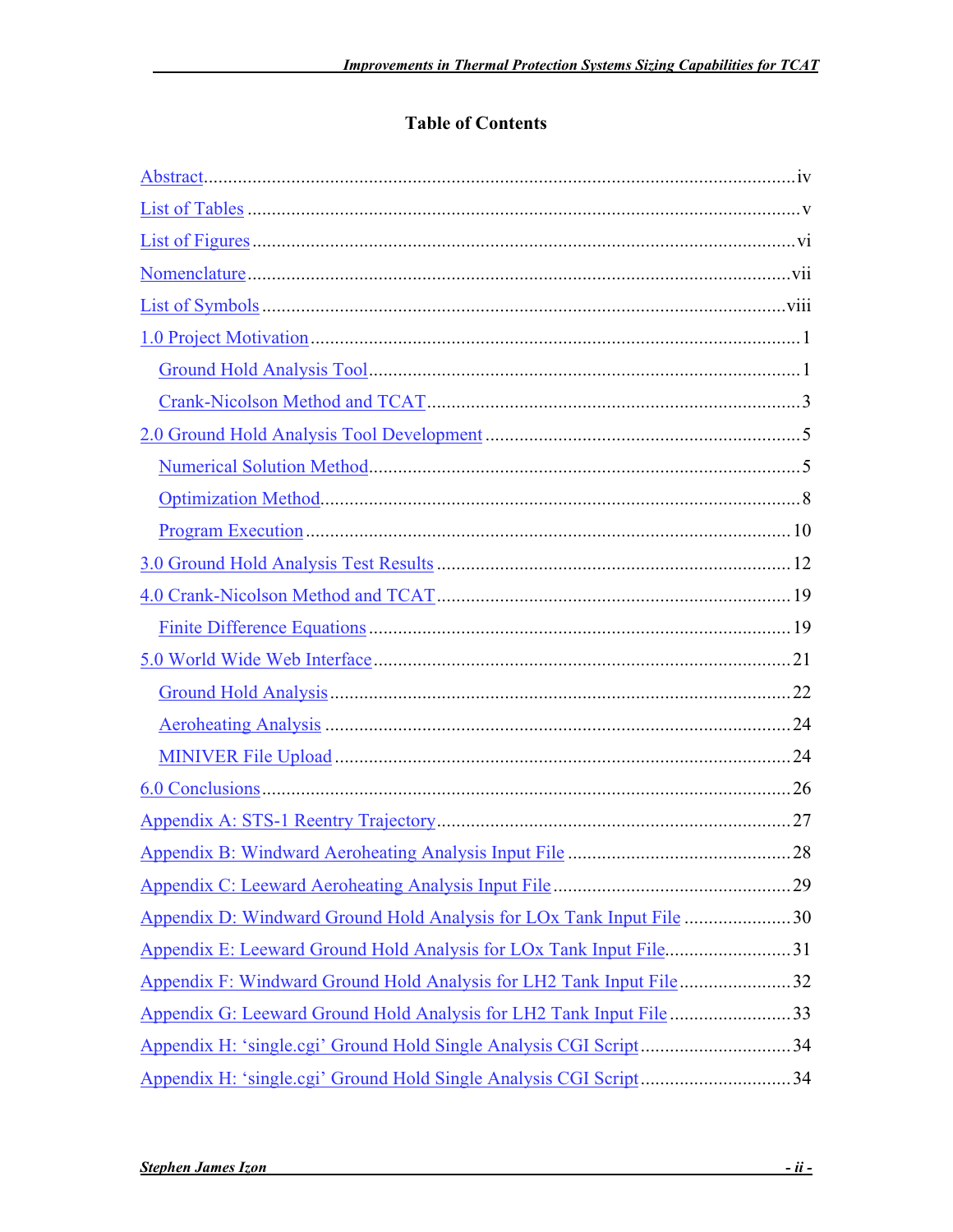# Table of Contents

Abstract .......... iv

List of Tables .......... v

List of Figures .......... vi

Nomenclature .......... vii

List of Symbols .......... viii

1.0 Project Motivation .......... 1

- Ground Hold Analysis Tool .......... 1
- Crank-Nicolson Method and TCAT .......... 3

2.0 Ground Hold Analysis Tool Development .......... 5

- Numerical Solution Method .......... 5
- Optimization Method .......... 8
- Program Execution .......... 10

3.0 Ground Hold Analysis Test Results .......... 12

4.0 Crank-Nicolson Method and TCAT .......... 19

- Finite Difference Equations .......... 19

5.0 World Wide Web Interface .......... 21

- Ground Hold Analysis .......... 22
- Aeroheating Analysis .......... 24
- MINIVER File Upload .......... 24

6.0 Conclusions .......... 26

Appendix A: STS-1 Reentry Trajectory .......... 27

Appendix B: Windward Aeroheating Analysis Input File .......... 28

Appendix C: Leeward Aeroheating Analysis Input File .......... 29

Appendix D: Windward Ground Hold Analysis for LOx Tank Input File .......... 30

Appendix E: Leeward Ground Hold Analysis for LOx Tank Input File .......... 31

Appendix F: Windward Ground Hold Analysis for LH2 Tank Input File .......... 32

Appendix G: Leeward Ground Hold Analysis for LH2 Tank Input File .......... 33

Appendix H: 'single.cgi' Ground Hold Single Analysis CGI Script .......... 34

Appendix H: 'single.cgi' Ground Hold Single Analysis CGI Script .......... 34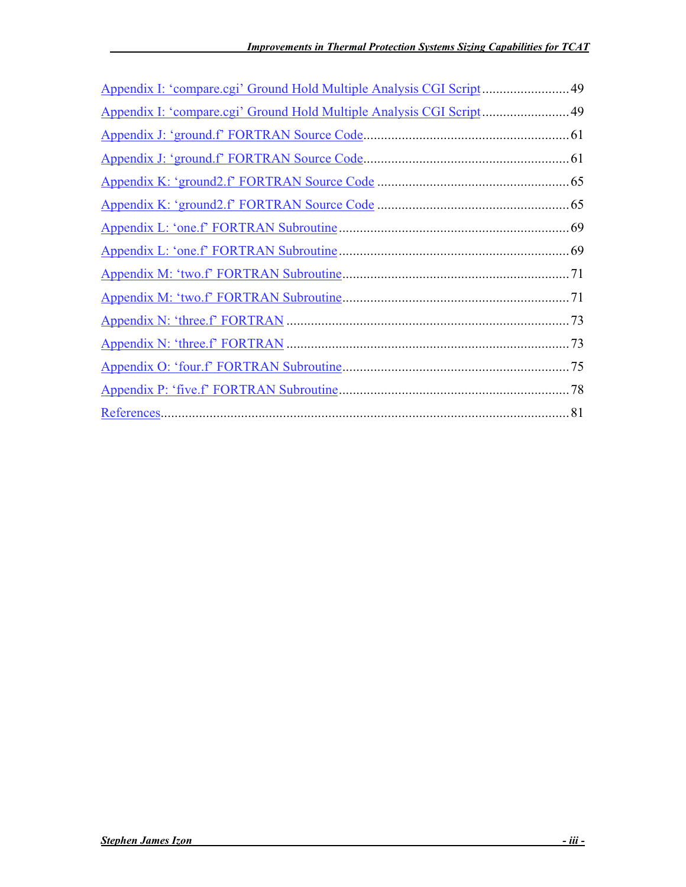Appendix I: 'compare.cgi' Ground Hold Multiple Analysis CGI Script ......................... 49

Appendix I: 'compare.cgi' Ground Hold Multiple Analysis CGI Script ......................... 49

Appendix J: 'ground.f' FORTRAN Source Code ........................................................... 61

Appendix J: 'ground.f' FORTRAN Source Code ........................................................... 61

Appendix K: 'ground2.f' FORTRAN Source Code ....................................................... 65

Appendix K: 'ground2.f' FORTRAN Source Code ....................................................... 65

Appendix L: 'one.f' FORTRAN Subroutine .................................................................. 69

Appendix L: 'one.f' FORTRAN Subroutine .................................................................. 69

Appendix M: 'two.f' FORTRAN Subroutine ................................................................. 71

Appendix M: 'two.f' FORTRAN Subroutine ................................................................. 71

Appendix N: 'three.f' FORTRAN ................................................................................. 73

Appendix N: 'three.f' FORTRAN ................................................................................. 73

Appendix O: 'four.f' FORTRAN Subroutine ................................................................. 75

Appendix P: 'five.f' FORTRAN Subroutine .................................................................. 78

References ..................................................................................................................... 81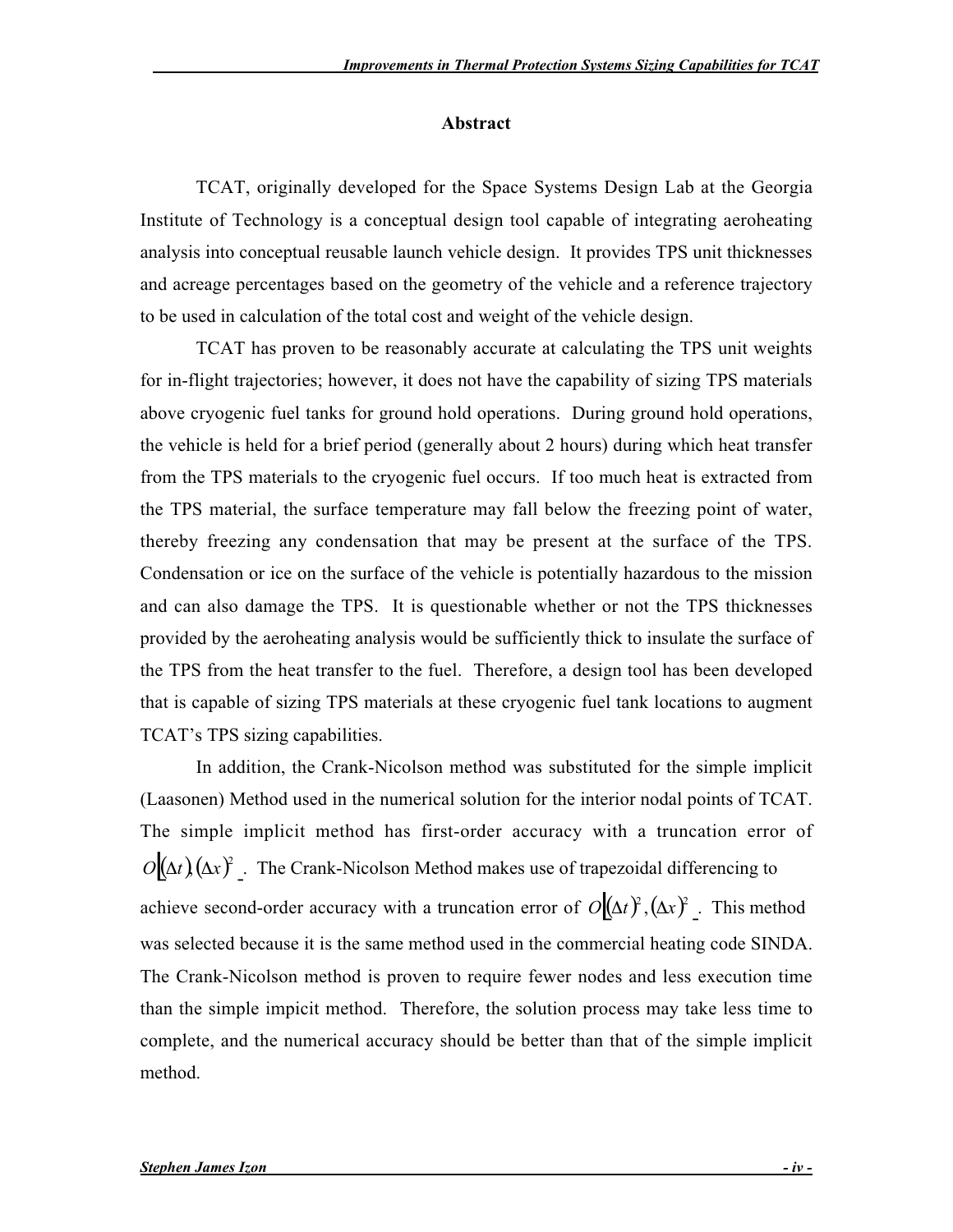## Abstract

TCAT, originally developed for the Space Systems Design Lab at the Georgia Institute of Technology is a conceptual design tool capable of integrating aeroheating analysis into conceptual reusable launch vehicle design. It provides TPS unit thicknesses and acreage percentages based on the geometry of the vehicle and a reference trajectory to be used in calculation of the total cost and weight of the vehicle design.

TCAT has proven to be reasonably accurate at calculating the TPS unit weights for in-flight trajectories; however, it does not have the capability of sizing TPS materials above cryogenic fuel tanks for ground hold operations. During ground hold operations, the vehicle is held for a brief period (generally about 2 hours) during which heat transfer from the TPS materials to the cryogenic fuel occurs. If too much heat is extracted from the TPS material, the surface temperature may fall below the freezing point of water, thereby freezing any condensation that may be present at the surface of the TPS. Condensation or ice on the surface of the vehicle is potentially hazardous to the mission and can also damage the TPS. It is questionable whether or not the TPS thicknesses provided by the aeroheating analysis would be sufficiently thick to insulate the surface of the TPS from the heat transfer to the fuel. Therefore, a design tool has been developed that is capable of sizing TPS materials at these cryogenic fuel tank locations to augment TCAT's TPS sizing capabilities.

In addition, the Crank-Nicolson method was substituted for the simple implicit (Laasonen) Method used in the numerical solution for the interior nodal points of TCAT. The simple implicit method has first-order accuracy with a truncation error of $O\left[(\Delta t),(\Delta x)^2\right]$. The Crank-Nicolson Method makes use of trapezoidal differencing to achieve second-order accuracy with a truncation error of $O\left[(\Delta t)^2,(\Delta x)^2\right]$. This method was selected because it is the same method used in the commercial heating code SINDA. The Crank-Nicolson method is proven to require fewer nodes and less execution time than the simple impicit method. Therefore, the solution process may take less time to complete, and the numerical accuracy should be better than that of the simple implicit method.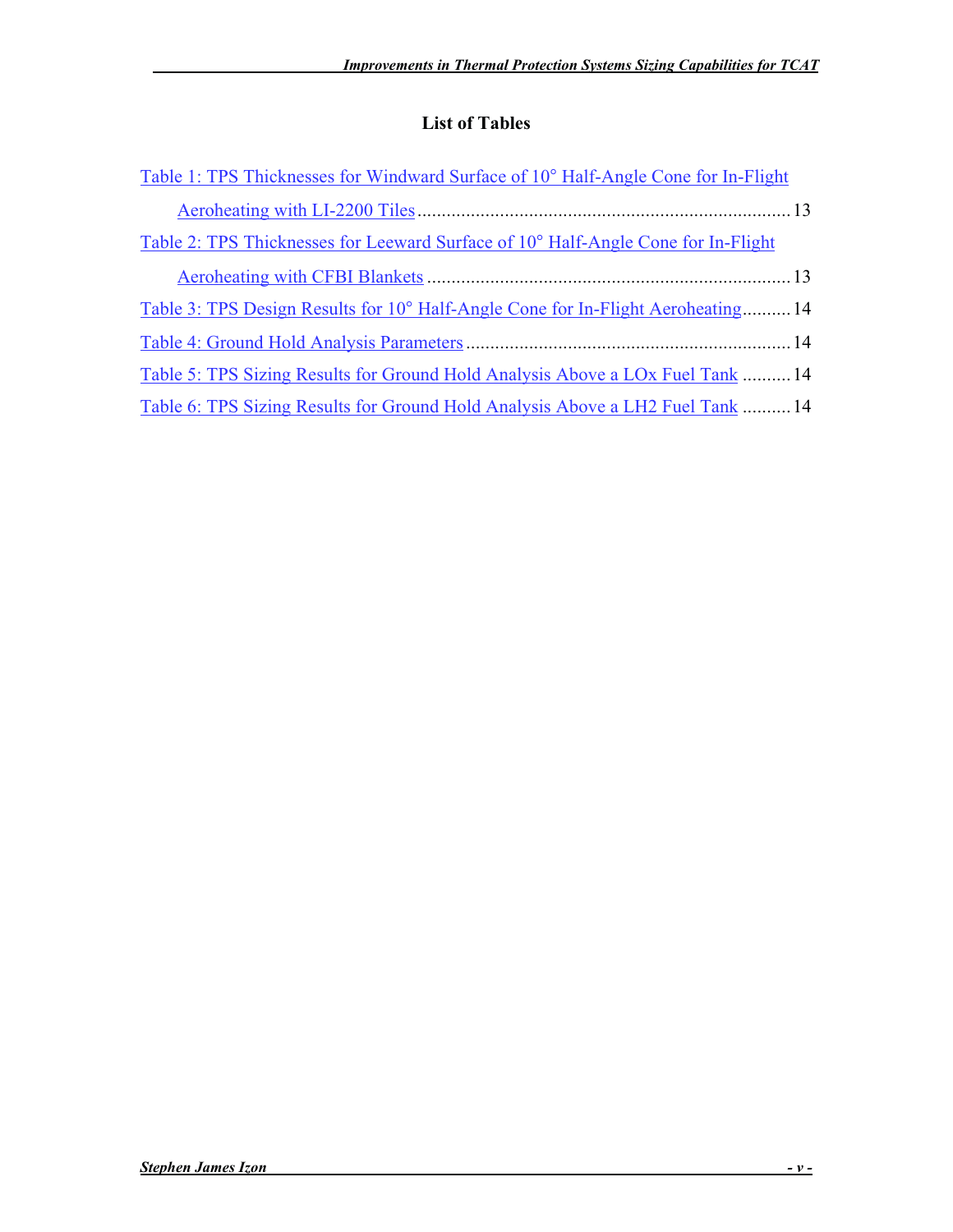# List of Tables

Table 1: TPS Thicknesses for Windward Surface of 10° Half-Angle Cone for In-Flight Aeroheating with LI-2200 Tiles .......... 13

Table 2: TPS Thicknesses for Leeward Surface of 10° Half-Angle Cone for In-Flight Aeroheating with CFBI Blankets .......... 13

Table 3: TPS Design Results for 10° Half-Angle Cone for In-Flight Aeroheating .......... 14

Table 4: Ground Hold Analysis Parameters .......... 14

Table 5: TPS Sizing Results for Ground Hold Analysis Above a LOx Fuel Tank .......... 14

Table 6: TPS Sizing Results for Ground Hold Analysis Above a LH2 Fuel Tank .......... 14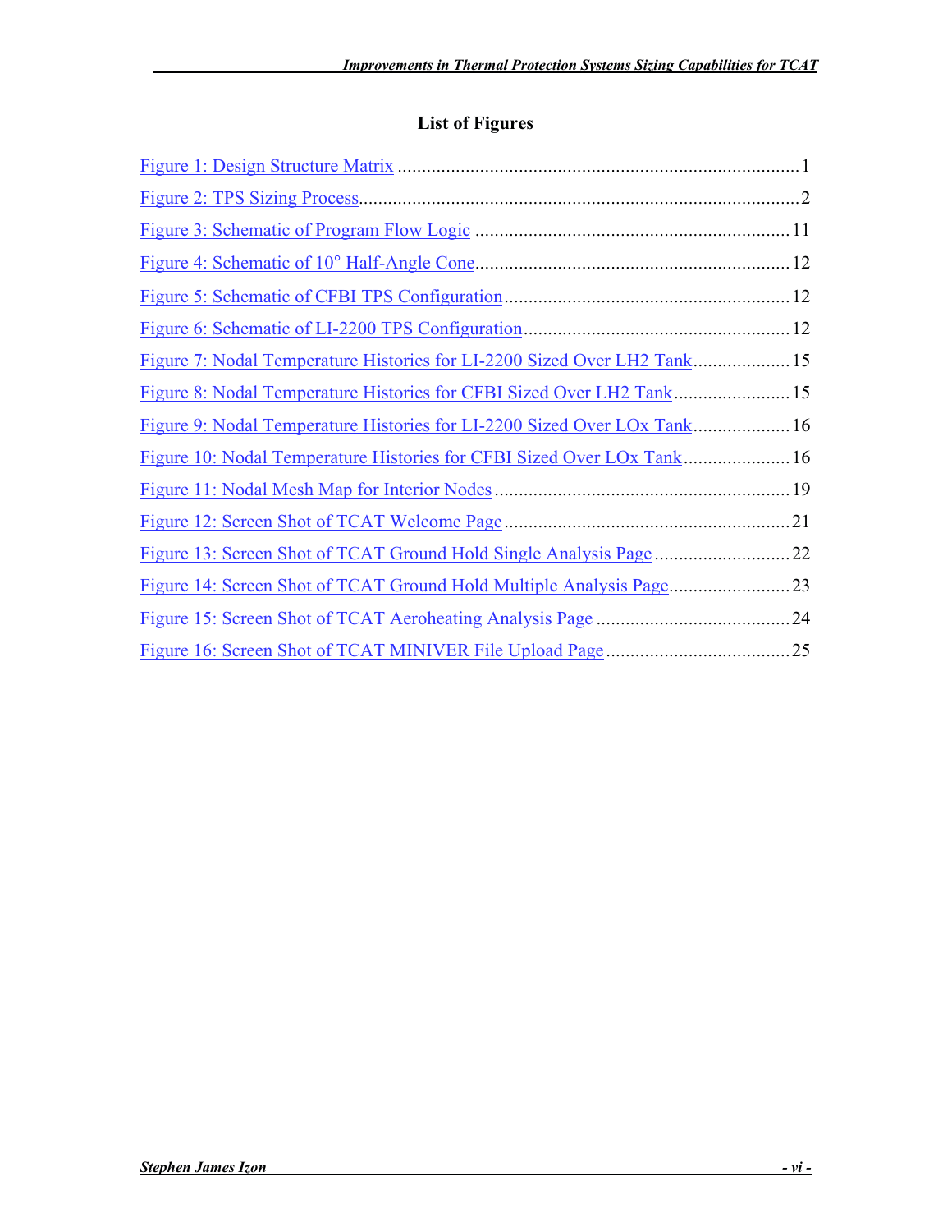## List of Figures

Figure 1: Design Structure Matrix .................................................................................. 1

Figure 2: TPS Sizing Process........................................................................................... 2

Figure 3: Schematic of Program Flow Logic ................................................................ 11

Figure 4: Schematic of 10° Half-Angle Cone................................................................ 12

Figure 5: Schematic of CFBI TPS Configuration.......................................................... 12

Figure 6: Schematic of LI-2200 TPS Configuration...................................................... 12

Figure 7: Nodal Temperature Histories for LI-2200 Sized Over LH2 Tank................... 15

Figure 8: Nodal Temperature Histories for CFBI Sized Over LH2 Tank....................... 15

Figure 9: Nodal Temperature Histories for LI-2200 Sized Over LOx Tank................... 16

Figure 10: Nodal Temperature Histories for CFBI Sized Over LOx Tank..................... 16

Figure 11: Nodal Mesh Map for Interior Nodes ............................................................ 19

Figure 12: Screen Shot of TCAT Welcome Page .......................................................... 21

Figure 13: Screen Shot of TCAT Ground Hold Single Analysis Page ........................... 22

Figure 14: Screen Shot of TCAT Ground Hold Multiple Analysis Page........................ 23

Figure 15: Screen Shot of TCAT Aeroheating Analysis Page ....................................... 24

Figure 16: Screen Shot of TCAT MINIVER File Upload Page ..................................... 25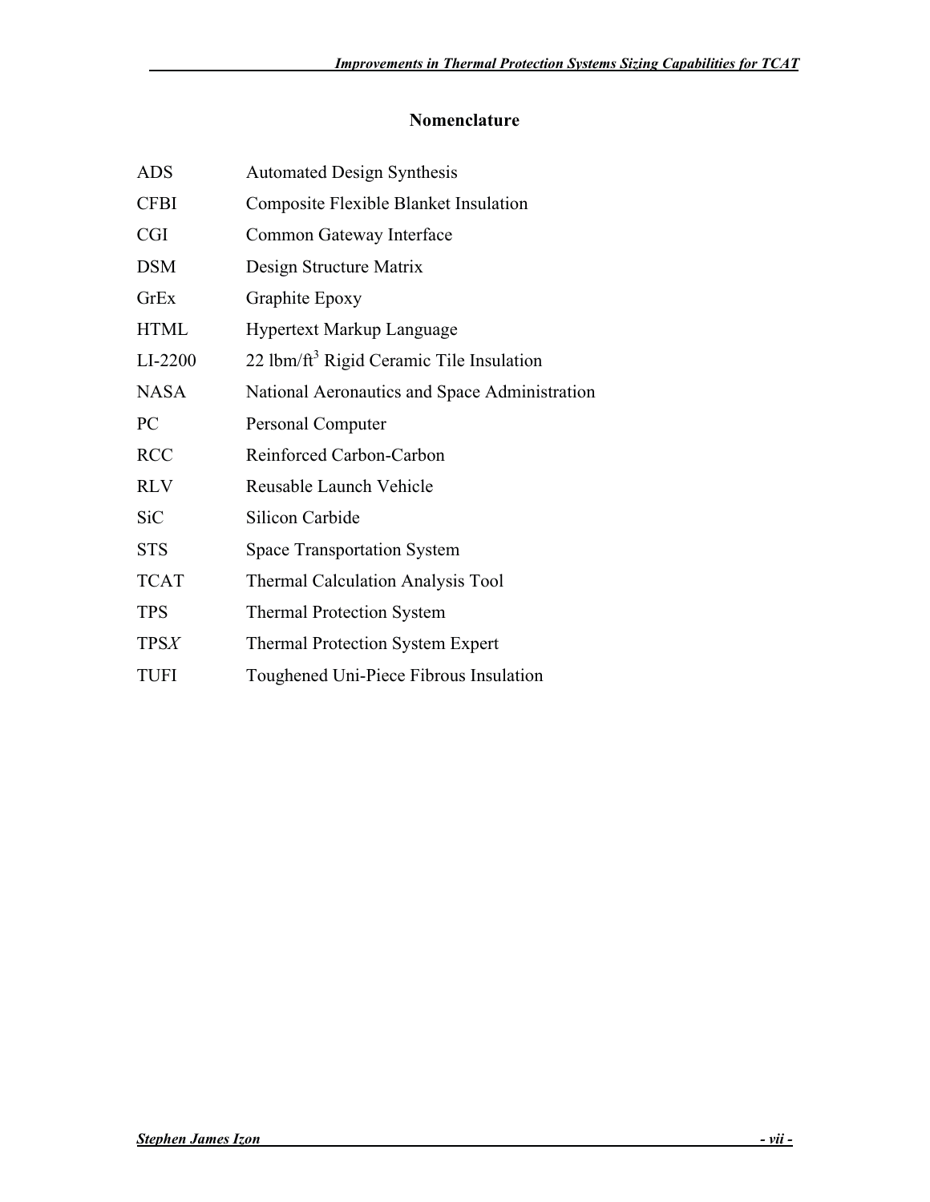# Nomenclature

| | |
|---|---|
| ADS | Automated Design Synthesis |
| CFBI | Composite Flexible Blanket Insulation |
| CGI | Common Gateway Interface |
| DSM | Design Structure Matrix |
| GrEx | Graphite Epoxy |
| HTML | Hypertext Markup Language |
| LI-2200 | 22 lbm/ft$^3$ Rigid Ceramic Tile Insulation |
| NASA | National Aeronautics and Space Administration |
| PC | Personal Computer |
| RCC | Reinforced Carbon-Carbon |
| RLV | Reusable Launch Vehicle |
| SiC | Silicon Carbide |
| STS | Space Transportation System |
| TCAT | Thermal Calculation Analysis Tool |
| TPS | Thermal Protection System |
| TPS*X* | Thermal Protection System Expert |
| TUFI | Toughened Uni-Piece Fibrous Insulation |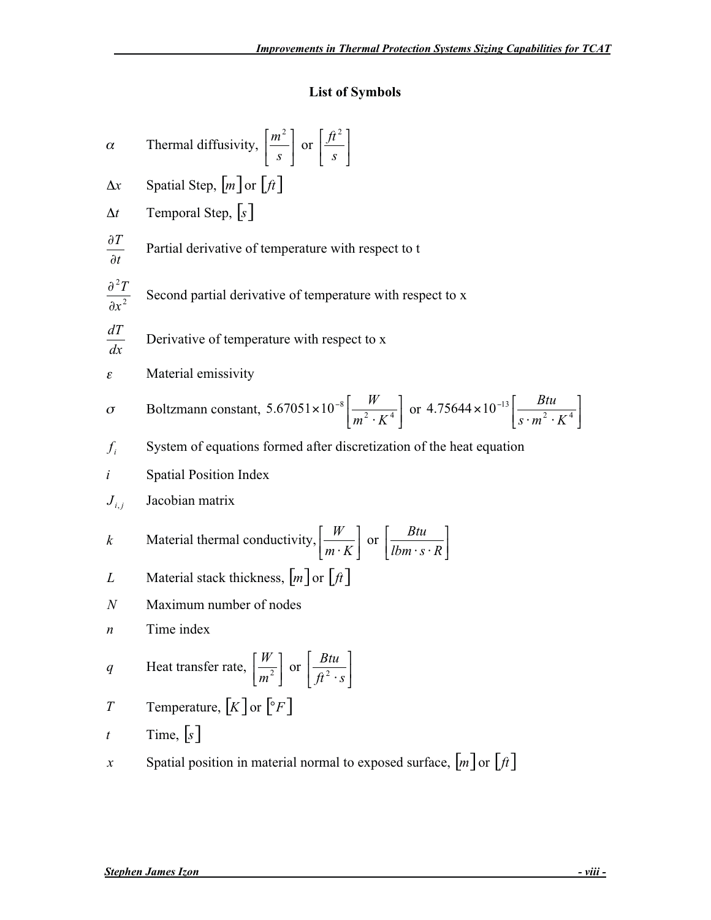## List of Symbols

$\alpha$ Thermal diffusivity, $\left[\frac{m^2}{s}\right]$ or $\left[\frac{ft^2}{s}\right]$

$\Delta x$ Spatial Step, $[m]$ or $[ft]$

$\Delta t$ Temporal Step, $[s]$

$\frac{\partial T}{\partial t}$ Partial derivative of temperature with respect to t

$\frac{\partial^2 T}{\partial x^2}$ Second partial derivative of temperature with respect to x

$\frac{dT}{dx}$ Derivative of temperature with respect to x

$\varepsilon$ Material emissivity

$\sigma$ Boltzmann constant, $5.67051\times10^{-8}\left[\frac{W}{m^2\cdot K^4}\right]$ or $4.75644\times10^{-13}\left[\frac{Btu}{s\cdot m^2\cdot K^4}\right]$

$f_i$ System of equations formed after discretization of the heat equation

$i$ Spatial Position Index

$J_{i,j}$ Jacobian matrix

$k$ Material thermal conductivity, $\left[\frac{W}{m\cdot K}\right]$ or $\left[\frac{Btu}{lbm\cdot s\cdot R}\right]$

$L$ Material stack thickness, $[m]$ or $[ft]$

$N$ Maximum number of nodes

$n$ Time index

$q$ Heat transfer rate, $\left[\frac{W}{m^2}\right]$ or $\left[\frac{Btu}{ft^2\cdot s}\right]$

$T$ Temperature, $[K]$ or $[^\circ F]$

$t$ Time, $[s]$

$x$ Spatial position in material normal to exposed surface, $[m]$ or $[ft]$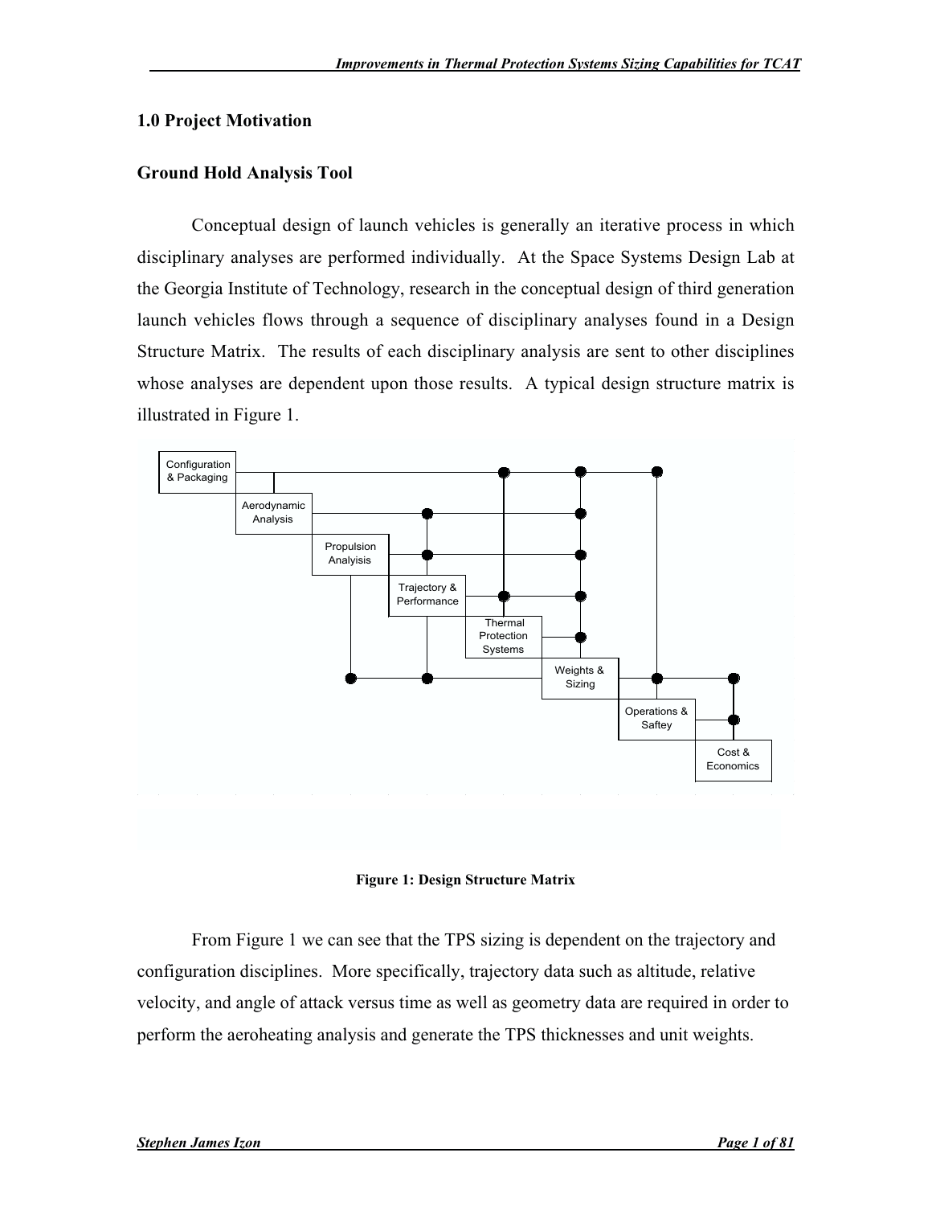## 1.0 Project Motivation

### Ground Hold Analysis Tool

Conceptual design of launch vehicles is generally an iterative process in which disciplinary analyses are performed individually. At the Space Systems Design Lab at the Georgia Institute of Technology, research in the conceptual design of third generation launch vehicles flows through a sequence of disciplinary analyses found in a Design Structure Matrix. The results of each disciplinary analysis are sent to other disciplines whose analyses are dependent upon those results. A typical design structure matrix is illustrated in Figure 1.

Configuration & Packaging

Aerodynamic Analysis

Propulsion Analyisis

Trajectory & Performance

Thermal Protection Systems

Weights & Sizing

Operations & Saftey

Cost & Economics

**Figure 1: Design Structure Matrix**

From Figure 1 we can see that the TPS sizing is dependent on the trajectory and configuration disciplines. More specifically, trajectory data such as altitude, relative velocity, and angle of attack versus time as well as geometry data are required in order to perform the aeroheating analysis and generate the TPS thicknesses and unit weights.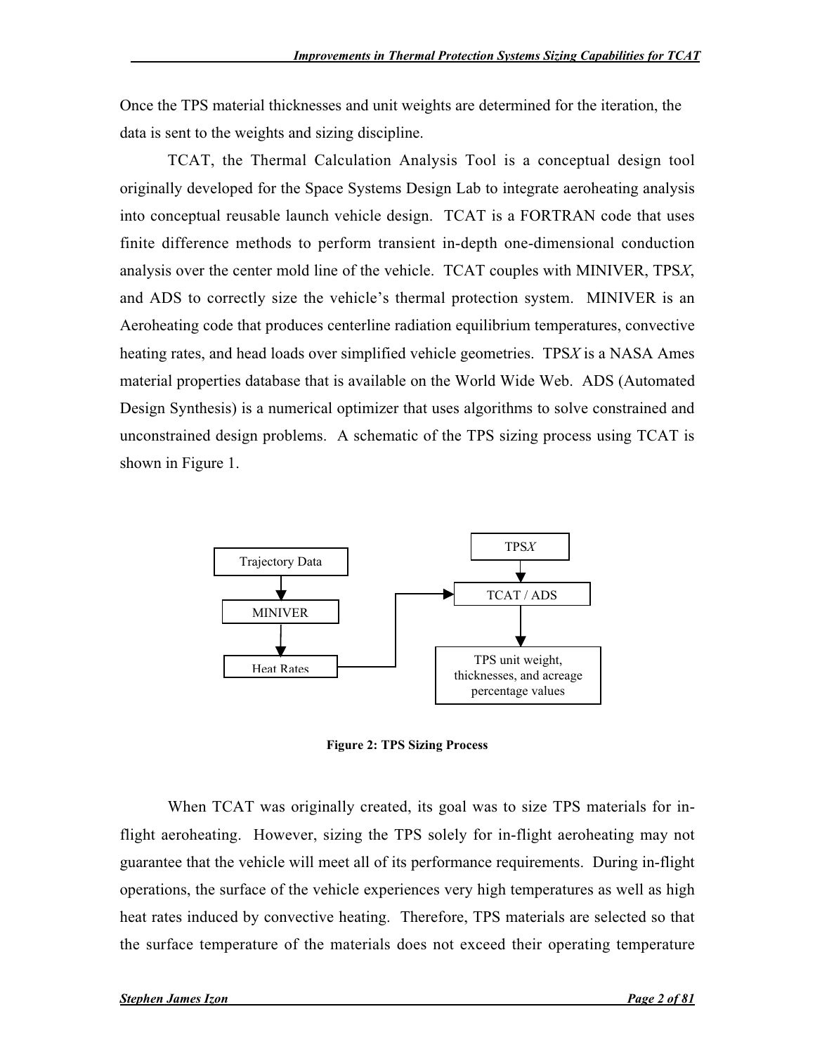Once the TPS material thicknesses and unit weights are determined for the iteration, the data is sent to the weights and sizing discipline.

TCAT, the Thermal Calculation Analysis Tool is a conceptual design tool originally developed for the Space Systems Design Lab to integrate aeroheating analysis into conceptual reusable launch vehicle design. TCAT is a FORTRAN code that uses finite difference methods to perform transient in-depth one-dimensional conduction analysis over the center mold line of the vehicle. TCAT couples with MINIVER, TPS*X*, and ADS to correctly size the vehicle's thermal protection system. MINIVER is an Aeroheating code that produces centerline radiation equilibrium temperatures, convective heating rates, and head loads over simplified vehicle geometries. TPS*X* is a NASA Ames material properties database that is available on the World Wide Web. ADS (Automated Design Synthesis) is a numerical optimizer that uses algorithms to solve constrained and unconstrained design problems. A schematic of the TPS sizing process using TCAT is shown in Figure 1.

Trajectory Data

MINIVER

Heat Rates

TPS*X*

TCAT / ADS

TPS unit weight, thicknesses, and acreage percentage values

**Figure 2: TPS Sizing Process**

When TCAT was originally created, its goal was to size TPS materials for in-flight aeroheating. However, sizing the TPS solely for in-flight aeroheating may not guarantee that the vehicle will meet all of its performance requirements. During in-flight operations, the surface of the vehicle experiences very high temperatures as well as high heat rates induced by convective heating. Therefore, TPS materials are selected so that the surface temperature of the materials does not exceed their operating temperature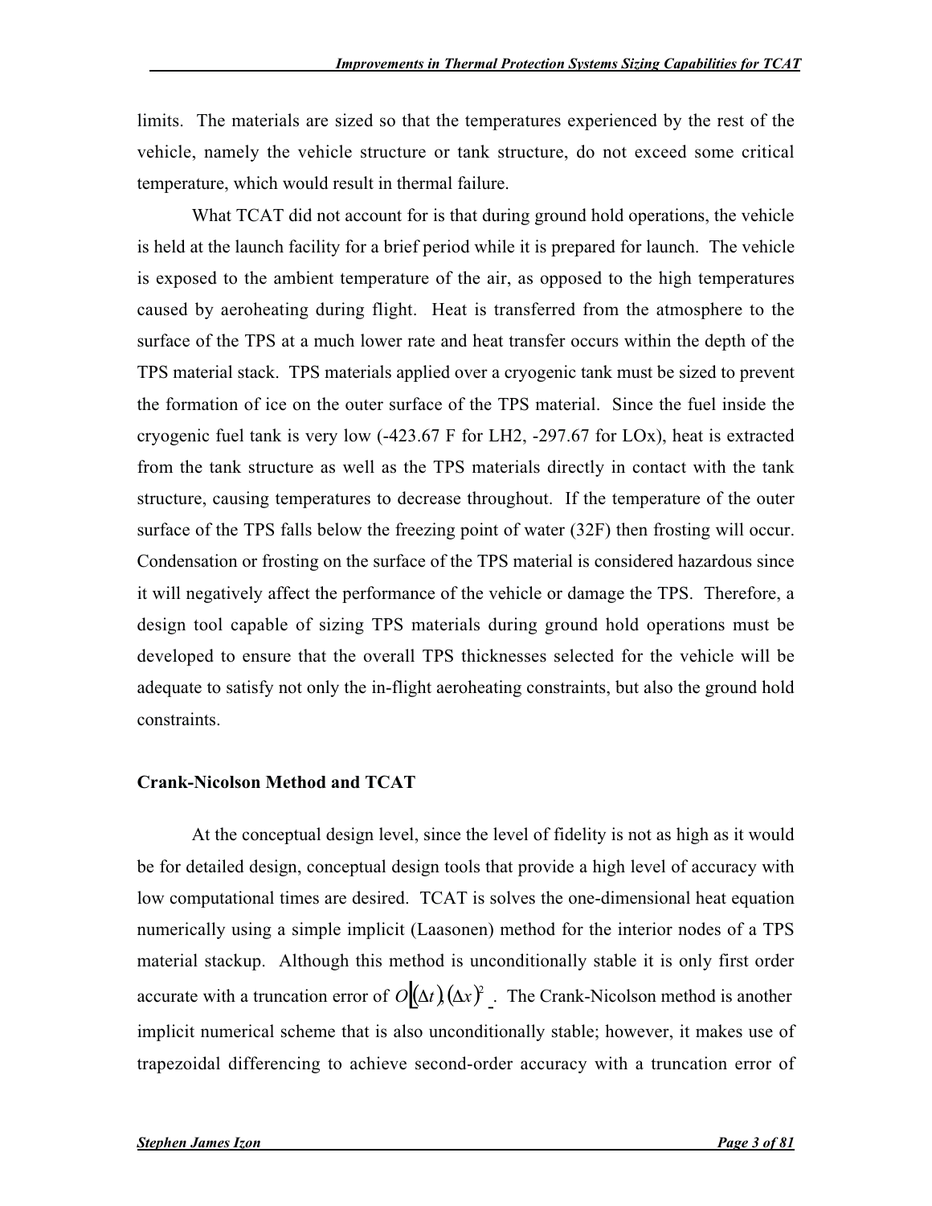limits. The materials are sized so that the temperatures experienced by the rest of the vehicle, namely the vehicle structure or tank structure, do not exceed some critical temperature, which would result in thermal failure.

What TCAT did not account for is that during ground hold operations, the vehicle is held at the launch facility for a brief period while it is prepared for launch. The vehicle is exposed to the ambient temperature of the air, as opposed to the high temperatures caused by aeroheating during flight. Heat is transferred from the atmosphere to the surface of the TPS at a much lower rate and heat transfer occurs within the depth of the TPS material stack. TPS materials applied over a cryogenic tank must be sized to prevent the formation of ice on the outer surface of the TPS material. Since the fuel inside the cryogenic fuel tank is very low (-423.67 F for LH2, -297.67 for LOx), heat is extracted from the tank structure as well as the TPS materials directly in contact with the tank structure, causing temperatures to decrease throughout. If the temperature of the outer surface of the TPS falls below the freezing point of water (32F) then frosting will occur. Condensation or frosting on the surface of the TPS material is considered hazardous since it will negatively affect the performance of the vehicle or damage the TPS. Therefore, a design tool capable of sizing TPS materials during ground hold operations must be developed to ensure that the overall TPS thicknesses selected for the vehicle will be adequate to satisfy not only the in-flight aeroheating constraints, but also the ground hold constraints.

## Crank-Nicolson Method and TCAT

At the conceptual design level, since the level of fidelity is not as high as it would be for detailed design, conceptual design tools that provide a high level of accuracy with low computational times are desired. TCAT is solves the one-dimensional heat equation numerically using a simple implicit (Laasonen) method for the interior nodes of a TPS material stackup. Although this method is unconditionally stable it is only first order accurate with a truncation error of $O\left[(\Delta t),(\Delta x)^2\right]$. The Crank-Nicolson method is another implicit numerical scheme that is also unconditionally stable; however, it makes use of trapezoidal differencing to achieve second-order accuracy with a truncation error of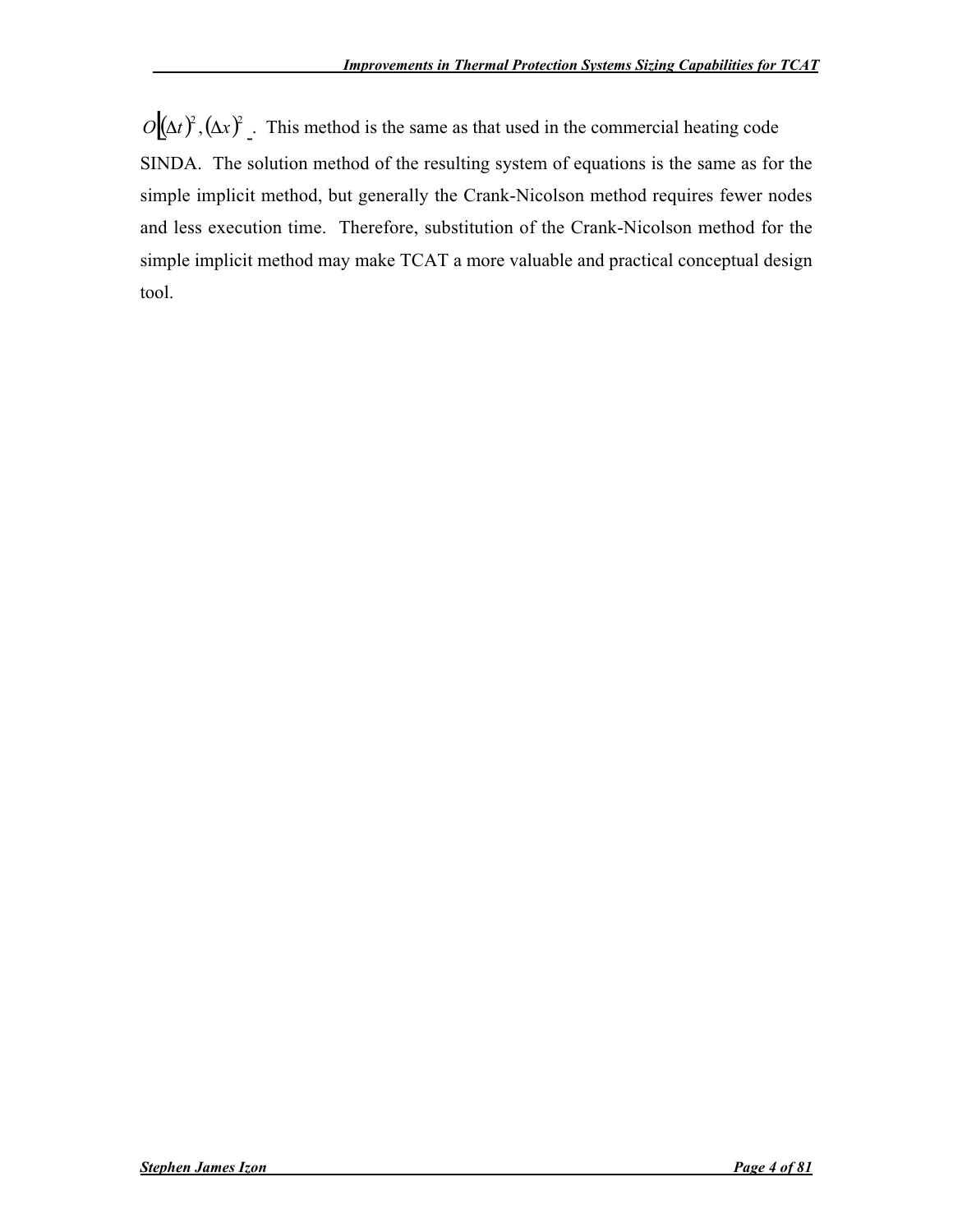$O\left[(\Delta t)^2, (\Delta x)^2\right]$. This method is the same as that used in the commercial heating code SINDA. The solution method of the resulting system of equations is the same as for the simple implicit method, but generally the Crank-Nicolson method requires fewer nodes and less execution time. Therefore, substitution of the Crank-Nicolson method for the simple implicit method may make TCAT a more valuable and practical conceptual design tool.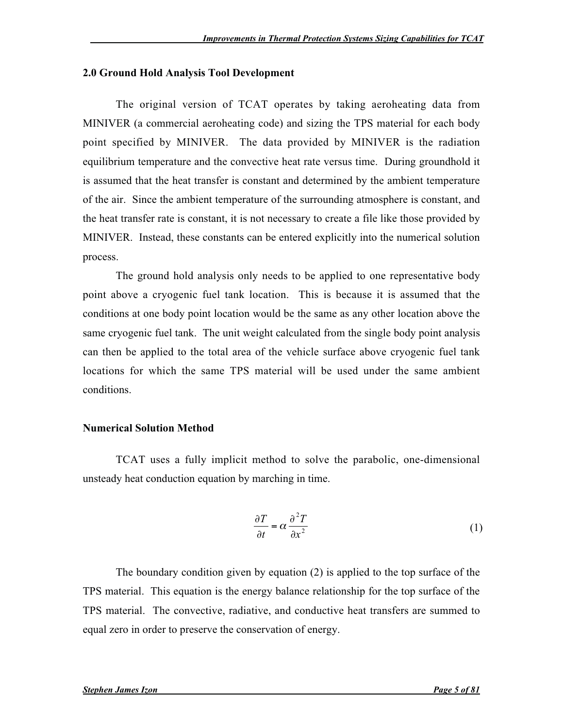## 2.0 Ground Hold Analysis Tool Development

The original version of TCAT operates by taking aeroheating data from MINIVER (a commercial aeroheating code) and sizing the TPS material for each body point specified by MINIVER. The data provided by MINIVER is the radiation equilibrium temperature and the convective heat rate versus time. During groundhold it is assumed that the heat transfer is constant and determined by the ambient temperature of the air. Since the ambient temperature of the surrounding atmosphere is constant, and the heat transfer rate is constant, it is not necessary to create a file like those provided by MINIVER. Instead, these constants can be entered explicitly into the numerical solution process.

The ground hold analysis only needs to be applied to one representative body point above a cryogenic fuel tank location. This is because it is assumed that the conditions at one body point location would be the same as any other location above the same cryogenic fuel tank. The unit weight calculated from the single body point analysis can then be applied to the total area of the vehicle surface above cryogenic fuel tank locations for which the same TPS material will be used under the same ambient conditions.

### Numerical Solution Method

TCAT uses a fully implicit method to solve the parabolic, one-dimensional unsteady heat conduction equation by marching in time.

$$\frac{\partial T}{\partial t} = \alpha \frac{\partial^2 T}{\partial x^2} \tag{1}$$

The boundary condition given by equation (2) is applied to the top surface of the TPS material. This equation is the energy balance relationship for the top surface of the TPS material. The convective, radiative, and conductive heat transfers are summed to equal zero in order to preserve the conservation of energy.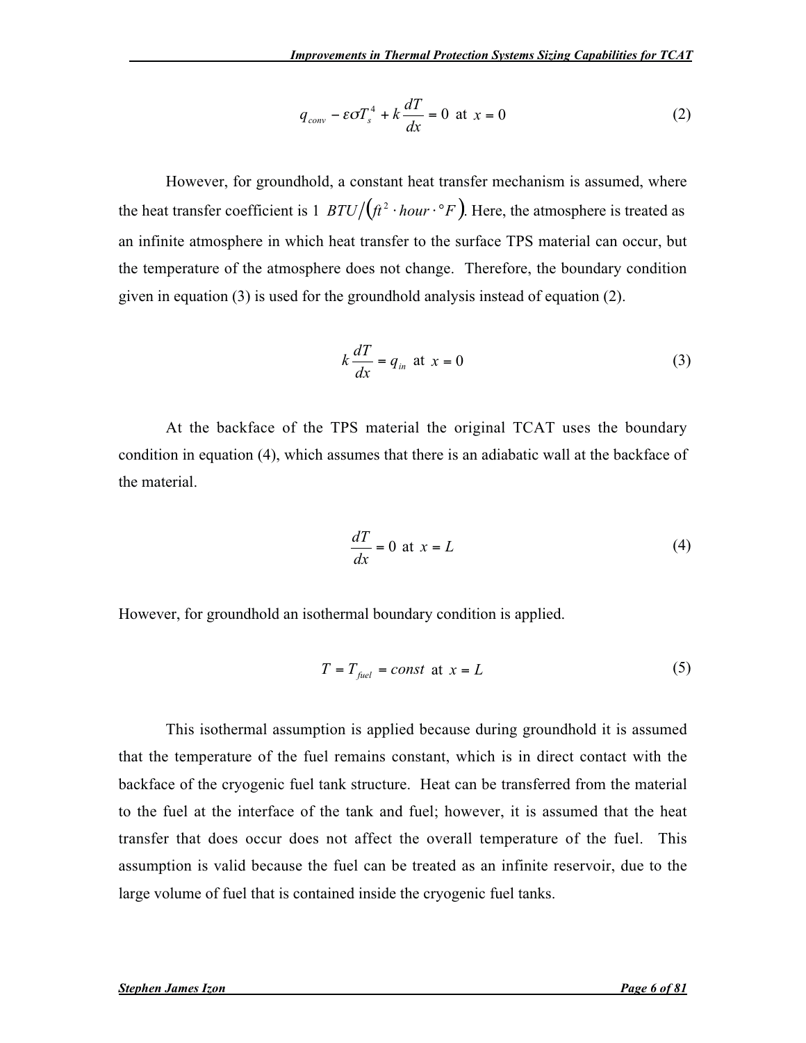$$q_{conv} - \varepsilon \sigma T_s^4 + k \frac{dT}{dx} = 0 \text{ at } x = 0 \tag{2}$$

However, for groundhold, a constant heat transfer mechanism is assumed, where the heat transfer coefficient is 1 $BTU/(ft^2 \cdot hour \cdot °F)$. Here, the atmosphere is treated as an infinite atmosphere in which heat transfer to the surface TPS material can occur, but the temperature of the atmosphere does not change. Therefore, the boundary condition given in equation (3) is used for the groundhold analysis instead of equation (2).

$$k \frac{dT}{dx} = q_{in} \text{ at } x = 0 \tag{3}$$

At the backface of the TPS material the original TCAT uses the boundary condition in equation (4), which assumes that there is an adiabatic wall at the backface of the material.

$$\frac{dT}{dx} = 0 \text{ at } x = L \tag{4}$$

However, for groundhold an isothermal boundary condition is applied.

$$T = T_{fuel} = const \text{ at } x = L \tag{5}$$

This isothermal assumption is applied because during groundhold it is assumed that the temperature of the fuel remains constant, which is in direct contact with the backface of the cryogenic fuel tank structure. Heat can be transferred from the material to the fuel at the interface of the tank and fuel; however, it is assumed that the heat transfer that does occur does not affect the overall temperature of the fuel. This assumption is valid because the fuel can be treated as an infinite reservoir, due to the large volume of fuel that is contained inside the cryogenic fuel tanks.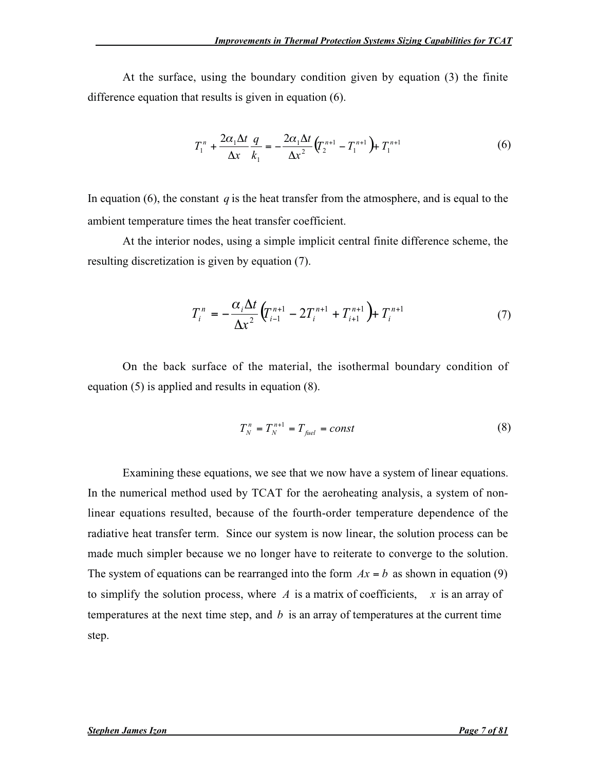At the surface, using the boundary condition given by equation (3) the finite difference equation that results is given in equation (6).

$$T_1^n + \frac{2\alpha_1 \Delta t}{\Delta x}\frac{q}{k_1} = -\frac{2\alpha_1 \Delta t}{\Delta x^2}\left(T_2^{n+1} - T_1^{n+1}\right) + T_1^{n+1} \tag{6}$$

In equation (6), the constant $q$ is the heat transfer from the atmosphere, and is equal to the ambient temperature times the heat transfer coefficient.

At the interior nodes, using a simple implicit central finite difference scheme, the resulting discretization is given by equation (7).

$$T_i^n = -\frac{\alpha_i \Delta t}{\Delta x^2}\left(T_{i-1}^{n+1} - 2T_i^{n+1} + T_{i+1}^{n+1}\right) + T_i^{n+1} \tag{7}$$

On the back surface of the material, the isothermal boundary condition of equation (5) is applied and results in equation (8).

$$T_N^n = T_N^{n+1} = T_{fuel} = const \tag{8}$$

Examining these equations, we see that we now have a system of linear equations. In the numerical method used by TCAT for the aeroheating analysis, a system of non-linear equations resulted, because of the fourth-order temperature dependence of the radiative heat transfer term. Since our system is now linear, the solution process can be made much simpler because we no longer have to reiterate to converge to the solution. The system of equations can be rearranged into the form $Ax = b$ as shown in equation (9) to simplify the solution process, where $A$ is a matrix of coefficients, $x$ is an array of temperatures at the next time step, and $b$ is an array of temperatures at the current time step.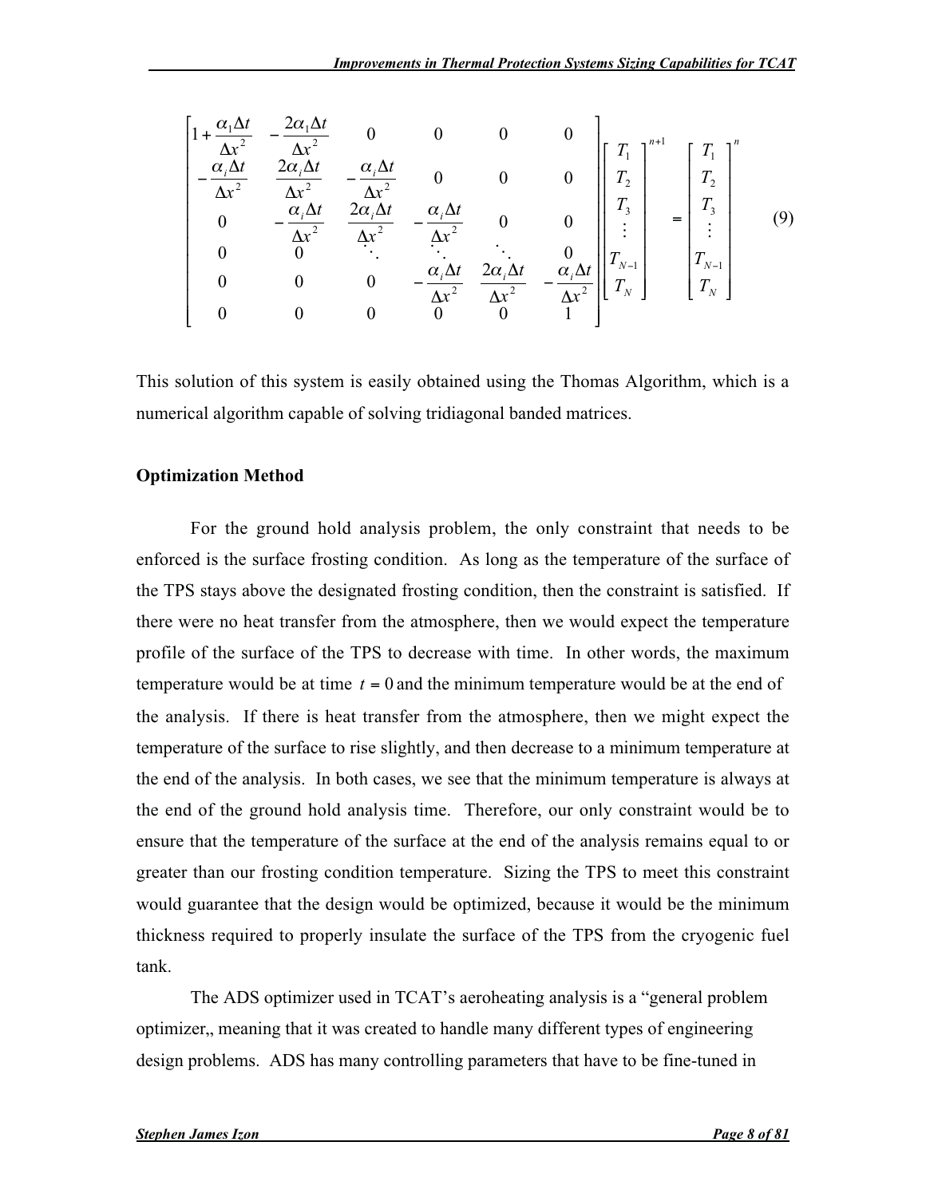$$
\begin{bmatrix}
1+\frac{\alpha_1 \Delta t}{\Delta x^2} & -\frac{2\alpha_1 \Delta t}{\Delta x^2} & 0 & 0 & 0 & 0 \\
-\frac{\alpha_i \Delta t}{\Delta x^2} & \frac{2\alpha_i \Delta t}{\Delta x^2} & -\frac{\alpha_i \Delta t}{\Delta x^2} & 0 & 0 & 0 \\
0 & -\frac{\alpha_i \Delta t}{\Delta x^2} & \frac{2\alpha_i \Delta t}{\Delta x^2} & -\frac{\alpha_i \Delta t}{\Delta x^2} & 0 & 0 \\
0 & 0 & \ddots & \ddots & \ddots & 0 \\
0 & 0 & 0 & -\frac{\alpha_i \Delta t}{\Delta x^2} & \frac{2\alpha_i \Delta t}{\Delta x^2} & -\frac{\alpha_i \Delta t}{\Delta x^2} \\
0 & 0 & 0 & 0 & 0 & 1
\end{bmatrix}
\begin{bmatrix} T_1 \\ T_2 \\ T_3 \\ \vdots \\ T_{N-1} \\ T_N \end{bmatrix}^{n+1}
=
\begin{bmatrix} T_1 \\ T_2 \\ T_3 \\ \vdots \\ T_{N-1} \\ T_N \end{bmatrix}^{n}
\tag{9}
$$

This solution of this system is easily obtained using the Thomas Algorithm, which is a numerical algorithm capable of solving tridiagonal banded matrices.

**Optimization Method**

For the ground hold analysis problem, the only constraint that needs to be enforced is the surface frosting condition. As long as the temperature of the surface of the TPS stays above the designated frosting condition, then the constraint is satisfied. If there were no heat transfer from the atmosphere, then we would expect the temperature profile of the surface of the TPS to decrease with time. In other words, the maximum temperature would be at time $t = 0$ and the minimum temperature would be at the end of the analysis. If there is heat transfer from the atmosphere, then we might expect the temperature of the surface to rise slightly, and then decrease to a minimum temperature at the end of the analysis. In both cases, we see that the minimum temperature is always at the end of the ground hold analysis time. Therefore, our only constraint would be to ensure that the temperature of the surface at the end of the analysis remains equal to or greater than our frosting condition temperature. Sizing the TPS to meet this constraint would guarantee that the design would be optimized, because it would be the minimum thickness required to properly insulate the surface of the TPS from the cryogenic fuel tank.

The ADS optimizer used in TCAT's aeroheating analysis is a "general problem optimizer,, meaning that it was created to handle many different types of engineering design problems. ADS has many controlling parameters that have to be fine-tuned in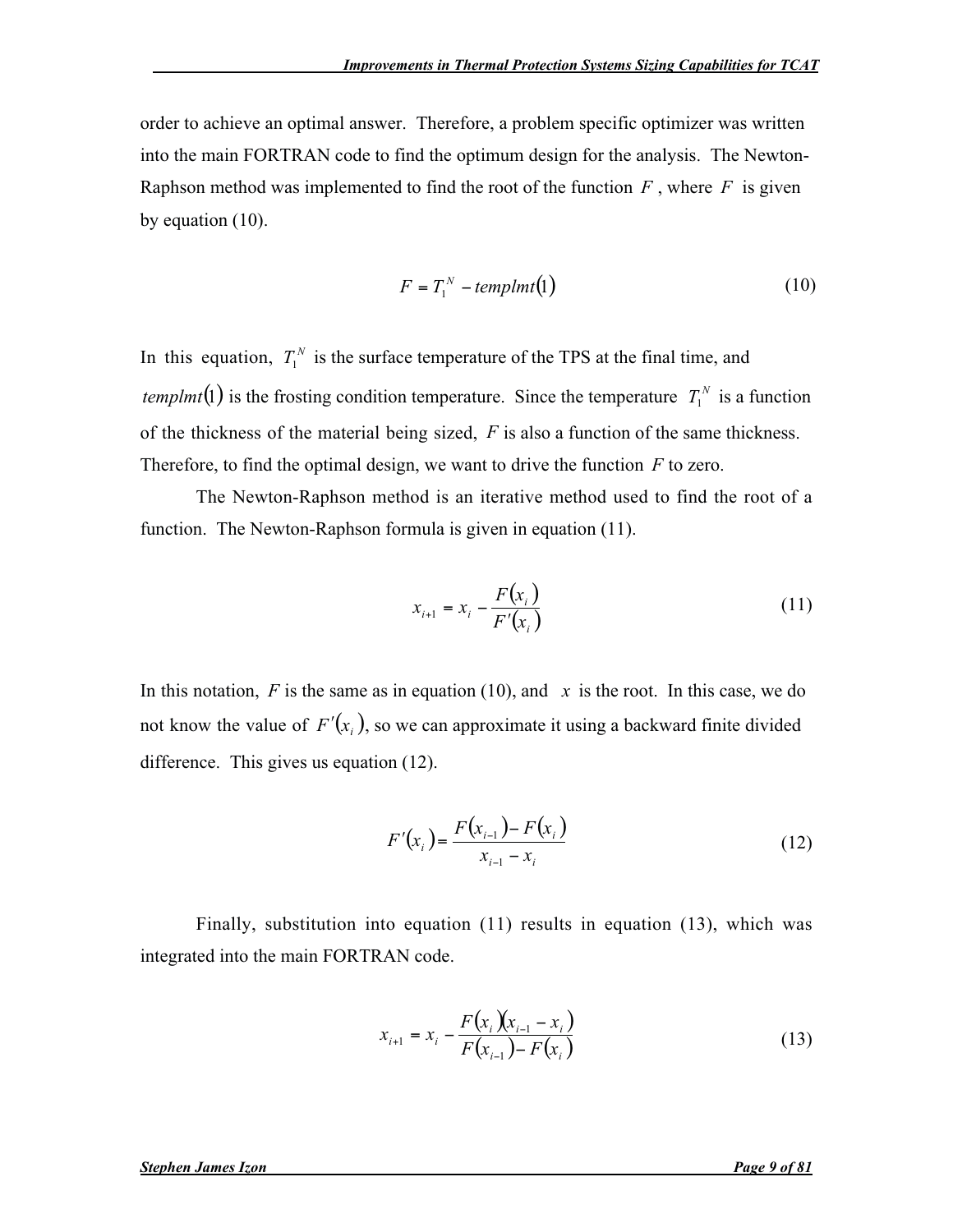order to achieve an optimal answer. Therefore, a problem specific optimizer was written into the main FORTRAN code to find the optimum design for the analysis. The Newton-Raphson method was implemented to find the root of the function $F$, where $F$ is given by equation (10).

$$F = T_1^N - templmt(1) \tag{10}$$

In this equation, $T_1^N$ is the surface temperature of the TPS at the final time, and $templmt(1)$ is the frosting condition temperature. Since the temperature $T_1^N$ is a function of the thickness of the material being sized, $F$ is also a function of the same thickness. Therefore, to find the optimal design, we want to drive the function $F$ to zero.

The Newton-Raphson method is an iterative method used to find the root of a function. The Newton-Raphson formula is given in equation (11).

$$x_{i+1} = x_i - \frac{F(x_i)}{F'(x_i)} \tag{11}$$

In this notation, $F$ is the same as in equation (10), and $x$ is the root. In this case, we do not know the value of $F'(x_i)$, so we can approximate it using a backward finite divided difference. This gives us equation (12).

$$F'(x_i) = \frac{F(x_{i-1}) - F(x_i)}{x_{i-1} - x_i} \tag{12}$$

Finally, substitution into equation (11) results in equation (13), which was integrated into the main FORTRAN code.

$$x_{i+1} = x_i - \frac{F(x_i)(x_{i-1} - x_i)}{F(x_{i-1}) - F(x_i)} \tag{13}$$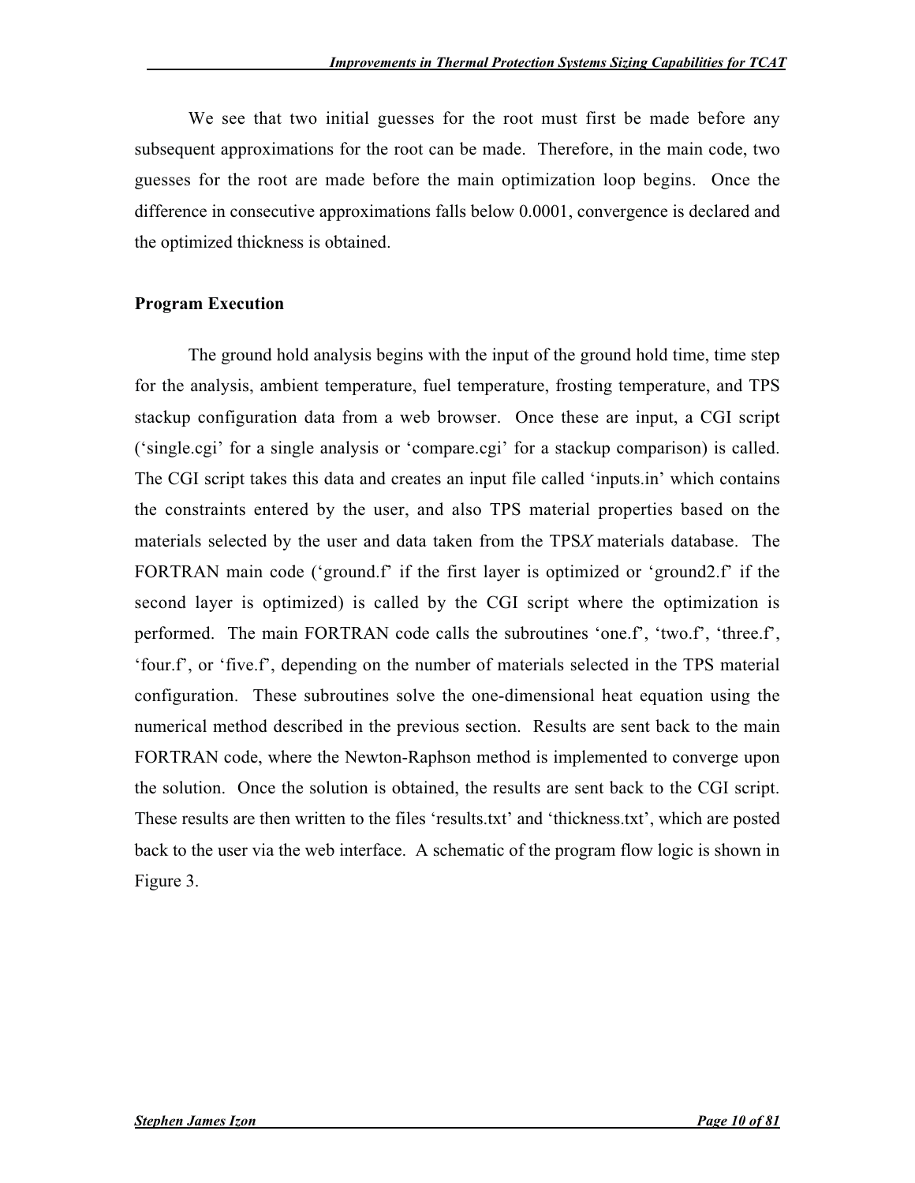We see that two initial guesses for the root must first be made before any subsequent approximations for the root can be made. Therefore, in the main code, two guesses for the root are made before the main optimization loop begins. Once the difference in consecutive approximations falls below 0.0001, convergence is declared and the optimized thickness is obtained.

**Program Execution**

The ground hold analysis begins with the input of the ground hold time, time step for the analysis, ambient temperature, fuel temperature, frosting temperature, and TPS stackup configuration data from a web browser. Once these are input, a CGI script ('single.cgi' for a single analysis or 'compare.cgi' for a stackup comparison) is called. The CGI script takes this data and creates an input file called 'inputs.in' which contains the constraints entered by the user, and also TPS material properties based on the materials selected by the user and data taken from the TPS*X* materials database. The FORTRAN main code ('ground.f' if the first layer is optimized or 'ground2.f' if the second layer is optimized) is called by the CGI script where the optimization is performed. The main FORTRAN code calls the subroutines 'one.f', 'two.f', 'three.f', 'four.f', or 'five.f', depending on the number of materials selected in the TPS material configuration. These subroutines solve the one-dimensional heat equation using the numerical method described in the previous section. Results are sent back to the main FORTRAN code, where the Newton-Raphson method is implemented to converge upon the solution. Once the solution is obtained, the results are sent back to the CGI script. These results are then written to the files 'results.txt' and 'thickness.txt', which are posted back to the user via the web interface. A schematic of the program flow logic is shown in Figure 3.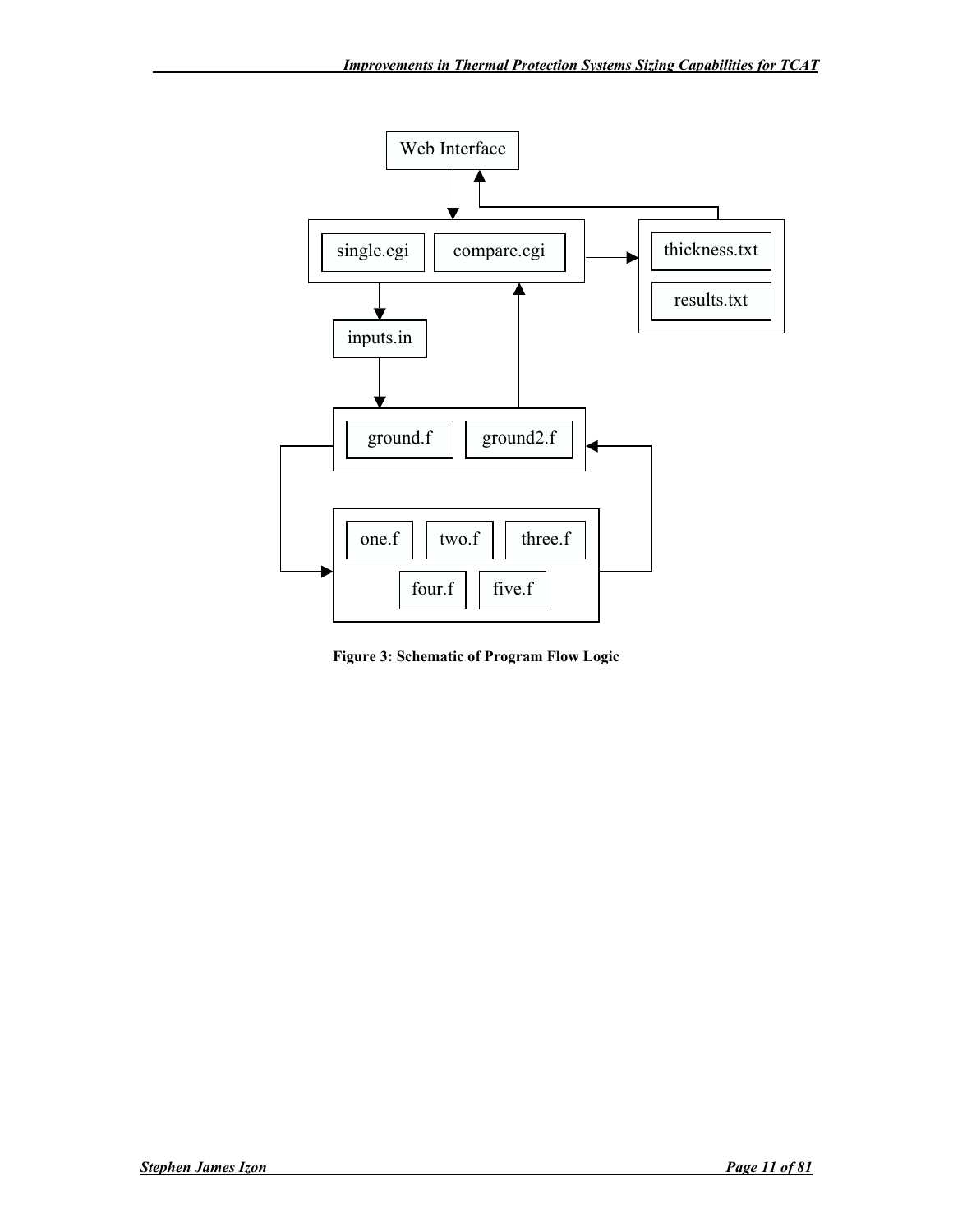Web Interface

single.cgi

compare.cgi

thickness.txt

results.txt

inputs.in

ground.f

ground2.f

one.f

two.f

three.f

four.f

five.f

**Figure 3: Schematic of Program Flow Logic**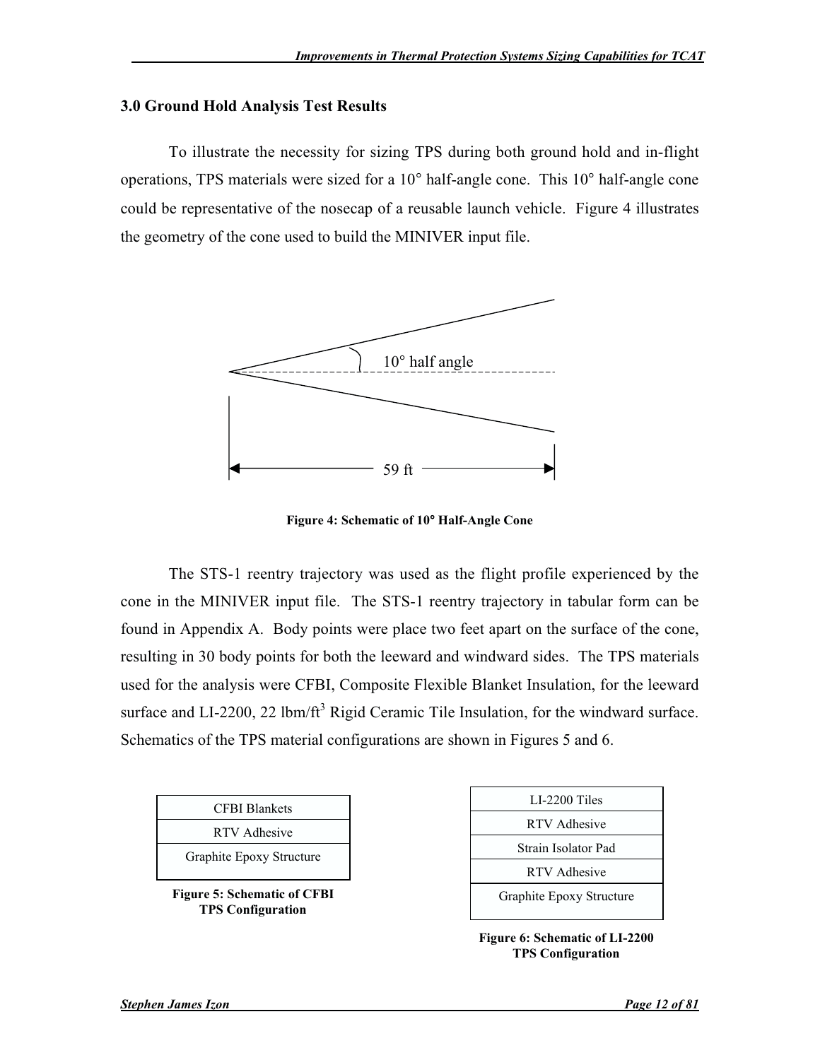## 3.0 Ground Hold Analysis Test Results

To illustrate the necessity for sizing TPS during both ground hold and in-flight operations, TPS materials were sized for a 10° half-angle cone. This 10° half-angle cone could be representative of the nosecap of a reusable launch vehicle. Figure 4 illustrates the geometry of the cone used to build the MINIVER input file.

10° half angle

59 ft

**Figure 4: Schematic of 10° Half-Angle Cone**

The STS-1 reentry trajectory was used as the flight profile experienced by the cone in the MINIVER input file. The STS-1 reentry trajectory in tabular form can be found in Appendix A. Body points were place two feet apart on the surface of the cone, resulting in 30 body points for both the leeward and windward sides. The TPS materials used for the analysis were CFBI, Composite Flexible Blanket Insulation, for the leeward surface and LI-2200, 22 lbm/ft$^3$ Rigid Ceramic Tile Insulation, for the windward surface. Schematics of the TPS material configurations are shown in Figures 5 and 6.

CFBI Blankets

RTV Adhesive

Graphite Epoxy Structure

**Figure 5: Schematic of CFBI TPS Configuration**

LI-2200 Tiles

RTV Adhesive

Strain Isolator Pad

RTV Adhesive

Graphite Epoxy Structure

**Figure 6: Schematic of LI-2200 TPS Configuration**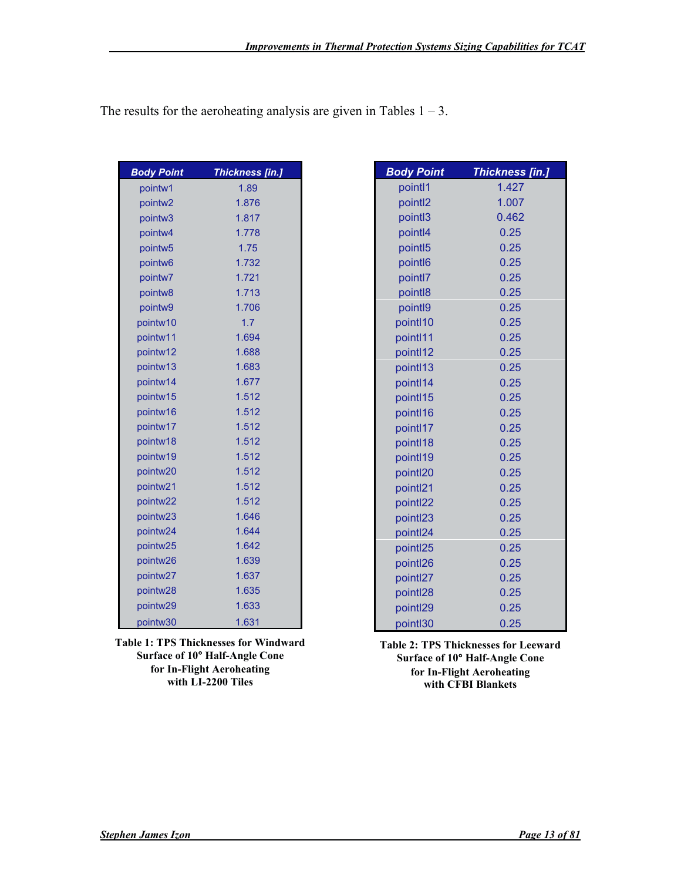The results for the aeroheating analysis are given in Tables 1 – 3.

| Body Point | Thickness [in.] |
|---|---|
| pointw1 | 1.89 |
| pointw2 | 1.876 |
| pointw3 | 1.817 |
| pointw4 | 1.778 |
| pointw5 | 1.75 |
| pointw6 | 1.732 |
| pointw7 | 1.721 |
| pointw8 | 1.713 |
| pointw9 | 1.706 |
| pointw10 | 1.7 |
| pointw11 | 1.694 |
| pointw12 | 1.688 |
| pointw13 | 1.683 |
| pointw14 | 1.677 |
| pointw15 | 1.512 |
| pointw16 | 1.512 |
| pointw17 | 1.512 |
| pointw18 | 1.512 |
| pointw19 | 1.512 |
| pointw20 | 1.512 |
| pointw21 | 1.512 |
| pointw22 | 1.512 |
| pointw23 | 1.646 |
| pointw24 | 1.644 |
| pointw25 | 1.642 |
| pointw26 | 1.639 |
| pointw27 | 1.637 |
| pointw28 | 1.635 |
| pointw29 | 1.633 |
| pointw30 | 1.631 |

**Table 1: TPS Thicknesses for Windward Surface of 10° Half-Angle Cone for In-Flight Aeroheating with LI-2200 Tiles**

| Body Point | Thickness [in.] |
|---|---|
| pointl1 | 1.427 |
| pointl2 | 1.007 |
| pointl3 | 0.462 |
| pointl4 | 0.25 |
| pointl5 | 0.25 |
| pointl6 | 0.25 |
| pointl7 | 0.25 |
| pointl8 | 0.25 |
| pointl9 | 0.25 |
| pointl10 | 0.25 |
| pointl11 | 0.25 |
| pointl12 | 0.25 |
| pointl13 | 0.25 |
| pointl14 | 0.25 |
| pointl15 | 0.25 |
| pointl16 | 0.25 |
| pointl17 | 0.25 |
| pointl18 | 0.25 |
| pointl19 | 0.25 |
| pointl20 | 0.25 |
| pointl21 | 0.25 |
| pointl22 | 0.25 |
| pointl23 | 0.25 |
| pointl24 | 0.25 |
| pointl25 | 0.25 |
| pointl26 | 0.25 |
| pointl27 | 0.25 |
| pointl28 | 0.25 |
| pointl29 | 0.25 |
| pointl30 | 0.25 |

**Table 2: TPS Thicknesses for Leeward Surface of 10° Half-Angle Cone for In-Flight Aeroheating with CFBI Blankets**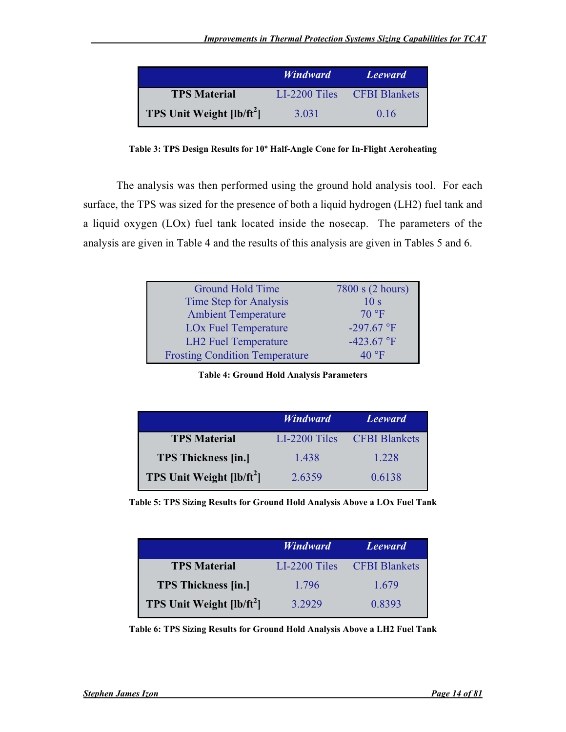| | *Windward* | *Leeward* |
|---|---|---|
| **TPS Material** | LI-2200 Tiles | CFBI Blankets |
| **TPS Unit Weight [lb/ft$^2$]** | 3.031 | 0.16 |

**Table 3: TPS Design Results for 10° Half-Angle Cone for In-Flight Aeroheating**

The analysis was then performed using the ground hold analysis tool. For each surface, the TPS was sized for the presence of both a liquid hydrogen (LH2) fuel tank and a liquid oxygen (LOx) fuel tank located inside the nosecap. The parameters of the analysis are given in Table 4 and the results of this analysis are given in Tables 5 and 6.

| | |
|---|---|
| Ground Hold Time | 7800 s (2 hours) |
| Time Step for Analysis | 10 s |
| Ambient Temperature | 70 °F |
| LOx Fuel Temperature | -297.67 °F |
| LH2 Fuel Temperature | -423.67 °F |
| Frosting Condition Temperature | 40 °F |

**Table 4: Ground Hold Analysis Parameters**

| | *Windward* | *Leeward* |
|---|---|---|
| **TPS Material** | LI-2200 Tiles | CFBI Blankets |
| **TPS Thickness [in.]** | 1.438 | 1.228 |
| **TPS Unit Weight [lb/ft$^2$]** | 2.6359 | 0.6138 |

**Table 5: TPS Sizing Results for Ground Hold Analysis Above a LOx Fuel Tank**

| | *Windward* | *Leeward* |
|---|---|---|
| **TPS Material** | LI-2200 Tiles | CFBI Blankets |
| **TPS Thickness [in.]** | 1.796 | 1.679 |
| **TPS Unit Weight [lb/ft$^2$]** | 3.2929 | 0.8393 |

**Table 6: TPS Sizing Results for Ground Hold Analysis Above a LH2 Fuel Tank**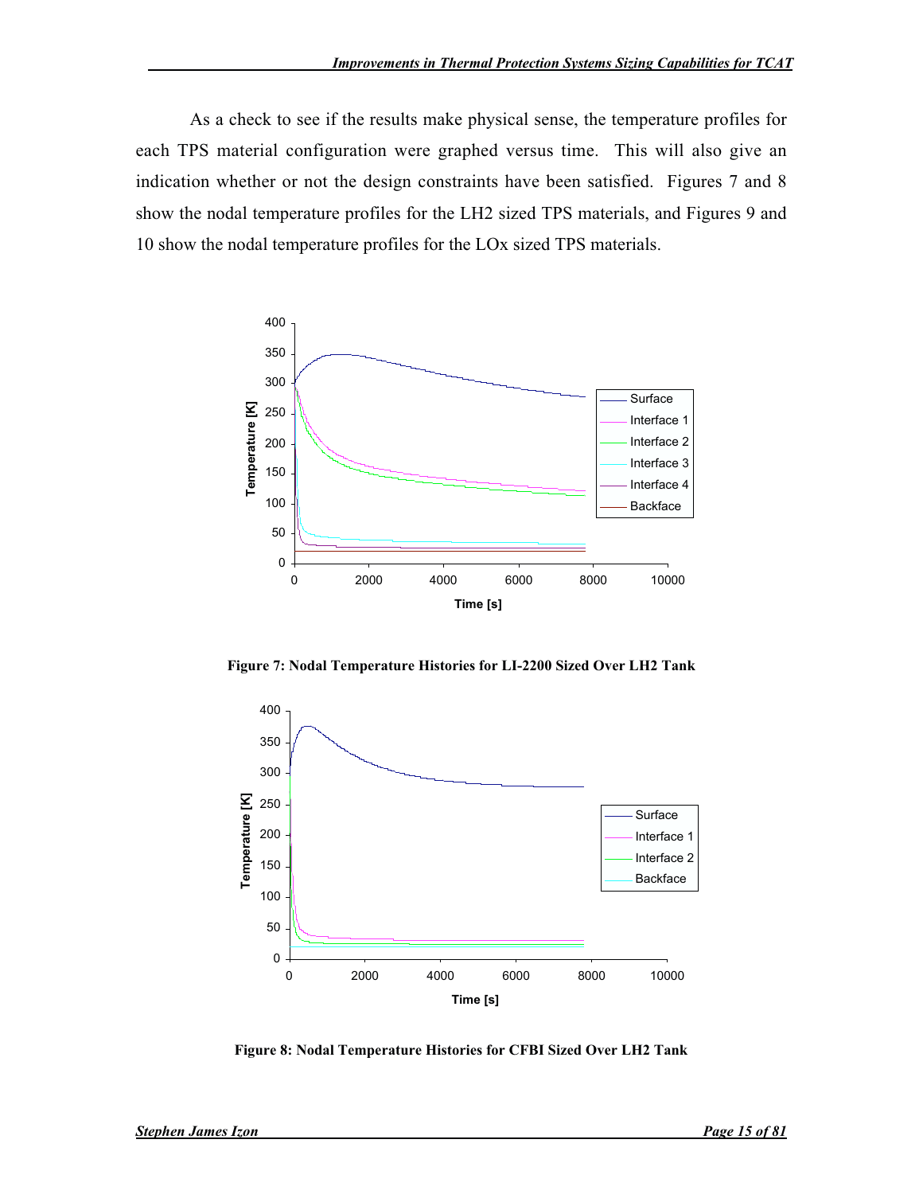As a check to see if the results make physical sense, the temperature profiles for each TPS material configuration were graphed versus time. This will also give an indication whether or not the design constraints have been satisfied. Figures 7 and 8 show the nodal temperature profiles for the LH2 sized TPS materials, and Figures 9 and 10 show the nodal temperature profiles for the LOx sized TPS materials.

Temperature [K]
400
350
300
250
200
150
100
50
0
0 2000 4000 6000 8000 10000
Time [s]
Surface
Interface 1
Interface 2
Interface 3
Interface 4
Backface

**Figure 7: Nodal Temperature Histories for LI-2200 Sized Over LH2 Tank**

Temperature [K]
400
350
300
250
200
150
100
50
0
0 2000 4000 6000 8000 10000
Time [s]
Surface
Interface 1
Interface 2
Backface

**Figure 8: Nodal Temperature Histories for CFBI Sized Over LH2 Tank**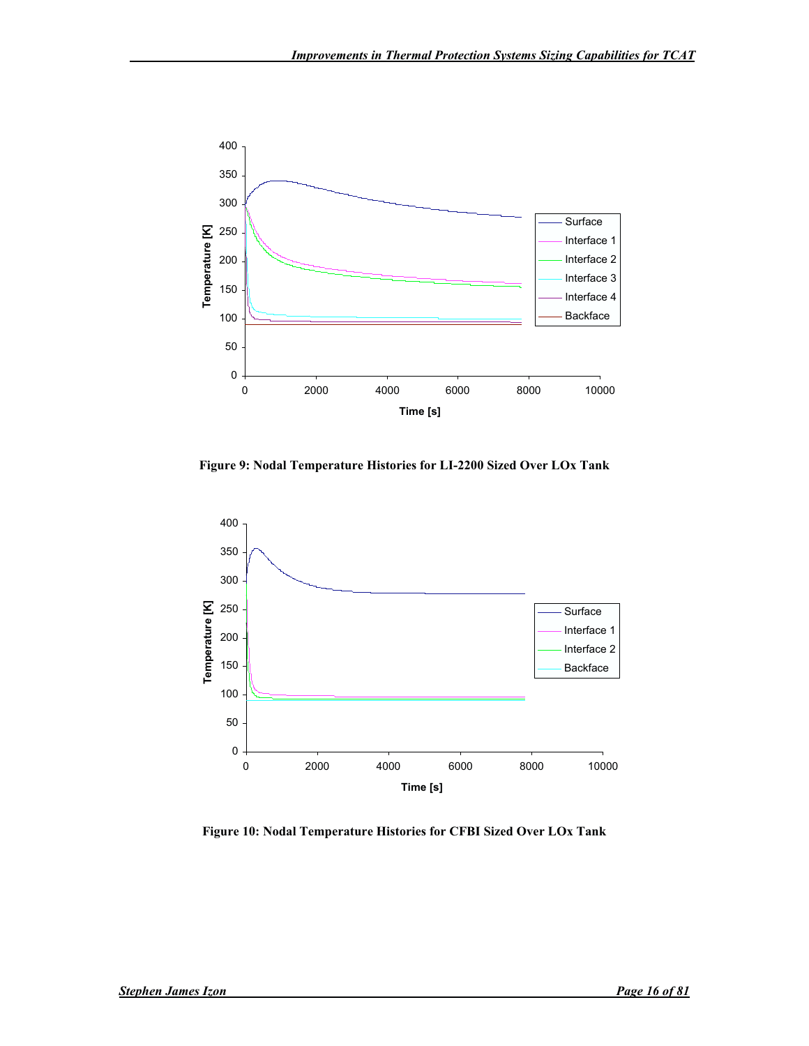400
350
300
250
200
150
100
50
0

Temperature [K]

0 2000 4000 6000 8000 10000

Time [s]

Surface
Interface 1
Interface 2
Interface 3
Interface 4
Backface

**Figure 9: Nodal Temperature Histories for LI-2200 Sized Over LOx Tank**

400
350
300
250
200
150
100
50
0

Temperature [K]

0 2000 4000 6000 8000 10000

Time [s]

Surface
Interface 1
Interface 2
Backface

**Figure 10: Nodal Temperature Histories for CFBI Sized Over LOx Tank**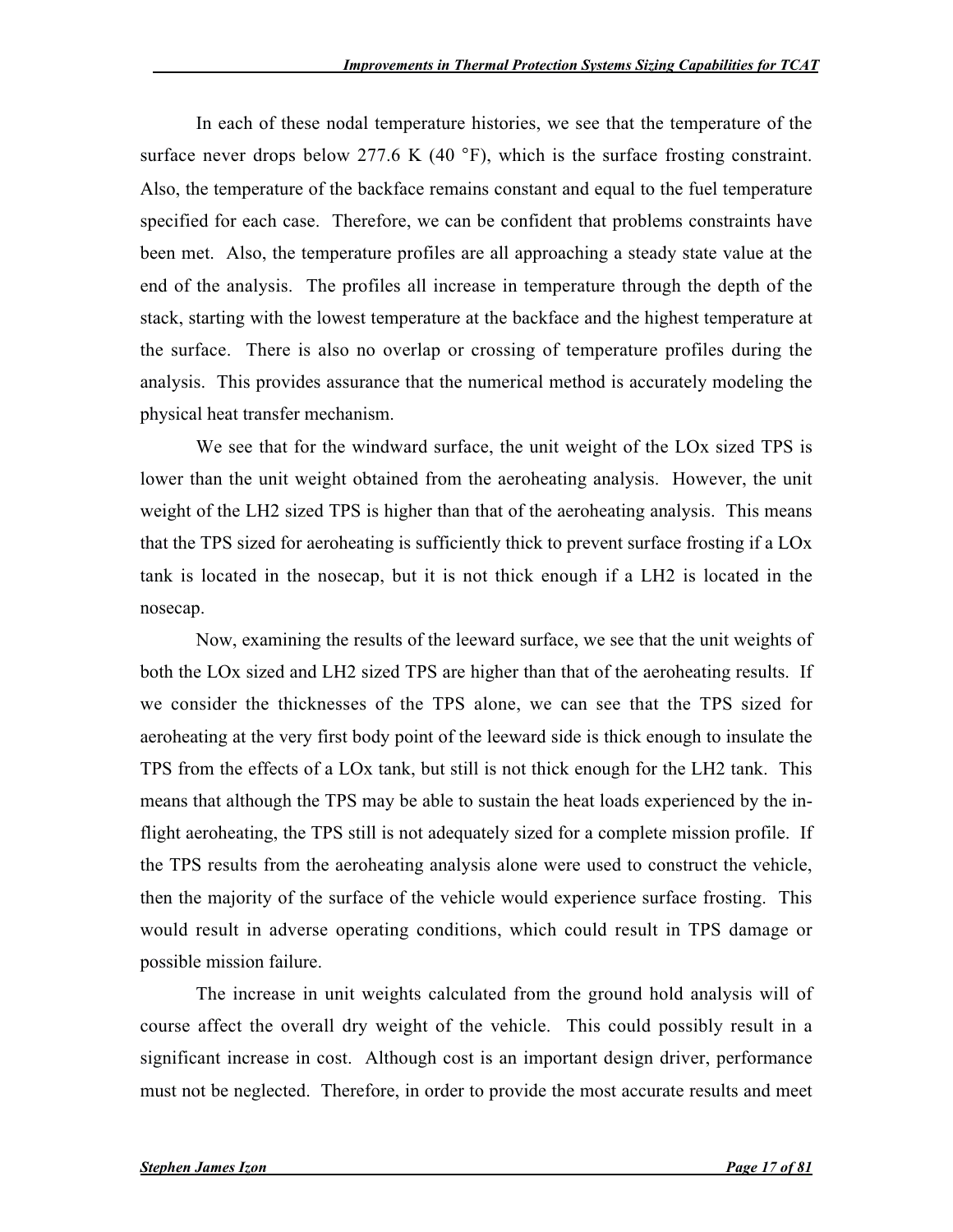In each of these nodal temperature histories, we see that the temperature of the surface never drops below 277.6 K (40 °F), which is the surface frosting constraint. Also, the temperature of the backface remains constant and equal to the fuel temperature specified for each case. Therefore, we can be confident that problems constraints have been met. Also, the temperature profiles are all approaching a steady state value at the end of the analysis. The profiles all increase in temperature through the depth of the stack, starting with the lowest temperature at the backface and the highest temperature at the surface. There is also no overlap or crossing of temperature profiles during the analysis. This provides assurance that the numerical method is accurately modeling the physical heat transfer mechanism.

We see that for the windward surface, the unit weight of the LOx sized TPS is lower than the unit weight obtained from the aeroheating analysis. However, the unit weight of the LH2 sized TPS is higher than that of the aeroheating analysis. This means that the TPS sized for aeroheating is sufficiently thick to prevent surface frosting if a LOx tank is located in the nosecap, but it is not thick enough if a LH2 is located in the nosecap.

Now, examining the results of the leeward surface, we see that the unit weights of both the LOx sized and LH2 sized TPS are higher than that of the aeroheating results. If we consider the thicknesses of the TPS alone, we can see that the TPS sized for aeroheating at the very first body point of the leeward side is thick enough to insulate the TPS from the effects of a LOx tank, but still is not thick enough for the LH2 tank. This means that although the TPS may be able to sustain the heat loads experienced by the in-flight aeroheating, the TPS still is not adequately sized for a complete mission profile. If the TPS results from the aeroheating analysis alone were used to construct the vehicle, then the majority of the surface of the vehicle would experience surface frosting. This would result in adverse operating conditions, which could result in TPS damage or possible mission failure.

The increase in unit weights calculated from the ground hold analysis will of course affect the overall dry weight of the vehicle. This could possibly result in a significant increase in cost. Although cost is an important design driver, performance must not be neglected. Therefore, in order to provide the most accurate results and meet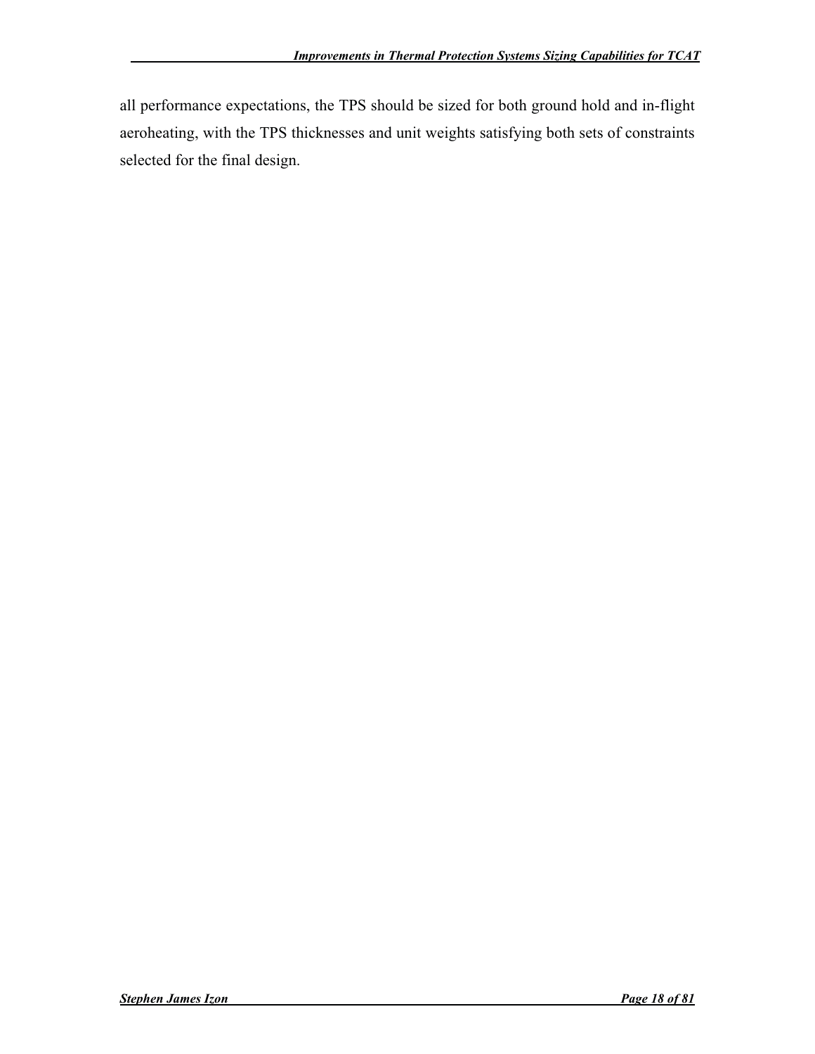all performance expectations, the TPS should be sized for both ground hold and in-flight aeroheating, with the TPS thicknesses and unit weights satisfying both sets of constraints selected for the final design.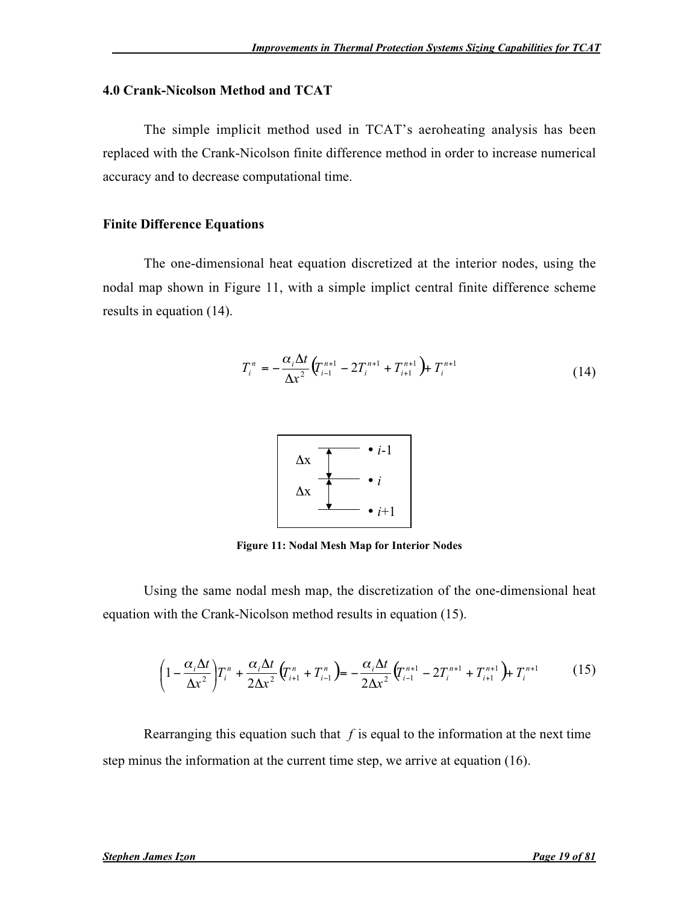## 4.0 Crank-Nicolson Method and TCAT

The simple implicit method used in TCAT's aeroheating analysis has been replaced with the Crank-Nicolson finite difference method in order to increase numerical accuracy and to decrease computational time.

### Finite Difference Equations

The one-dimensional heat equation discretized at the interior nodes, using the nodal map shown in Figure 11, with a simple implict central finite difference scheme results in equation (14).

$$T_i^n = -\frac{\alpha_i \Delta t}{\Delta x^2}\left(T_{i-1}^{n+1} - 2T_i^{n+1} + T_{i+1}^{n+1}\right) + T_i^{n+1} \tag{14}$$

Δx

Δx

• $i$-1

• $i$

• $i$+1

**Figure 11: Nodal Mesh Map for Interior Nodes**

Using the same nodal mesh map, the discretization of the one-dimensional heat equation with the Crank-Nicolson method results in equation (15).

$$\left(1 - \frac{\alpha_i \Delta t}{\Delta x^2}\right)T_i^n + \frac{\alpha_i \Delta t}{2\Delta x^2}\left(T_{i+1}^n + T_{i-1}^n\right) = -\frac{\alpha_i \Delta t}{2\Delta x^2}\left(T_{i-1}^{n+1} - 2T_i^{n+1} + T_{i+1}^{n+1}\right) + T_i^{n+1} \tag{15}$$

Rearranging this equation such that $f$ is equal to the information at the next time step minus the information at the current time step, we arrive at equation (16).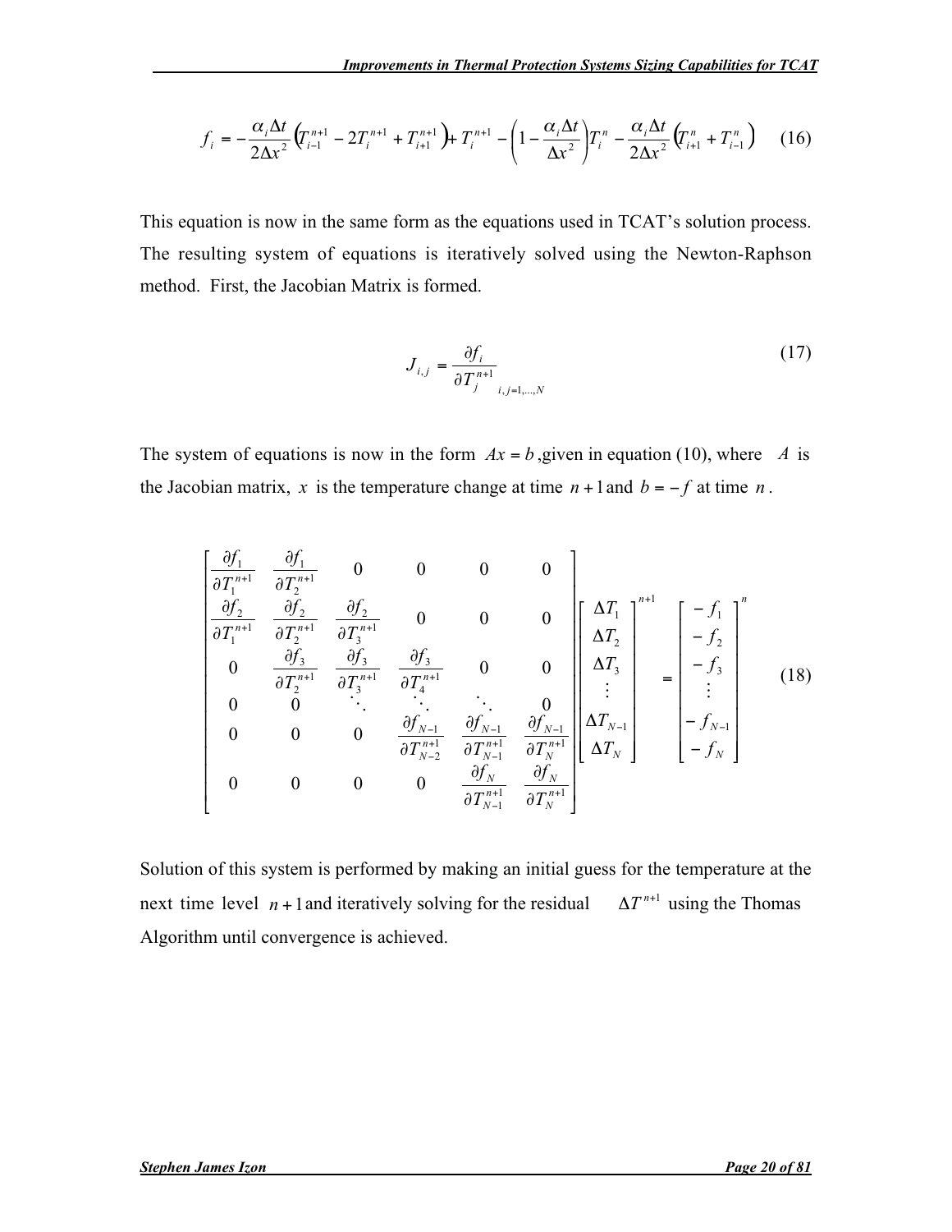$$f_i = -\frac{\alpha_i \Delta t}{2\Delta x^2}\left(T_{i-1}^{n+1} - 2T_i^{n+1} + T_{i+1}^{n+1}\right) + T_i^{n+1} - \left(1 - \frac{\alpha_i \Delta t}{\Delta x^2}\right)T_i^n - \frac{\alpha_i \Delta t}{2\Delta x^2}\left(T_{i+1}^n + T_{i-1}^n\right) \quad (16)$$

This equation is now in the same form as the equations used in TCAT's solution process. The resulting system of equations is iteratively solved using the Newton-Raphson method. First, the Jacobian Matrix is formed.

$$J_{i,j} = \frac{\partial f_i}{\partial T_j^{n+1}}_{\,i,j=1,\ldots,N} \quad (17)$$

The system of equations is now in the form $Ax = b$, given in equation (10), where $A$ is the Jacobian matrix, $x$ is the temperature change at time $n+1$ and $b = -f$ at time $n$.

$$\begin{bmatrix} \frac{\partial f_1}{\partial T_1^{n+1}} & \frac{\partial f_1}{\partial T_2^{n+1}} & 0 & 0 & 0 & 0 \\ \frac{\partial f_2}{\partial T_1^{n+1}} & \frac{\partial f_2}{\partial T_2^{n+1}} & \frac{\partial f_2}{\partial T_3^{n+1}} & 0 & 0 & 0 \\ 0 & \frac{\partial f_3}{\partial T_2^{n+1}} & \frac{\partial f_3}{\partial T_3^{n+1}} & \frac{\partial f_3}{\partial T_4^{n+1}} & 0 & 0 \\ 0 & 0 & \ddots & \ddots & \ddots & 0 \\ 0 & 0 & 0 & \frac{\partial f_{N-1}}{\partial T_{N-2}^{n+1}} & \frac{\partial f_{N-1}}{\partial T_{N-1}^{n+1}} & \frac{\partial f_{N-1}}{\partial T_N^{n+1}} \\ 0 & 0 & 0 & 0 & \frac{\partial f_N}{\partial T_{N-1}^{n+1}} & \frac{\partial f_N}{\partial T_N^{n+1}} \end{bmatrix} \begin{bmatrix} \Delta T_1 \\ \Delta T_2 \\ \Delta T_3 \\ \vdots \\ \Delta T_{N-1} \\ \Delta T_N \end{bmatrix}^{n+1} = \begin{bmatrix} -f_1 \\ -f_2 \\ -f_3 \\ \vdots \\ -f_{N-1} \\ -f_N \end{bmatrix}^{n} \quad (18)$$

Solution of this system is performed by making an initial guess for the temperature at the next time level $n+1$ and iteratively solving for the residual $\Delta T^{n+1}$ using the Thomas Algorithm until convergence is achieved.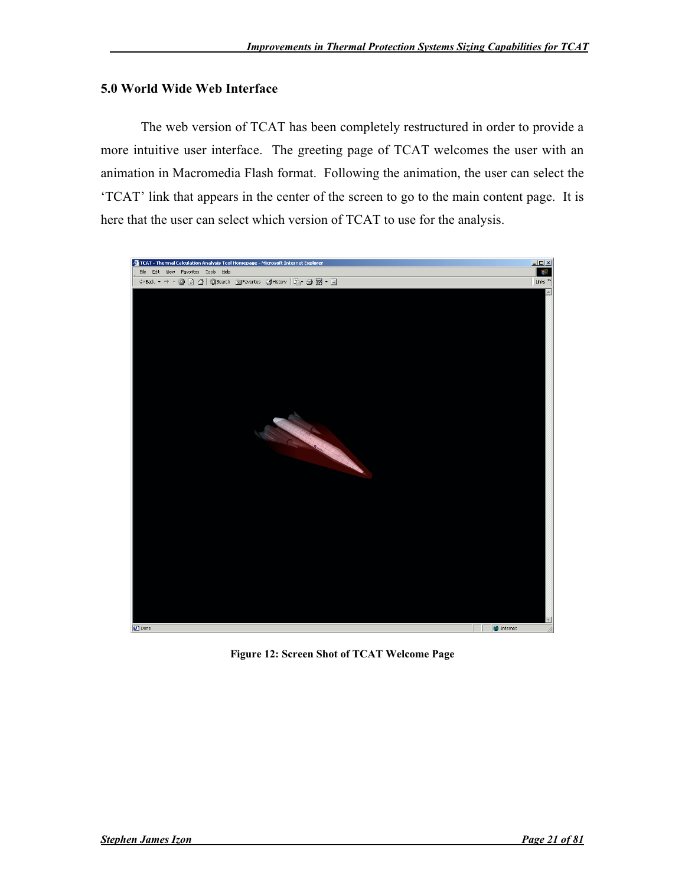## 5.0 World Wide Web Interface

The web version of TCAT has been completely restructured in order to provide a more intuitive user interface. The greeting page of TCAT welcomes the user with an animation in Macromedia Flash format. Following the animation, the user can select the 'TCAT' link that appears in the center of the screen to go to the main content page. It is here that the user can select which version of TCAT to use for the analysis.

**Figure 12: Screen Shot of TCAT Welcome Page**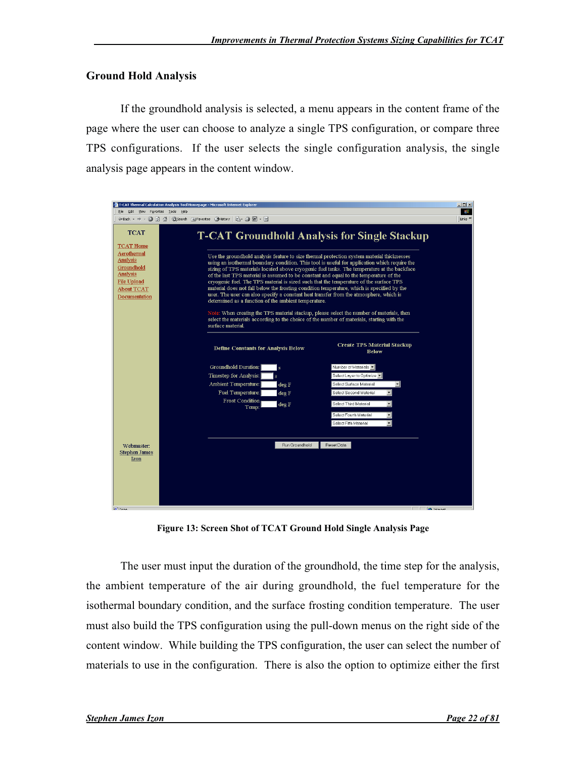## Ground Hold Analysis

If the groundhold analysis is selected, a menu appears in the content frame of the page where the user can choose to analyze a single TPS configuration, or compare three TPS configurations. If the user selects the single configuration analysis, the single analysis page appears in the content window.

**Figure 13: Screen Shot of TCAT Ground Hold Single Analysis Page**

The user must input the duration of the groundhold, the time step for the analysis, the ambient temperature of the air during groundhold, the fuel temperature for the isothermal boundary condition, and the surface frosting condition temperature. The user must also build the TPS configuration using the pull-down menus on the right side of the content window. While building the TPS configuration, the user can select the number of materials to use in the configuration. There is also the option to optimize either the first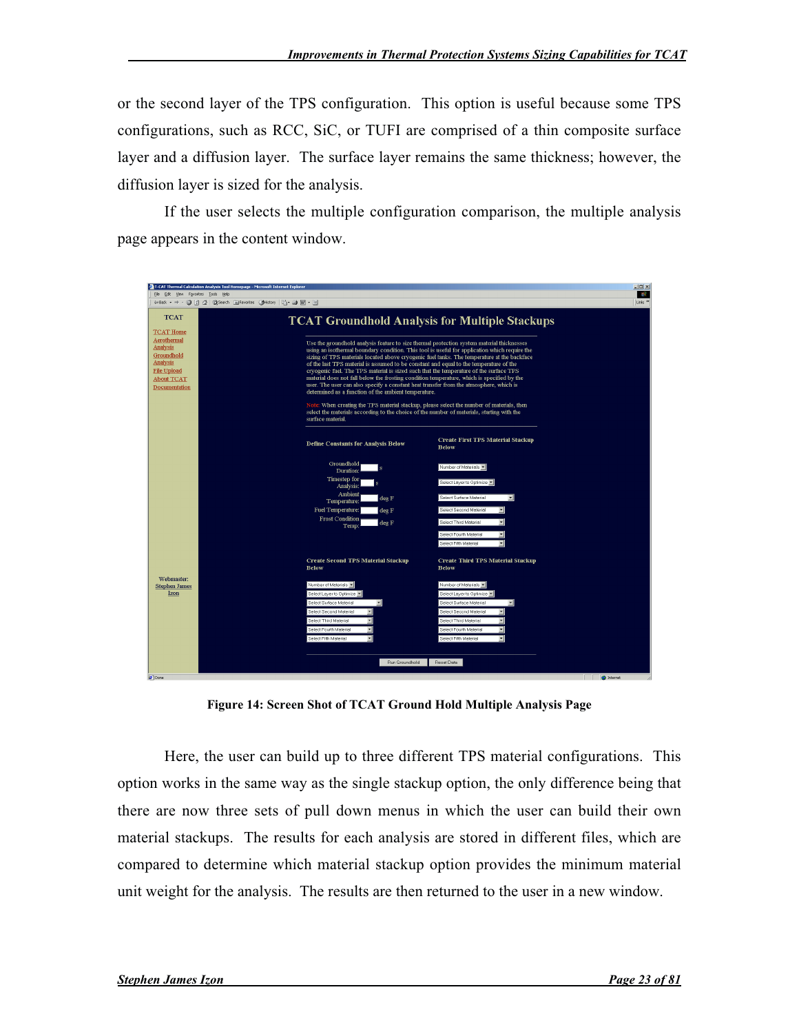or the second layer of the TPS configuration. This option is useful because some TPS configurations, such as RCC, SiC, or TUFI are comprised of a thin composite surface layer and a diffusion layer. The surface layer remains the same thickness; however, the diffusion layer is sized for the analysis.

If the user selects the multiple configuration comparison, the multiple analysis page appears in the content window.

**Figure 14: Screen Shot of TCAT Ground Hold Multiple Analysis Page**

Here, the user can build up to three different TPS material configurations. This option works in the same way as the single stackup option, the only difference being that there are now three sets of pull down menus in which the user can build their own material stackups. The results for each analysis are stored in different files, which are compared to determine which material stackup option provides the minimum material unit weight for the analysis. The results are then returned to the user in a new window.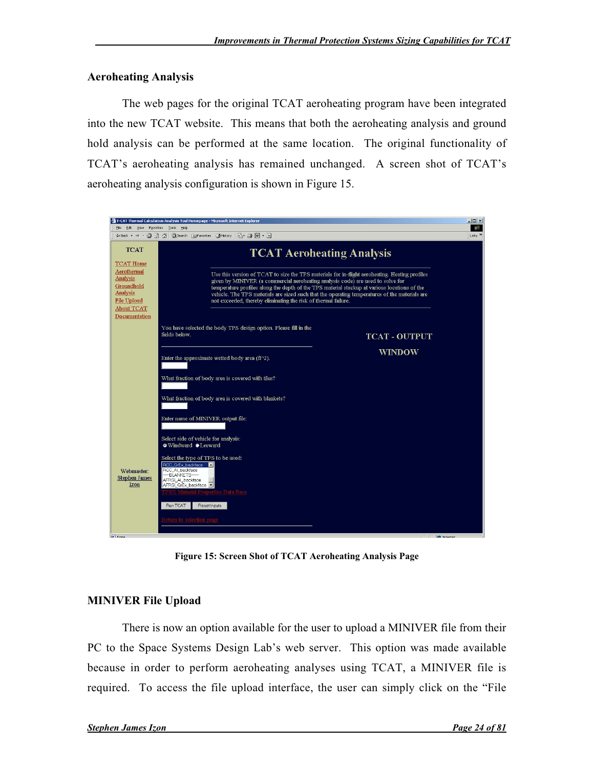## Aeroheating Analysis

The web pages for the original TCAT aeroheating program have been integrated into the new TCAT website. This means that both the aeroheating analysis and ground hold analysis can be performed at the same location. The original functionality of TCAT's aeroheating analysis has remained unchanged. A screen shot of TCAT's aeroheating analysis configuration is shown in Figure 15.

**Figure 15: Screen Shot of TCAT Aeroheating Analysis Page**

## MINIVER File Upload

There is now an option available for the user to upload a MINIVER file from their PC to the Space Systems Design Lab's web server. This option was made available because in order to perform aeroheating analyses using TCAT, a MINIVER file is required. To access the file upload interface, the user can simply click on the "File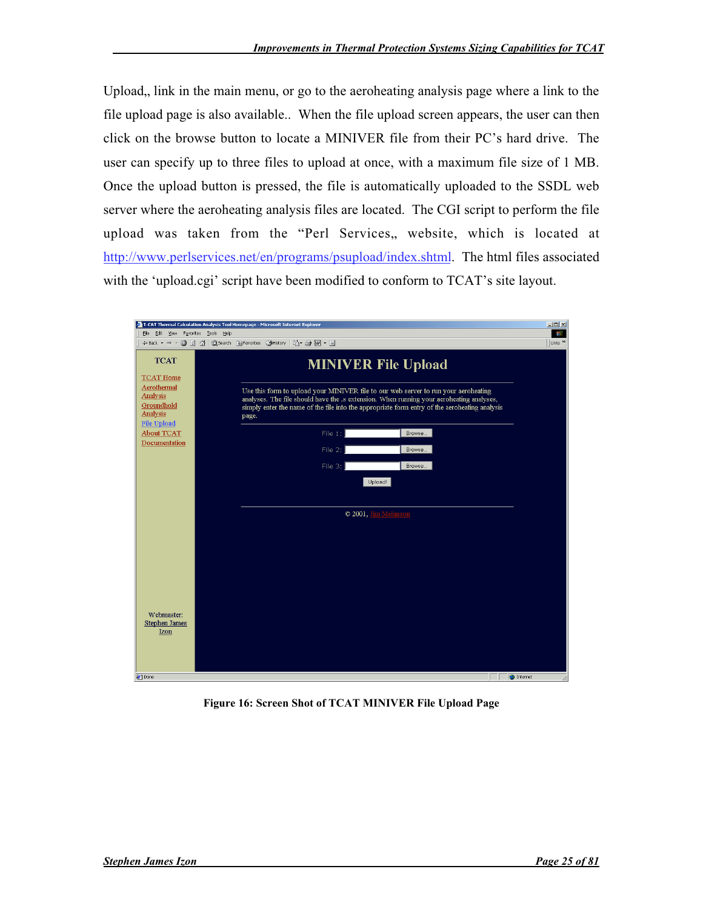Upload" link in the main menu, or go to the aeroheating analysis page where a link to the file upload page is also available.. When the file upload screen appears, the user can then click on the browse button to locate a MINIVER file from their PC's hard drive. The user can specify up to three files to upload at once, with a maximum file size of 1 MB. Once the upload button is pressed, the file is automatically uploaded to the SSDL web server where the aeroheating analysis files are located. The CGI script to perform the file upload was taken from the "Perl Services" website, which is located at http://www.perlservices.net/en/programs/psupload/index.shtml. The html files associated with the 'upload.cgi' script have been modified to conform to TCAT's site layout.

**Figure 16: Screen Shot of TCAT MINIVER File Upload Page**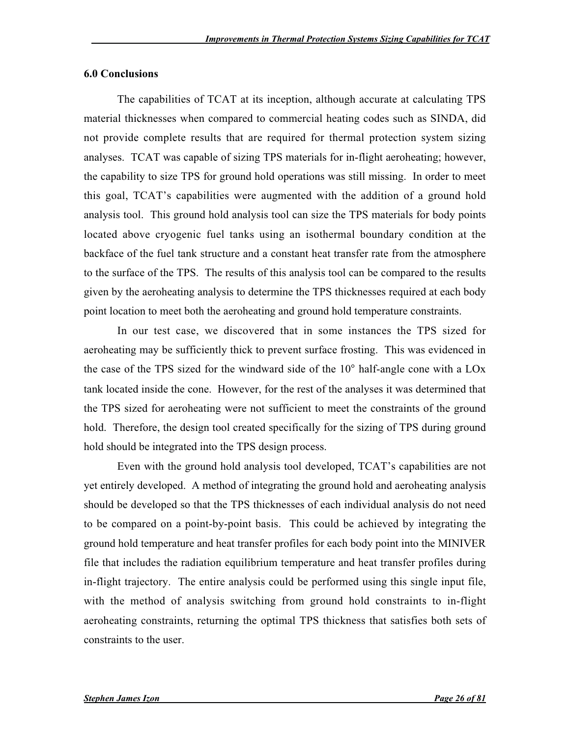## 6.0 Conclusions

The capabilities of TCAT at its inception, although accurate at calculating TPS material thicknesses when compared to commercial heating codes such as SINDA, did not provide complete results that are required for thermal protection system sizing analyses. TCAT was capable of sizing TPS materials for in-flight aeroheating; however, the capability to size TPS for ground hold operations was still missing. In order to meet this goal, TCAT's capabilities were augmented with the addition of a ground hold analysis tool. This ground hold analysis tool can size the TPS materials for body points located above cryogenic fuel tanks using an isothermal boundary condition at the backface of the fuel tank structure and a constant heat transfer rate from the atmosphere to the surface of the TPS. The results of this analysis tool can be compared to the results given by the aeroheating analysis to determine the TPS thicknesses required at each body point location to meet both the aeroheating and ground hold temperature constraints.

In our test case, we discovered that in some instances the TPS sized for aeroheating may be sufficiently thick to prevent surface frosting. This was evidenced in the case of the TPS sized for the windward side of the 10° half-angle cone with a LOx tank located inside the cone. However, for the rest of the analyses it was determined that the TPS sized for aeroheating were not sufficient to meet the constraints of the ground hold. Therefore, the design tool created specifically for the sizing of TPS during ground hold should be integrated into the TPS design process.

Even with the ground hold analysis tool developed, TCAT's capabilities are not yet entirely developed. A method of integrating the ground hold and aeroheating analysis should be developed so that the TPS thicknesses of each individual analysis do not need to be compared on a point-by-point basis. This could be achieved by integrating the ground hold temperature and heat transfer profiles for each body point into the MINIVER file that includes the radiation equilibrium temperature and heat transfer profiles during in-flight trajectory. The entire analysis could be performed using this single input file, with the method of analysis switching from ground hold constraints to in-flight aeroheating constraints, returning the optimal TPS thickness that satisfies both sets of constraints to the user.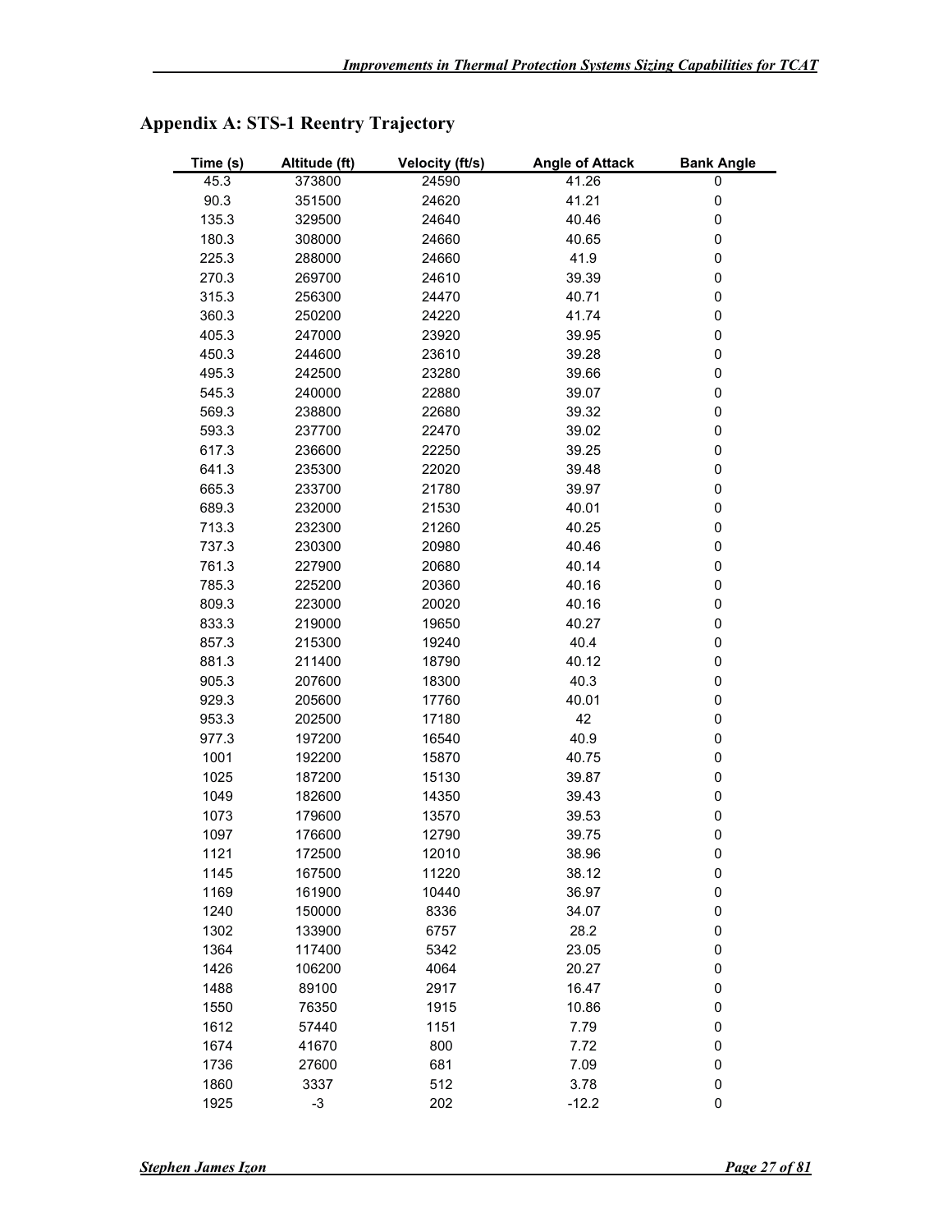## Appendix A: STS-1 Reentry Trajectory

| Time (s) | Altitude (ft) | Velocity (ft/s) | Angle of Attack | Bank Angle |
|---|---|---|---|---|
| 45.3 | 373800 | 24590 | 41.26 | 0 |
| 90.3 | 351500 | 24620 | 41.21 | 0 |
| 135.3 | 329500 | 24640 | 40.46 | 0 |
| 180.3 | 308000 | 24660 | 40.65 | 0 |
| 225.3 | 288000 | 24660 | 41.9 | 0 |
| 270.3 | 269700 | 24610 | 39.39 | 0 |
| 315.3 | 256300 | 24470 | 40.71 | 0 |
| 360.3 | 250200 | 24220 | 41.74 | 0 |
| 405.3 | 247000 | 23920 | 39.95 | 0 |
| 450.3 | 244600 | 23610 | 39.28 | 0 |
| 495.3 | 242500 | 23280 | 39.66 | 0 |
| 545.3 | 240000 | 22880 | 39.07 | 0 |
| 569.3 | 238800 | 22680 | 39.32 | 0 |
| 593.3 | 237700 | 22470 | 39.02 | 0 |
| 617.3 | 236600 | 22250 | 39.25 | 0 |
| 641.3 | 235300 | 22020 | 39.48 | 0 |
| 665.3 | 233700 | 21780 | 39.97 | 0 |
| 689.3 | 232000 | 21530 | 40.01 | 0 |
| 713.3 | 232300 | 21260 | 40.25 | 0 |
| 737.3 | 230300 | 20980 | 40.46 | 0 |
| 761.3 | 227900 | 20680 | 40.14 | 0 |
| 785.3 | 225200 | 20360 | 40.16 | 0 |
| 809.3 | 223000 | 20020 | 40.16 | 0 |
| 833.3 | 219000 | 19650 | 40.27 | 0 |
| 857.3 | 215300 | 19240 | 40.4 | 0 |
| 881.3 | 211400 | 18790 | 40.12 | 0 |
| 905.3 | 207600 | 18300 | 40.3 | 0 |
| 929.3 | 205600 | 17760 | 40.01 | 0 |
| 953.3 | 202500 | 17180 | 42 | 0 |
| 977.3 | 197200 | 16540 | 40.9 | 0 |
| 1001 | 192200 | 15870 | 40.75 | 0 |
| 1025 | 187200 | 15130 | 39.87 | 0 |
| 1049 | 182600 | 14350 | 39.43 | 0 |
| 1073 | 179600 | 13570 | 39.53 | 0 |
| 1097 | 176600 | 12790 | 39.75 | 0 |
| 1121 | 172500 | 12010 | 38.96 | 0 |
| 1145 | 167500 | 11220 | 38.12 | 0 |
| 1169 | 161900 | 10440 | 36.97 | 0 |
| 1240 | 150000 | 8336 | 34.07 | 0 |
| 1302 | 133900 | 6757 | 28.2 | 0 |
| 1364 | 117400 | 5342 | 23.05 | 0 |
| 1426 | 106200 | 4064 | 20.27 | 0 |
| 1488 | 89100 | 2917 | 16.47 | 0 |
| 1550 | 76350 | 1915 | 10.86 | 0 |
| 1612 | 57440 | 1151 | 7.79 | 0 |
| 1674 | 41670 | 800 | 7.72 | 0 |
| 1736 | 27600 | 681 | 7.09 | 0 |
| 1860 | 3337 | 512 | 3.78 | 0 |
| 1925 | -3 | 202 | -12.2 | 0 |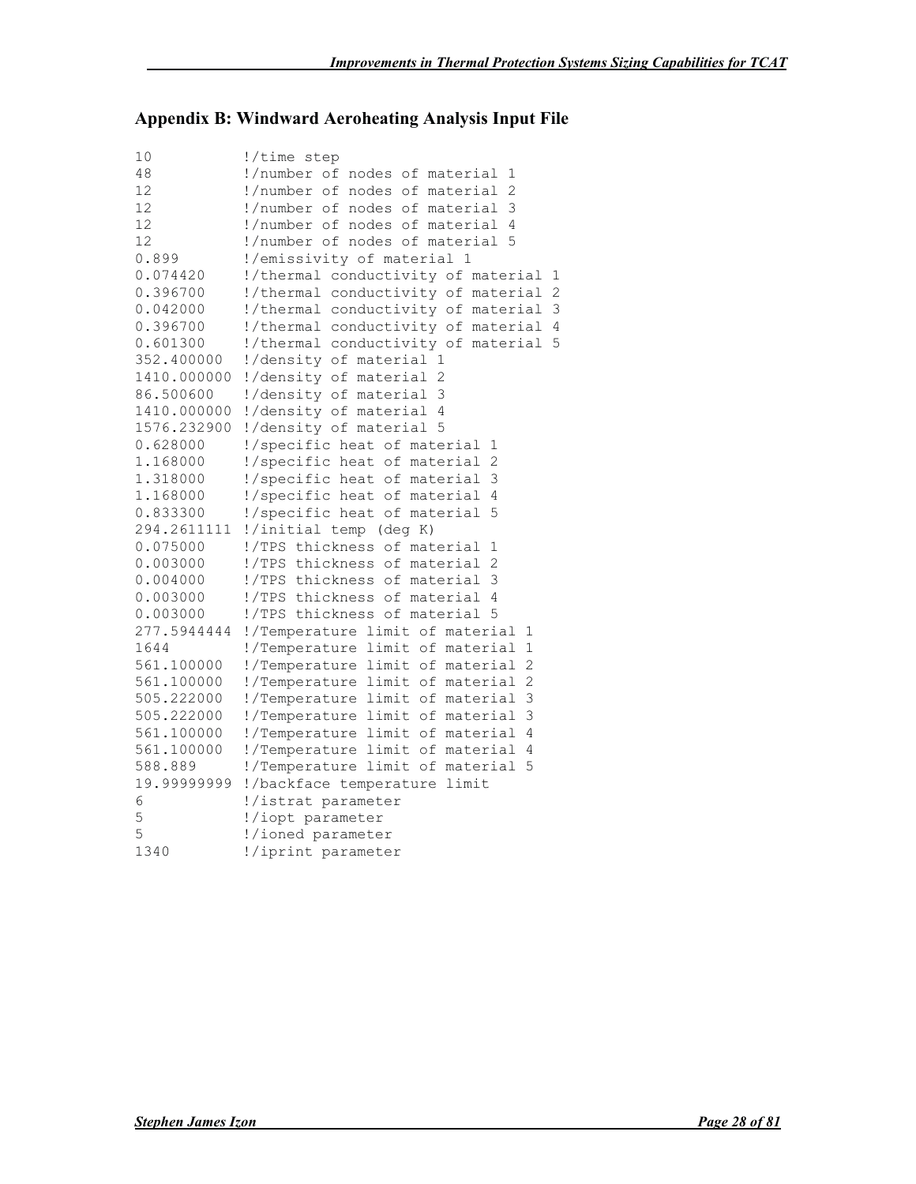## Appendix B: Windward Aeroheating Analysis Input File

```
10          !/time step
48          !/number of nodes of material 1
12          !/number of nodes of material 2
12          !/number of nodes of material 3
12          !/number of nodes of material 4
12          !/number of nodes of material 5
0.899       !/emissivity of material 1
0.074420    !/thermal conductivity of material 1
0.396700    !/thermal conductivity of material 2
0.042000    !/thermal conductivity of material 3
0.396700    !/thermal conductivity of material 4
0.601300    !/thermal conductivity of material 5
352.400000  !/density of material 1
1410.000000 !/density of material 2
86.500600   !/density of material 3
1410.000000 !/density of material 4
1576.232900 !/density of material 5
0.628000    !/specific heat of material 1
1.168000    !/specific heat of material 2
1.318000    !/specific heat of material 3
1.168000    !/specific heat of material 4
0.833300    !/specific heat of material 5
294.2611111 !/initial temp (deg K)
0.075000    !/TPS thickness of material 1
0.003000    !/TPS thickness of material 2
0.004000    !/TPS thickness of material 3
0.003000    !/TPS thickness of material 4
0.003000    !/TPS thickness of material 5
277.5944444 !/Temperature limit of material 1
1644        !/Temperature limit of material 1
561.100000  !/Temperature limit of material 2
561.100000  !/Temperature limit of material 2
505.222000  !/Temperature limit of material 3
505.222000  !/Temperature limit of material 3
561.100000  !/Temperature limit of material 4
561.100000  !/Temperature limit of material 4
588.889     !/Temperature limit of material 5
19.99999999 !/backface temperature limit
6           !/istrat parameter
5           !/iopt parameter
5           !/ioned parameter
1340        !/iprint parameter
```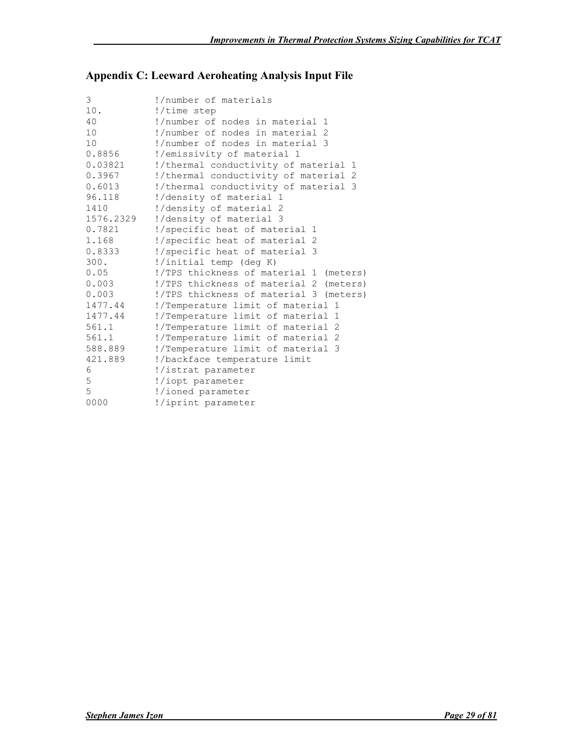## Appendix C: Leeward Aeroheating Analysis Input File

```
3           !/number of materials
10.         !/time step
40          !/number of nodes in material 1
10          !/number of nodes in material 2
10          !/number of nodes in material 3
0.8856      !/emissivity of material 1
0.03821     !/thermal conductivity of material 1
0.3967      !/thermal conductivity of material 2
0.6013      !/thermal conductivity of material 3
96.118      !/density of material 1
1410        !/density of material 2
1576.2329   !/density of material 3
0.7821      !/specific heat of material 1
1.168       !/specific heat of material 2
0.8333      !/specific heat of material 3
300.        !/initial temp (deg K)
0.05        !/TPS thickness of material 1 (meters)
0.003       !/TPS thickness of material 2 (meters)
0.003       !/TPS thickness of material 3 (meters)
1477.44     !/Temperature limit of material 1
1477.44     !/Temperature limit of material 1
561.1       !/Temperature limit of material 2
561.1       !/Temperature limit of material 2
588.889     !/Temperature limit of material 3
421.889     !/backface temperature limit
6           !/istrat parameter
5           !/iopt parameter
5           !/ioned parameter
0000        !/iprint parameter
```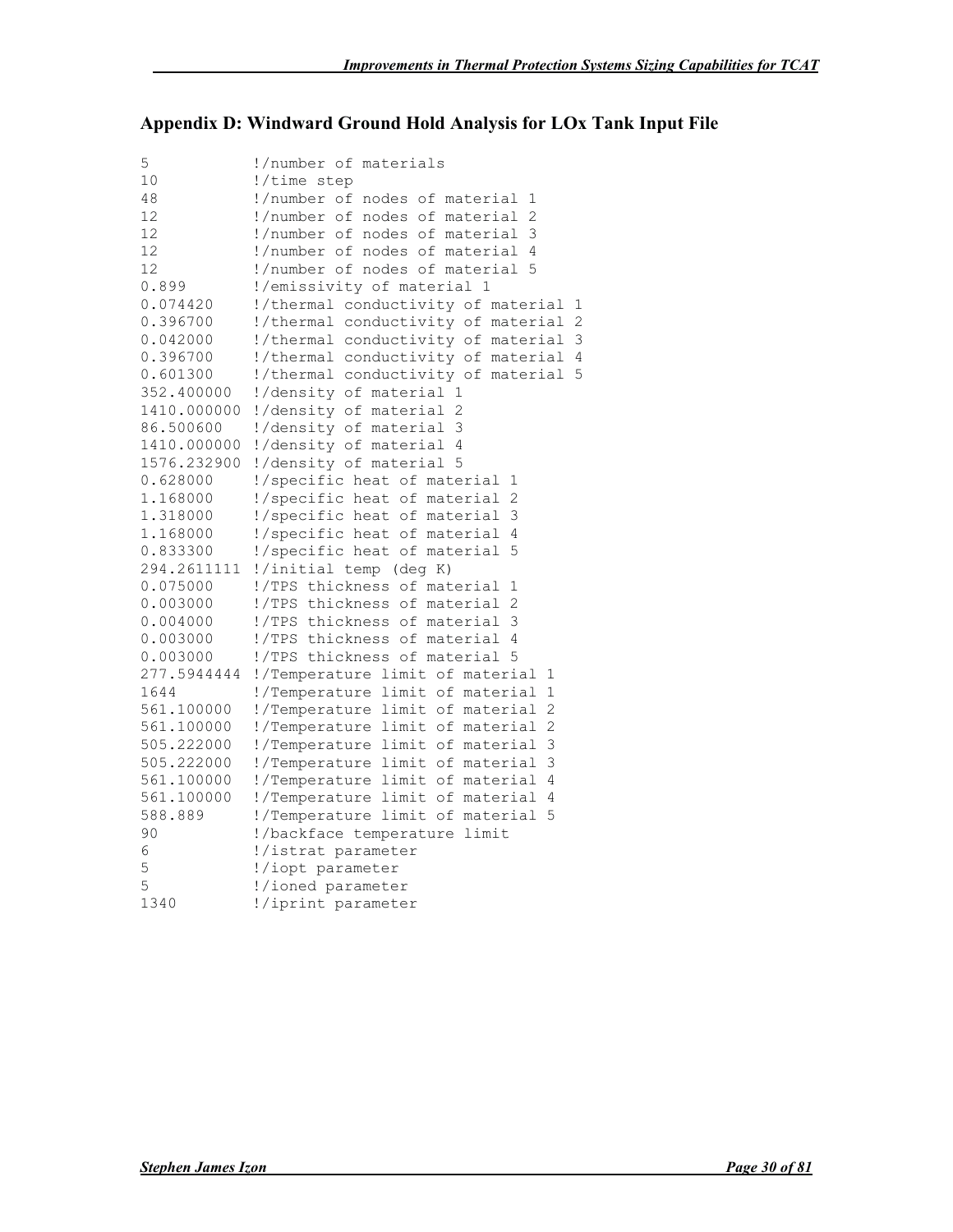## Appendix D: Windward Ground Hold Analysis for LOx Tank Input File

```
5           !/number of materials
10          !/time step
48          !/number of nodes of material 1
12          !/number of nodes of material 2
12          !/number of nodes of material 3
12          !/number of nodes of material 4
12          !/number of nodes of material 5
0.899       !/emissivity of material 1
0.074420    !/thermal conductivity of material 1
0.396700    !/thermal conductivity of material 2
0.042000    !/thermal conductivity of material 3
0.396700    !/thermal conductivity of material 4
0.601300    !/thermal conductivity of material 5
352.400000  !/density of material 1
1410.000000 !/density of material 2
86.500600   !/density of material 3
1410.000000 !/density of material 4
1576.232900 !/density of material 5
0.628000    !/specific heat of material 1
1.168000    !/specific heat of material 2
1.318000    !/specific heat of material 3
1.168000    !/specific heat of material 4
0.833300    !/specific heat of material 5
294.2611111 !/initial temp (deg K)
0.075000    !/TPS thickness of material 1
0.003000    !/TPS thickness of material 2
0.004000    !/TPS thickness of material 3
0.003000    !/TPS thickness of material 4
0.003000    !/TPS thickness of material 5
277.5944444 !/Temperature limit of material 1
1644        !/Temperature limit of material 1
561.100000  !/Temperature limit of material 2
561.100000  !/Temperature limit of material 2
505.222000  !/Temperature limit of material 3
505.222000  !/Temperature limit of material 3
561.100000  !/Temperature limit of material 4
561.100000  !/Temperature limit of material 4
588.889     !/Temperature limit of material 5
90          !/backface temperature limit
6           !/istrat parameter
5           !/iopt parameter
5           !/ioned parameter
1340        !/iprint parameter
```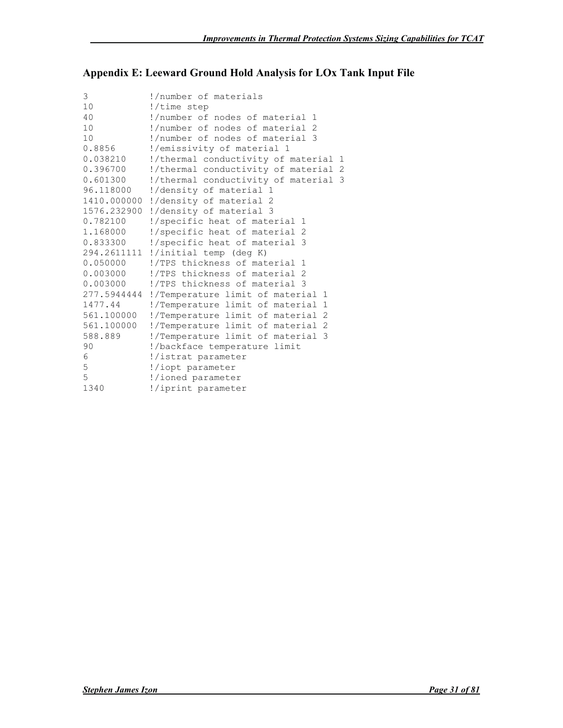## Appendix E: Leeward Ground Hold Analysis for LOx Tank Input File

```
3           !/number of materials
10          !/time step
40          !/number of nodes of material 1
10          !/number of nodes of material 2
10          !/number of nodes of material 3
0.8856      !/emissivity of material 1
0.038210    !/thermal conductivity of material 1
0.396700    !/thermal conductivity of material 2
0.601300    !/thermal conductivity of material 3
96.118000   !/density of material 1
1410.000000 !/density of material 2
1576.232900 !/density of material 3
0.782100    !/specific heat of material 1
1.168000    !/specific heat of material 2
0.833300    !/specific heat of material 3
294.2611111 !/initial temp (deg K)
0.050000    !/TPS thickness of material 1
0.003000    !/TPS thickness of material 2
0.003000    !/TPS thickness of material 3
277.5944444 !/Temperature limit of material 1
1477.44     !/Temperature limit of material 1
561.100000  !/Temperature limit of material 2
561.100000  !/Temperature limit of material 2
588.889     !/Temperature limit of material 3
90          !/backface temperature limit
6           !/istrat parameter
5           !/iopt parameter
5           !/ioned parameter
1340        !/iprint parameter
```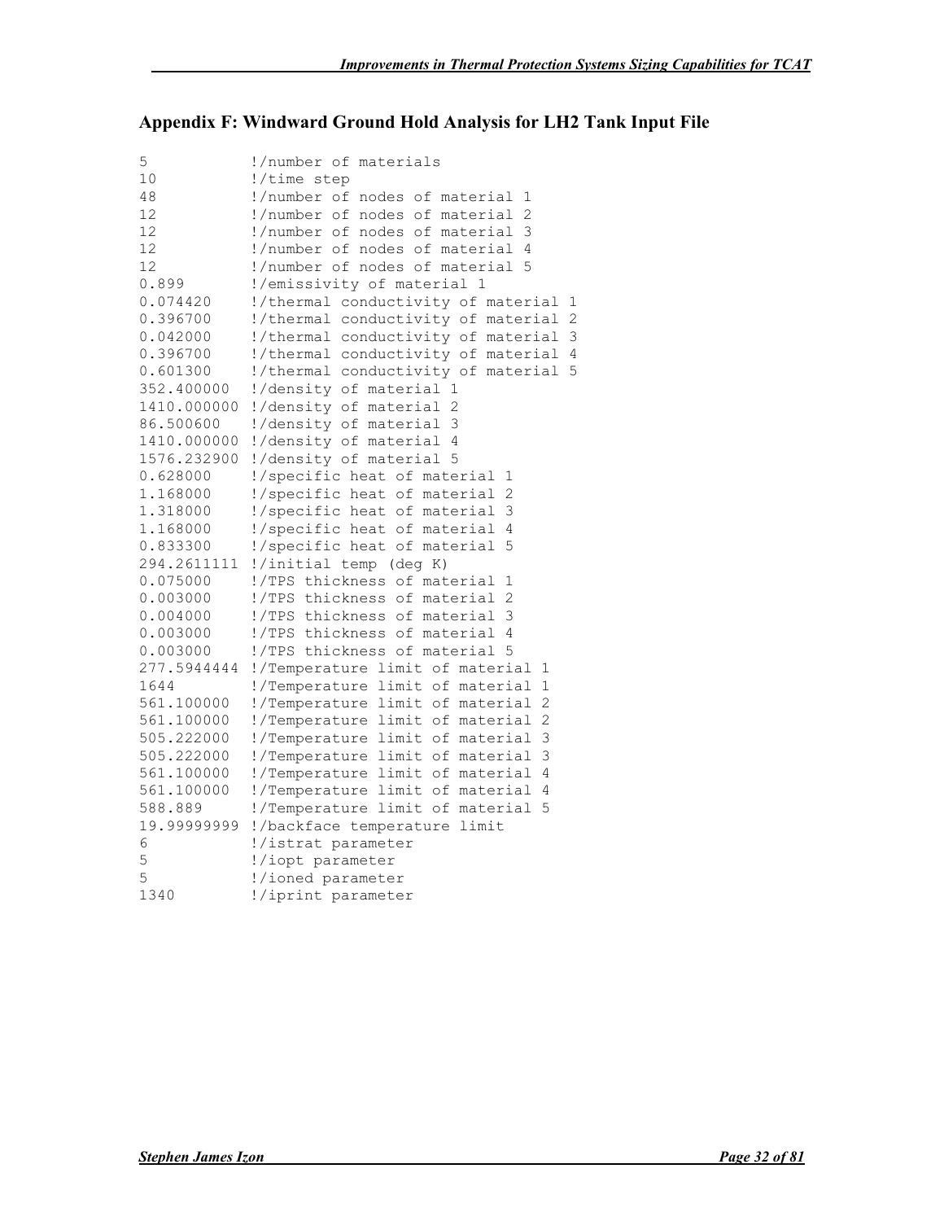## Appendix F: Windward Ground Hold Analysis for LH2 Tank Input File

```
5           !/number of materials
10          !/time step
48          !/number of nodes of material 1
12          !/number of nodes of material 2
12          !/number of nodes of material 3
12          !/number of nodes of material 4
12          !/number of nodes of material 5
0.899       !/emissivity of material 1
0.074420    !/thermal conductivity of material 1
0.396700    !/thermal conductivity of material 2
0.042000    !/thermal conductivity of material 3
0.396700    !/thermal conductivity of material 4
0.601300    !/thermal conductivity of material 5
352.400000  !/density of material 1
1410.000000 !/density of material 2
86.500600   !/density of material 3
1410.000000 !/density of material 4
1576.232900 !/density of material 5
0.628000    !/specific heat of material 1
1.168000    !/specific heat of material 2
1.318000    !/specific heat of material 3
1.168000    !/specific heat of material 4
0.833300    !/specific heat of material 5
294.2611111 !/initial temp (deg K)
0.075000    !/TPS thickness of material 1
0.003000    !/TPS thickness of material 2
0.004000    !/TPS thickness of material 3
0.003000    !/TPS thickness of material 4
0.003000    !/TPS thickness of material 5
277.5944444 !/Temperature limit of material 1
1644        !/Temperature limit of material 1
561.100000  !/Temperature limit of material 2
561.100000  !/Temperature limit of material 2
505.222000  !/Temperature limit of material 3
505.222000  !/Temperature limit of material 3
561.100000  !/Temperature limit of material 4
561.100000  !/Temperature limit of material 4
588.889     !/Temperature limit of material 5
19.99999999 !/backface temperature limit
6           !/istrat parameter
5           !/iopt parameter
5           !/ioned parameter
1340        !/iprint parameter
```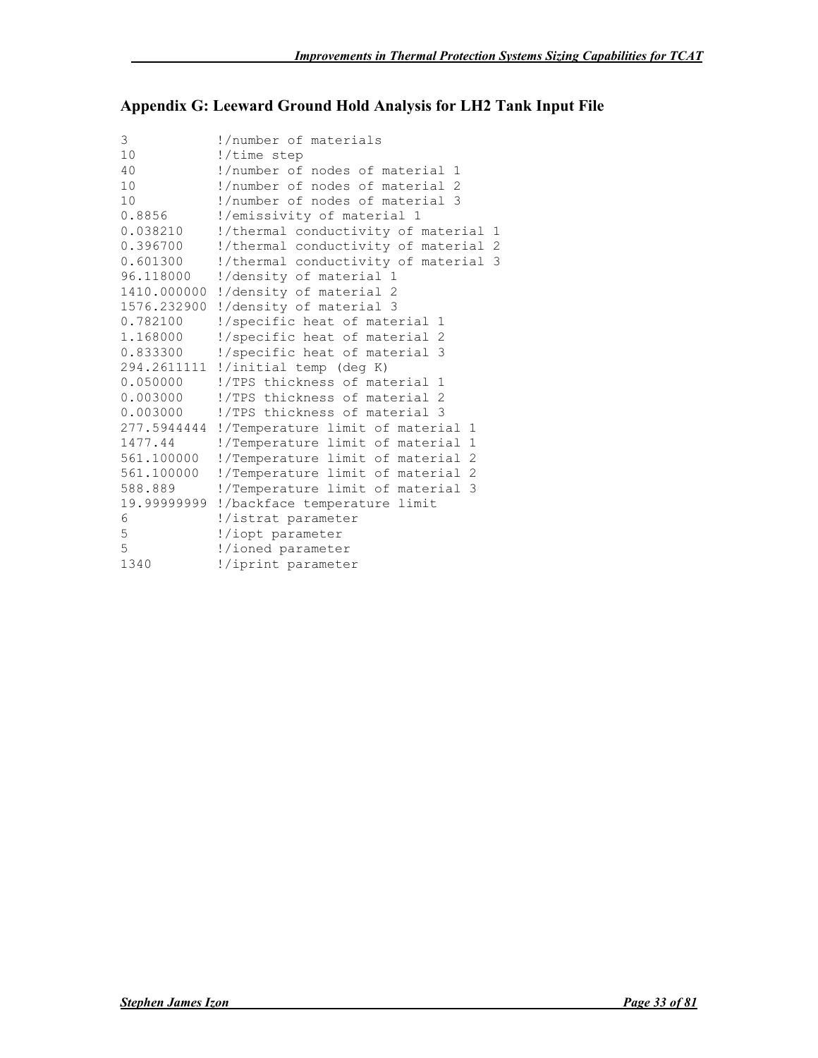## Appendix G: Leeward Ground Hold Analysis for LH2 Tank Input File

```
3           !/number of materials
10          !/time step
40          !/number of nodes of material 1
10          !/number of nodes of material 2
10          !/number of nodes of material 3
0.8856      !/emissivity of material 1
0.038210    !/thermal conductivity of material 1
0.396700    !/thermal conductivity of material 2
0.601300    !/thermal conductivity of material 3
96.118000   !/density of material 1
1410.000000 !/density of material 2
1576.232900 !/density of material 3
0.782100    !/specific heat of material 1
1.168000    !/specific heat of material 2
0.833300    !/specific heat of material 3
294.2611111 !/initial temp (deg K)
0.050000    !/TPS thickness of material 1
0.003000    !/TPS thickness of material 2
0.003000    !/TPS thickness of material 3
277.5944444 !/Temperature limit of material 1
1477.44     !/Temperature limit of material 1
561.100000  !/Temperature limit of material 2
561.100000  !/Temperature limit of material 2
588.889     !/Temperature limit of material 3
19.99999999 !/backface temperature limit
6           !/istrat parameter
5           !/iopt parameter
5           !/ioned parameter
1340        !/iprint parameter
```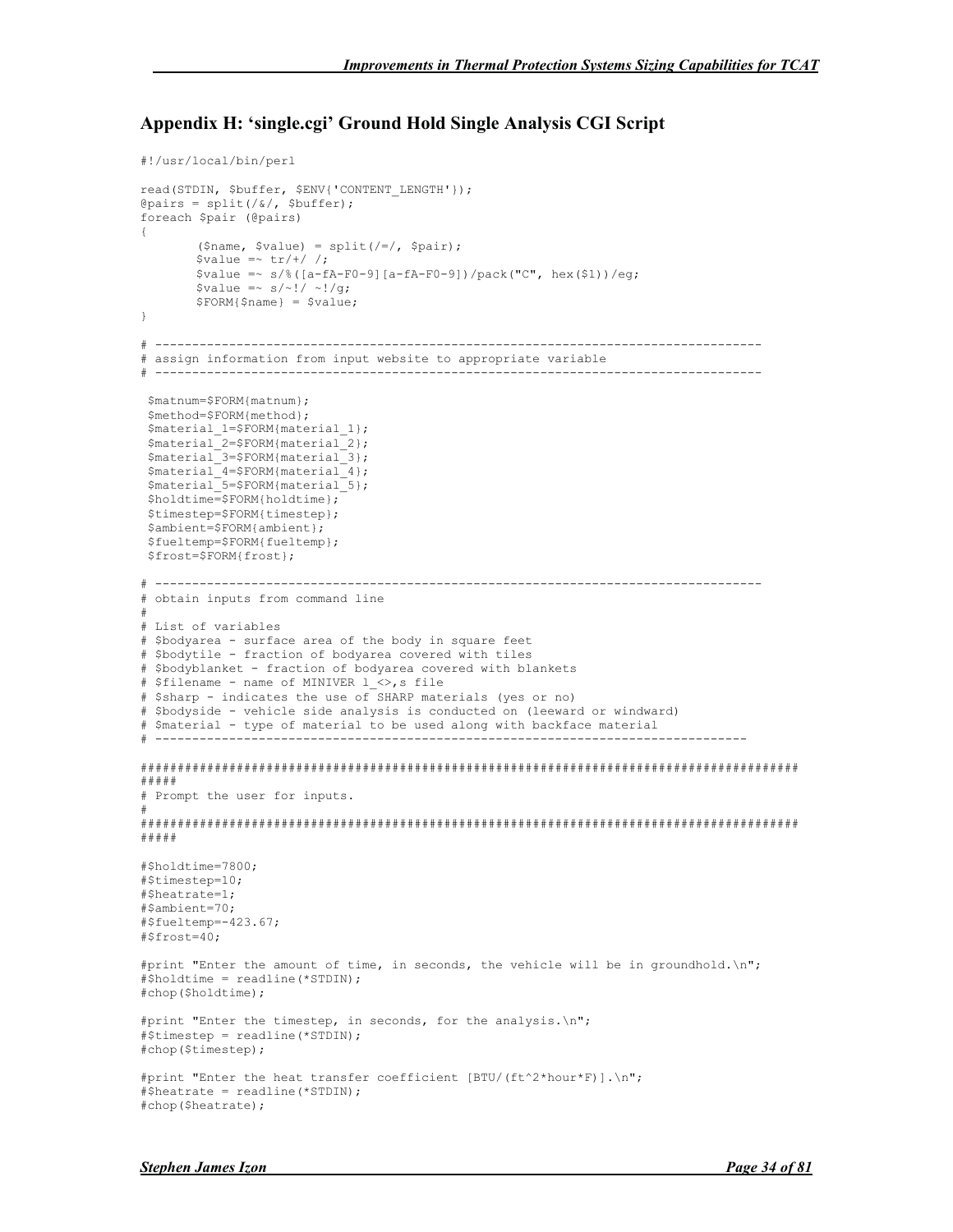## Appendix H: 'single.cgi' Ground Hold Single Analysis CGI Script

```
#!/usr/local/bin/perl

read(STDIN, $buffer, $ENV{'CONTENT_LENGTH'});
@pairs = split(/&/, $buffer);
foreach $pair (@pairs)
{
        ($name, $value) = split(/=/, $pair);
        $value =~ tr/+/ /;
        $value =~ s/%([a-fA-F0-9][a-fA-F0-9])/pack("C", hex($1))/eg;
        $value =~ s/~!/ ~!/g;
        $FORM{$name} = $value;
}

# --------------------------------------------------------------------------------
# assign information from input website to appropriate variable
# --------------------------------------------------------------------------------

 $matnum=$FORM{matnum};
 $method=$FORM{method};
 $material_1=$FORM{material_1};
 $material_2=$FORM{material_2};
 $material_3=$FORM{material_3};
 $material_4=$FORM{material_4};
 $material_5=$FORM{material_5};
 $holdtime=$FORM{holdtime};
 $timestep=$FORM{timestep};
 $ambient=$FORM{ambient};
 $fueltemp=$FORM{fueltemp};
 $frost=$FORM{frost};

# --------------------------------------------------------------------------------
# obtain inputs from command line
#
# List of variables
# $bodyarea - surface area of the body in square feet
# $bodytile - fraction of bodyarea covered with tiles
# $bodyblanket - fraction of bodyarea covered with blankets
# $filename - name of MINIVER 1_<>,s file
# $sharp - indicates the use of SHARP materials (yes or no)
# $bodyside - vehicle side analysis is conducted on (leeward or windward)
# $material - type of material to be used along with backface material
# ------------------------------------------------------------------------------

#####################################################################################
#####
# Prompt the user for inputs.
#
#####################################################################################
#####

#$holdtime=7800;
#$timestep=10;
#$heatrate=1;
#$ambient=70;
#$fueltemp=-423.67;
#$frost=40;

#print "Enter the amount of time, in seconds, the vehicle will be in groundhold.\n";
#$holdtime = readline(*STDIN);
#chop($holdtime);

#print "Enter the timestep, in seconds, for the analysis.\n";
#$timestep = readline(*STDIN);
#chop($timestep);

#print "Enter the heat transfer coefficient [BTU/(ft^2*hour*F)].\n";
#$heatrate = readline(*STDIN);
#chop($heatrate);
```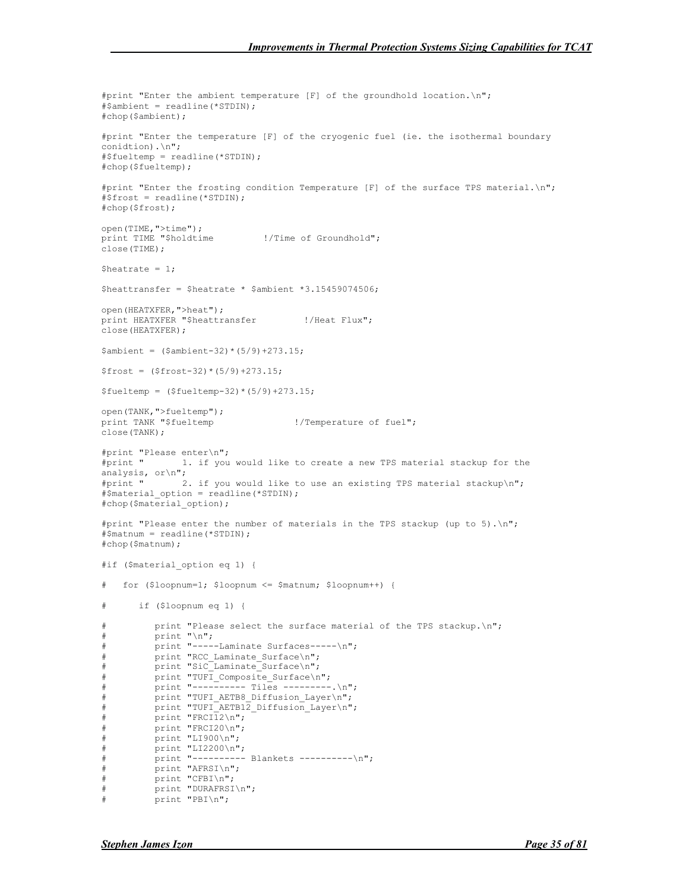```
#print "Enter the ambient temperature [F] of the groundhold location.\n";
#$ambient = readline(*STDIN);
#chop($ambient);

#print "Enter the temperature [F] of the cryogenic fuel (ie. the isothermal boundary
conidtion).\n";
#$fueltemp = readline(*STDIN);
#chop($fueltemp);

#print "Enter the frosting condition Temperature [F] of the surface TPS material.\n";
#$frost = readline(*STDIN);
#chop($frost);

open(TIME,">time");
print TIME "$holdtime          !/Time of Groundhold";
close(TIME);

$heatrate = 1;

$heattransfer = $heatrate * $ambient *3.15459074506;

open(HEATXFER,">heat");
print HEATXFER "$heattransfer         !/Heat Flux";
close(HEATXFER);

$ambient = ($ambient-32)*(5/9)+273.15;

$frost = ($frost-32)*(5/9)+273.15;

$fueltemp = ($fueltemp-32)*(5/9)+273.15;

open(TANK,">fueltemp");
print TANK "$fueltemp               !/Temperature of fuel";
close(TANK);

#print "Please enter\n";
#print "       1. if you would like to create a new TPS material stackup for the
analysis, or\n";
#print "       2. if you would like to use an existing TPS material stackup\n";
#$material_option = readline(*STDIN);
#chop($material_option);

#print "Please enter the number of materials in the TPS stackup (up to 5).\n";
#$matnum = readline(*STDIN);
#chop($matnum);

#if ($material_option eq 1) {

#   for ($loopnum=1; $loopnum <= $matnum; $loopnum++) {

#      if ($loopnum eq 1) {

#         print "Please select the surface material of the TPS stackup.\n";
#         print "\n";
#         print "-----Laminate Surfaces-----\n";
#         print "RCC_Laminate_Surface\n";
#         print "SiC_Laminate_Surface\n";
#         print "TUFI_Composite_Surface\n";
#         print "---------- Tiles ---------.\n";
#         print "TUFI_AETB8_Diffusion_Layer\n";
#         print "TUFI_AETB12_Diffusion_Layer\n";
#         print "FRCI12\n";
#         print "FRCI20\n";
#         print "LI900\n";
#         print "LI2200\n";
#         print "---------- Blankets ----------\n";
#         print "AFRSI\n";
#         print "CFBI\n";
#         print "DURAFRSI\n";
#         print "PBI\n";
```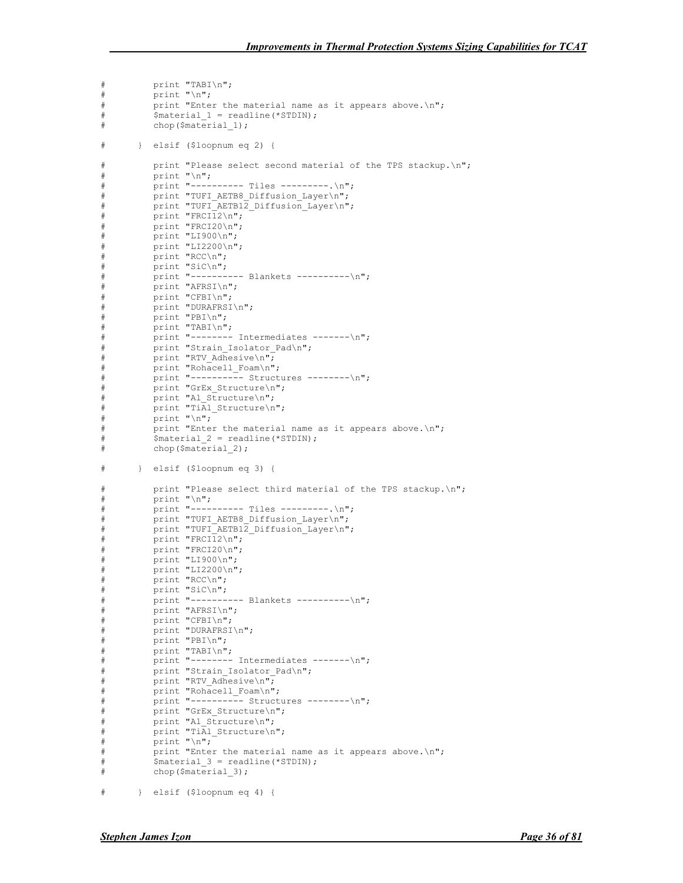```
#         print "TABI\n";
#         print "\n";
#         print "Enter the material name as it appears above.\n";
#         $material_1 = readline(*STDIN);
#         chop($material_1);

#       }  elsif ($loopnum eq 2) {

#         print "Please select second material of the TPS stackup.\n";
#         print "\n";
#         print "---------- Tiles ---------.\n";
#         print "TUFI_AETB8_Diffusion_Layer\n";
#         print "TUFI_AETB12_Diffusion_Layer\n";
#         print "FRCI12\n";
#         print "FRCI20\n";
#         print "LI900\n";
#         print "LI2200\n";
#         print "RCC\n";
#         print "SiC\n";
#         print "---------- Blankets ----------\n";
#         print "AFRSI\n";
#         print "CFBI\n";
#         print "DURAFRSI\n";
#         print "PBI\n";
#         print "TABI\n";
#         print "-------- Intermediates -------\n";
#         print "Strain_Isolator_Pad\n";
#         print "RTV_Adhesive\n";
#         print "Rohacell_Foam\n";
#         print "---------- Structures --------\n";
#         print "GrEx_Structure\n";
#         print "Al_Structure\n";
#         print "TiAl_Structure\n";
#         print "\n";
#         print "Enter the material name as it appears above.\n";
#         $material_2 = readline(*STDIN);
#         chop($material_2);

#       }  elsif ($loopnum eq 3) {

#         print "Please select third material of the TPS stackup.\n";
#         print "\n";
#         print "---------- Tiles ---------.\n";
#         print "TUFI_AETB8_Diffusion_Layer\n";
#         print "TUFI_AETB12_Diffusion_Layer\n";
#         print "FRCI12\n";
#         print "FRCI20\n";
#         print "LI900\n";
#         print "LI2200\n";
#         print "RCC\n";
#         print "SiC\n";
#         print "---------- Blankets ----------\n";
#         print "AFRSI\n";
#         print "CFBI\n";
#         print "DURAFRSI\n";
#         print "PBI\n";
#         print "TABI\n";
#         print "-------- Intermediates -------\n";
#         print "Strain_Isolator_Pad\n";
#         print "RTV_Adhesive\n";
#         print "Rohacell_Foam\n";
#         print "---------- Structures --------\n";
#         print "GrEx_Structure\n";
#         print "Al_Structure\n";
#         print "TiAl_Structure\n";
#         print "\n";
#         print "Enter the material name as it appears above.\n";
#         $material_3 = readline(*STDIN);
#         chop($material_3);

#       }  elsif ($loopnum eq 4) {
```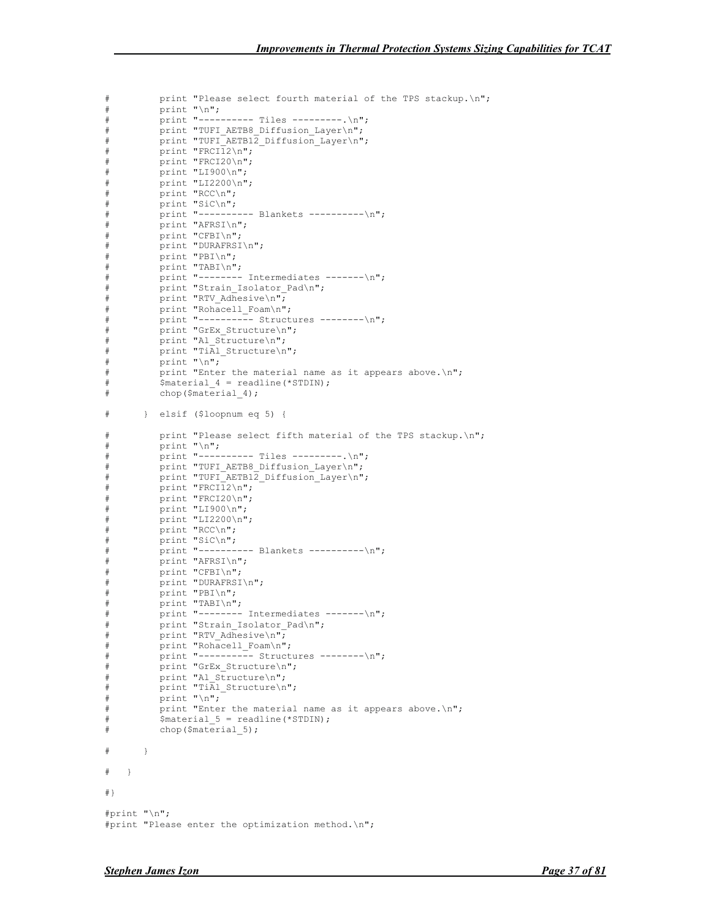```
#         print "Please select fourth material of the TPS stackup.\n";
#         print "\n";
#         print "---------- Tiles ---------.\n";
#         print "TUFI_AETB8_Diffusion_Layer\n";
#         print "TUFI_AETB12_Diffusion_Layer\n";
#         print "FRCI12\n";
#         print "FRCI20\n";
#         print "LI900\n";
#         print "LI2200\n";
#         print "RCC\n";
#         print "SiC\n";
#         print "---------- Blankets ----------\n";
#         print "AFRSI\n";
#         print "CFBI\n";
#         print "DURAFRSI\n";
#         print "PBI\n";
#         print "TABI\n";
#         print "-------- Intermediates -------\n";
#         print "Strain_Isolator_Pad\n";
#         print "RTV_Adhesive\n";
#         print "Rohacell_Foam\n";
#         print "---------- Structures --------\n";
#         print "GrEx_Structure\n";
#         print "Al_Structure\n";
#         print "TiAl_Structure\n";
#         print "\n";
#         print "Enter the material name as it appears above.\n";
#         $material_4 = readline(*STDIN);
#         chop($material_4);

#      }  elsif ($loopnum eq 5) {

#         print "Please select fifth material of the TPS stackup.\n";
#         print "\n";
#         print "---------- Tiles ---------.\n";
#         print "TUFI_AETB8_Diffusion_Layer\n";
#         print "TUFI_AETB12_Diffusion_Layer\n";
#         print "FRCI12\n";
#         print "FRCI20\n";
#         print "LI900\n";
#         print "LI2200\n";
#         print "RCC\n";
#         print "SiC\n";
#         print "---------- Blankets ----------\n";
#         print "AFRSI\n";
#         print "CFBI\n";
#         print "DURAFRSI\n";
#         print "PBI\n";
#         print "TABI\n";
#         print "-------- Intermediates -------\n";
#         print "Strain_Isolator_Pad\n";
#         print "RTV_Adhesive\n";
#         print "Rohacell_Foam\n";
#         print "---------- Structures --------\n";
#         print "GrEx_Structure\n";
#         print "Al_Structure\n";
#         print "TiAl_Structure\n";
#         print "\n";
#         print "Enter the material name as it appears above.\n";
#         $material_5 = readline(*STDIN);
#         chop($material_5);

#      }

#   }

#}

#print "\n";
#print "Please enter the optimization method.\n";
```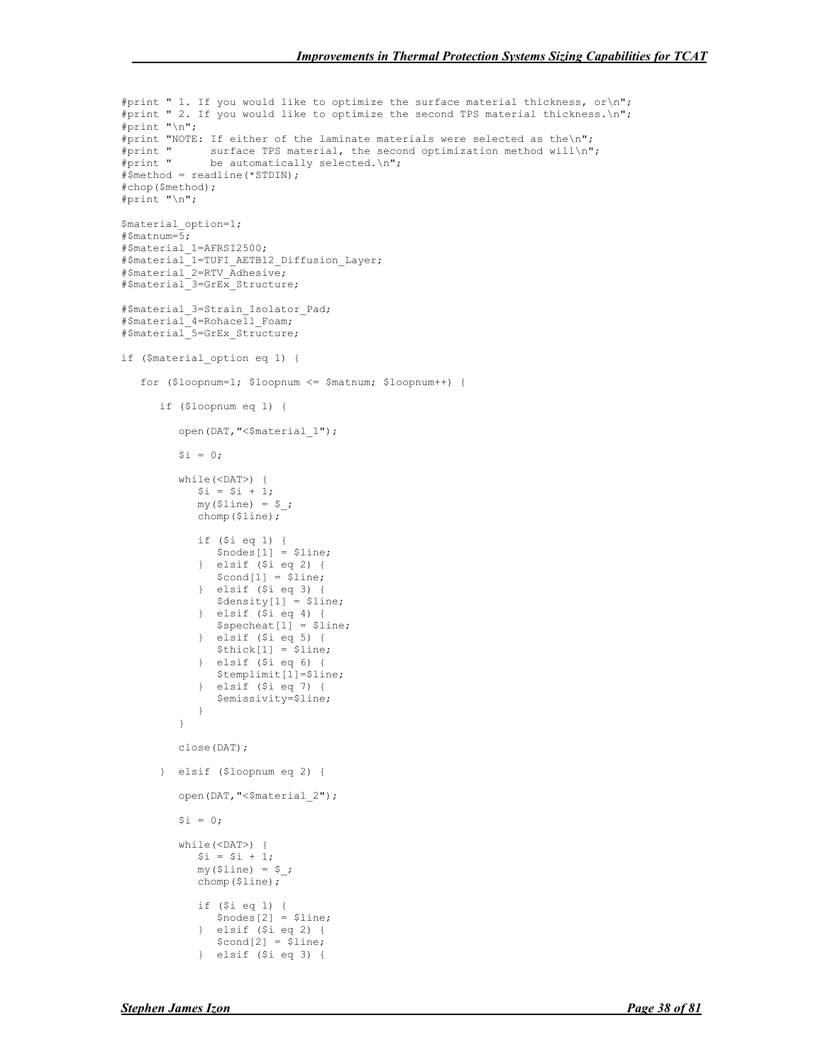```
#print " 1. If you would like to optimize the surface material thickness, or\n";
#print " 2. If you would like to optimize the second TPS material thickness.\n";
#print "\n";
#print "NOTE: If either of the laminate materials were selected as the\n";
#print "      surface TPS material, the second optimization method will\n";
#print "      be automatically selected.\n";
#$method = readline(*STDIN);
#chop($method);
#print "\n";

$material_option=1;
#$matnum=5;
#$material_1=AFRSI2500;
#$material_1=TUFI_AETB12_Diffusion_Layer;
#$material_2=RTV_Adhesive;
#$material_3=GrEx_Structure;

#$material_3=Strain_Isolator_Pad;
#$material_4=Rohacell_Foam;
#$material_5=GrEx_Structure;

if ($material_option eq 1) {

   for ($loopnum=1; $loopnum <= $matnum; $loopnum++) {

      if ($loopnum eq 1) {

         open(DAT,"<$material_1");

         $i = 0;

         while(<DAT>) {
            $i = $i + 1;
            my($line) = $_;
            chomp($line);

            if ($i eq 1) {
               $nodes[1] = $line;
            }  elsif ($i eq 2) {
               $cond[1] = $line;
            }  elsif ($i eq 3) {
               $density[1] = $line;
            }  elsif ($i eq 4) {
               $specheat[1] = $line;
            }  elsif ($i eq 5) {
               $thick[1] = $line;
            }  elsif ($i eq 6) {
               $templimit[1]=$line;
            }  elsif ($i eq 7) {
               $emissivity=$line;
            }
         }

         close(DAT);

      }  elsif ($loopnum eq 2) {

         open(DAT,"<$material_2");

         $i = 0;

         while(<DAT>) {
            $i = $i + 1;
            my($line) = $_;
            chomp($line);

            if ($i eq 1) {
               $nodes[2] = $line;
            }  elsif ($i eq 2) {
               $cond[2] = $line;
            }  elsif ($i eq 3) {
```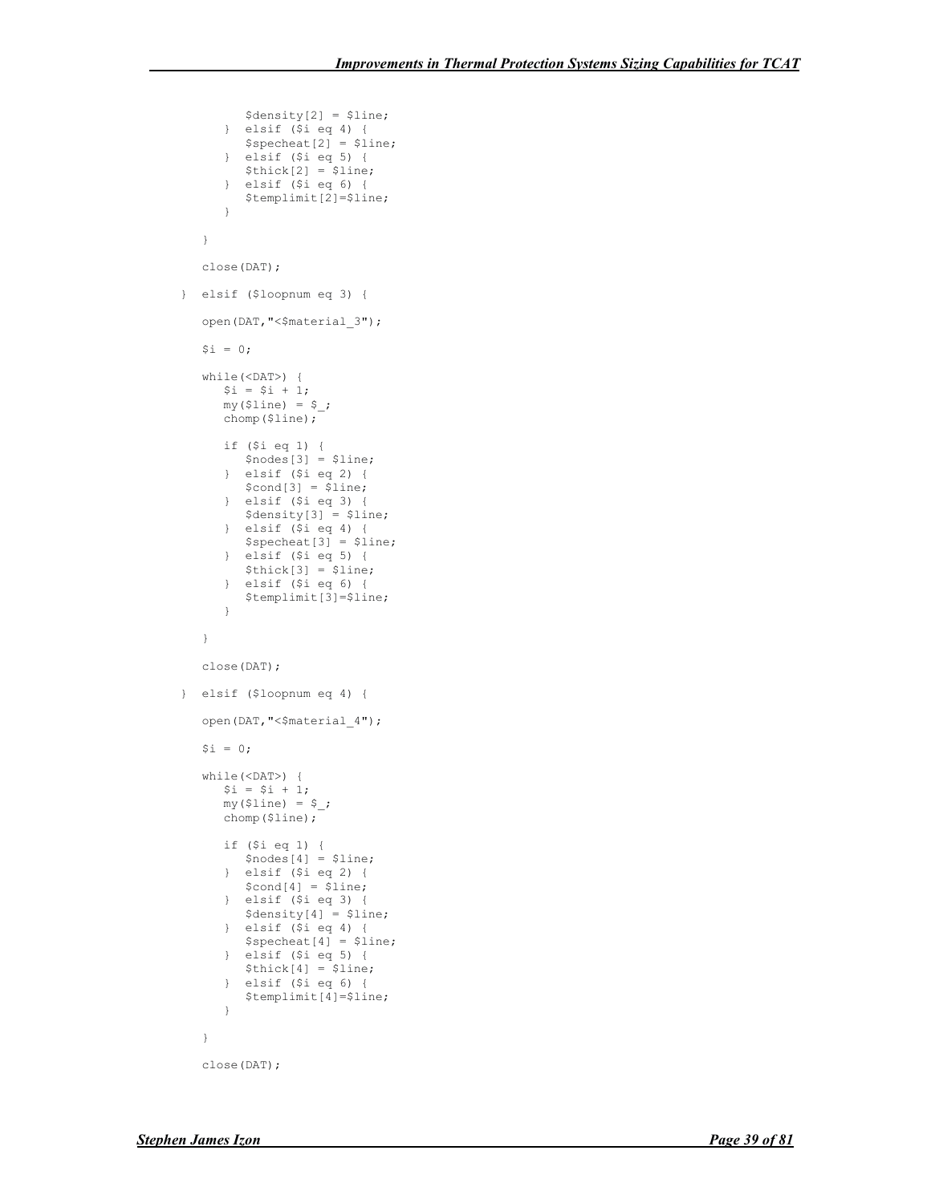```
            $density[2] = $line;
         }  elsif ($i eq 4) {
            $specheat[2] = $line;
         }  elsif ($i eq 5) {
            $thick[2] = $line;
         }  elsif ($i eq 6) {
            $templimit[2]=$line;
         }

      }

      close(DAT);

   }  elsif ($loopnum eq 3) {

      open(DAT,"<$material_3");

      $i = 0;

      while(<DAT>) {
         $i = $i + 1;
         my($line) = $_;
         chomp($line);

         if ($i eq 1) {
            $nodes[3] = $line;
         }  elsif ($i eq 2) {
            $cond[3] = $line;
         }  elsif ($i eq 3) {
            $density[3] = $line;
         }  elsif ($i eq 4) {
            $specheat[3] = $line;
         }  elsif ($i eq 5) {
            $thick[3] = $line;
         }  elsif ($i eq 6) {
            $templimit[3]=$line;
         }

      }

      close(DAT);

   }  elsif ($loopnum eq 4) {

      open(DAT,"<$material_4");

      $i = 0;

      while(<DAT>) {
         $i = $i + 1;
         my($line) = $_;
         chomp($line);

         if ($i eq 1) {
            $nodes[4] = $line;
         }  elsif ($i eq 2) {
            $cond[4] = $line;
         }  elsif ($i eq 3) {
            $density[4] = $line;
         }  elsif ($i eq 4) {
            $specheat[4] = $line;
         }  elsif ($i eq 5) {
            $thick[4] = $line;
         }  elsif ($i eq 6) {
            $templimit[4]=$line;
         }

      }

      close(DAT);
```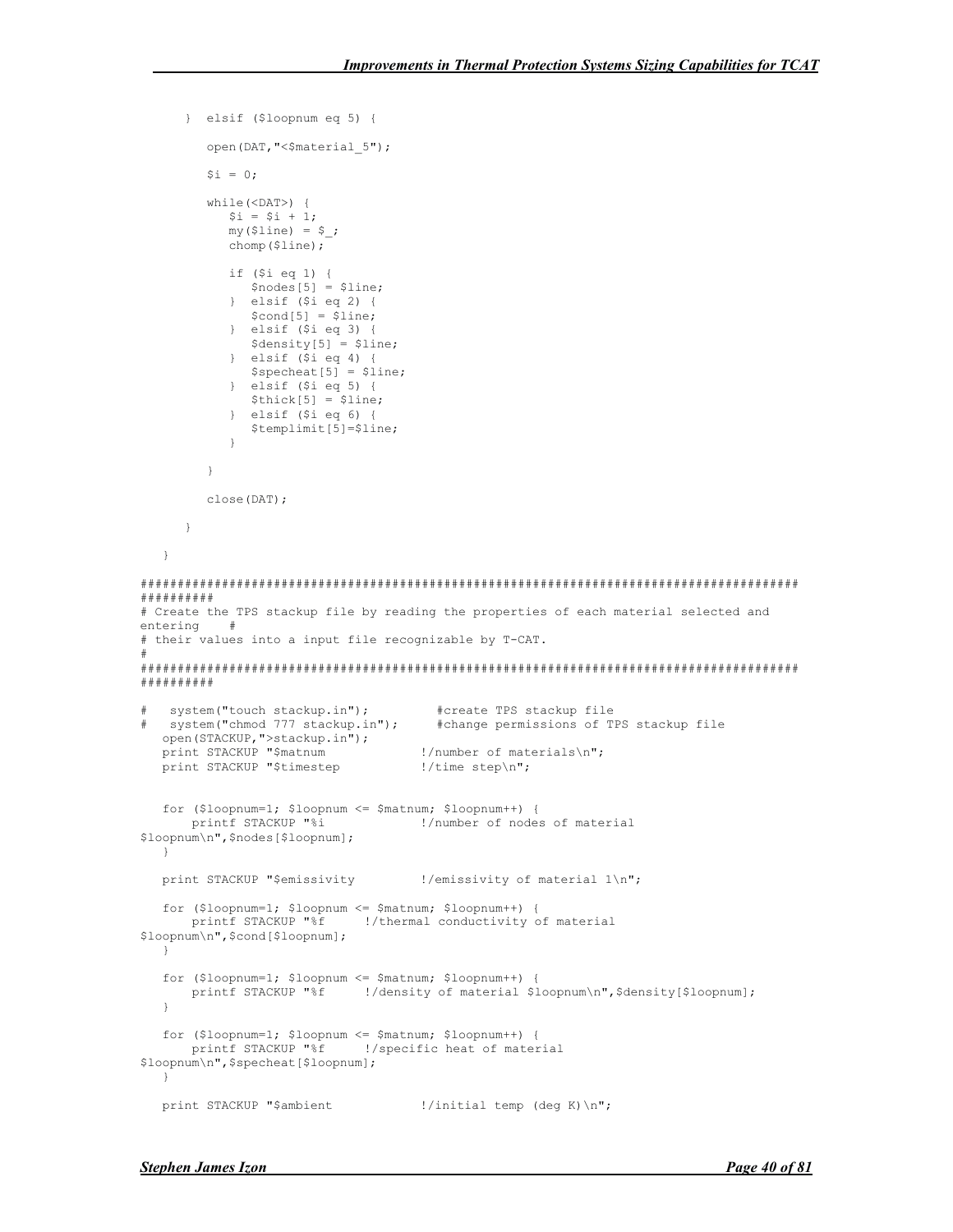```
      } elsif ($loopnum eq 5) {

         open(DAT,"<$material_5");

         $i = 0;

         while(<DAT>) {
            $i = $i + 1;
            my($line) = $_;
            chomp($line);

            if ($i eq 1) {
               $nodes[5] = $line;
            } elsif ($i eq 2) {
               $cond[5] = $line;
            } elsif ($i eq 3) {
               $density[5] = $line;
            } elsif ($i eq 4) {
               $specheat[5] = $line;
            } elsif ($i eq 5) {
               $thick[5] = $line;
            } elsif ($i eq 6) {
               $templimit[5]=$line;
            }

         }

         close(DAT);

      }

   }

########################################################################################
##########
# Create the TPS stackup file by reading the properties of each material selected and
entering    #
# their values into a input file recognizable by T-CAT.
#
########################################################################################
##########

#   system("touch stackup.in");         #create TPS stackup file
#   system("chmod 777 stackup.in");     #change permissions of TPS stackup file
   open(STACKUP,">stackup.in");
   print STACKUP "$matnum             !/number of materials\n";
   print STACKUP "$timestep           !/time step\n";


   for ($loopnum=1; $loopnum <= $matnum; $loopnum++) {
       printf STACKUP "%i            !/number of nodes of material
$loopnum\n",$nodes[$loopnum];
   }

   print STACKUP "$emissivity         !/emissivity of material 1\n";

   for ($loopnum=1; $loopnum <= $matnum; $loopnum++) {
       printf STACKUP "%f     !/thermal conductivity of material
$loopnum\n",$cond[$loopnum];
   }

   for ($loopnum=1; $loopnum <= $matnum; $loopnum++) {
       printf STACKUP "%f     !/density of material $loopnum\n",$density[$loopnum];
   }

   for ($loopnum=1; $loopnum <= $matnum; $loopnum++) {
       printf STACKUP "%f     !/specific heat of material
$loopnum\n",$specheat[$loopnum];
   }

   print STACKUP "$ambient            !/initial temp (deg K)\n";
```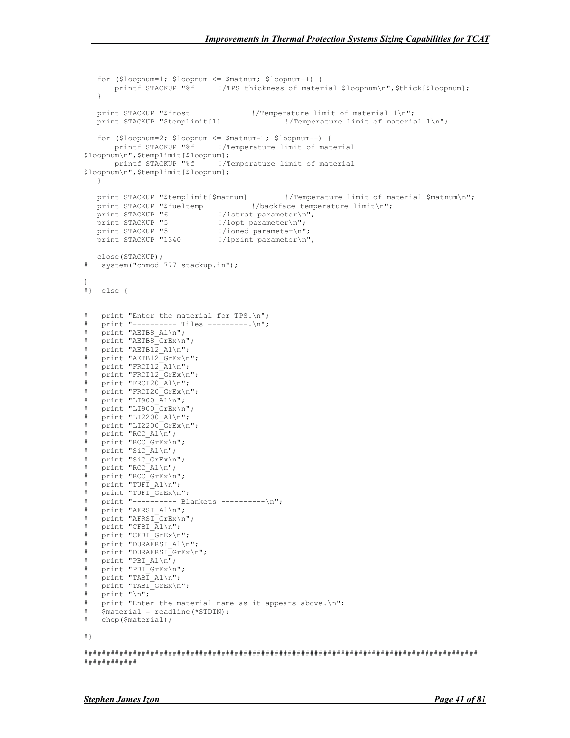```
   for ($loopnum=1; $loopnum <= $matnum; $loopnum++) {
       printf STACKUP "%f     !/TPS thickness of material $loopnum\n",$thick[$loopnum];
   }

   print STACKUP "$frost              !/Temperature limit of material 1\n";
   print STACKUP "$templimit[1]              !/Temperature limit of material 1\n";

   for ($loopnum=2; $loopnum <= $matnum-1; $loopnum++) {
       printf STACKUP "%f     !/Temperature limit of material
$loopnum\n",$templimit[$loopnum];
       printf STACKUP "%f     !/Temperature limit of material
$loopnum\n",$templimit[$loopnum];
   }

   print STACKUP "$templimit[$matnum]        !/Temperature limit of material $matnum\n";
   print STACKUP "$fueltemp          !/backface temperature limit\n";
   print STACKUP "6           !/istrat parameter\n";
   print STACKUP "5           !/iopt parameter\n";
   print STACKUP "5           !/ioned parameter\n";
   print STACKUP "1340        !/iprint parameter\n";

   close(STACKUP);
#   system("chmod 777 stackup.in");

}
#}  else {


#   print "Enter the material for TPS.\n";
#   print "---------- Tiles ---------.\n";
#   print "AETB8_Al\n";
#   print "AETB8_GrEx\n";
#   print "AETB12_Al\n";
#   print "AETB12_GrEx\n";
#   print "FRCI12_Al\n";
#   print "FRCI12_GrEx\n";
#   print "FRCI20_Al\n";
#   print "FRCI20_GrEx\n";
#   print "LI900_Al\n";
#   print "LI900_GrEx\n";
#   print "LI2200_Al\n";
#   print "LI2200_GrEx\n";
#   print "RCC_Al\n";
#   print "RCC_GrEx\n";
#   print "SiC_Al\n";
#   print "SiC_GrEx\n";
#   print "RCC_Al\n";
#   print "RCC_GrEx\n";
#   print "TUFI_Al\n";
#   print "TUFI_GrEx\n";
#   print "---------- Blankets ----------\n";
#   print "AFRSI_Al\n";
#   print "AFRSI_GrEx\n";
#   print "CFBI_Al\n";
#   print "CFBI_GrEx\n";
#   print "DURAFRSI_Al\n";
#   print "DURAFRSI_GrEx\n";
#   print "PBI_Al\n";
#   print "PBI_GrEx\n";
#   print "TABI_Al\n";
#   print "TABI_GrEx\n";
#   print "\n";
#   print "Enter the material name as it appears above.\n";
#   $material = readline(*STDIN);
#   chop($material);

#}

######################################################################################
###########
```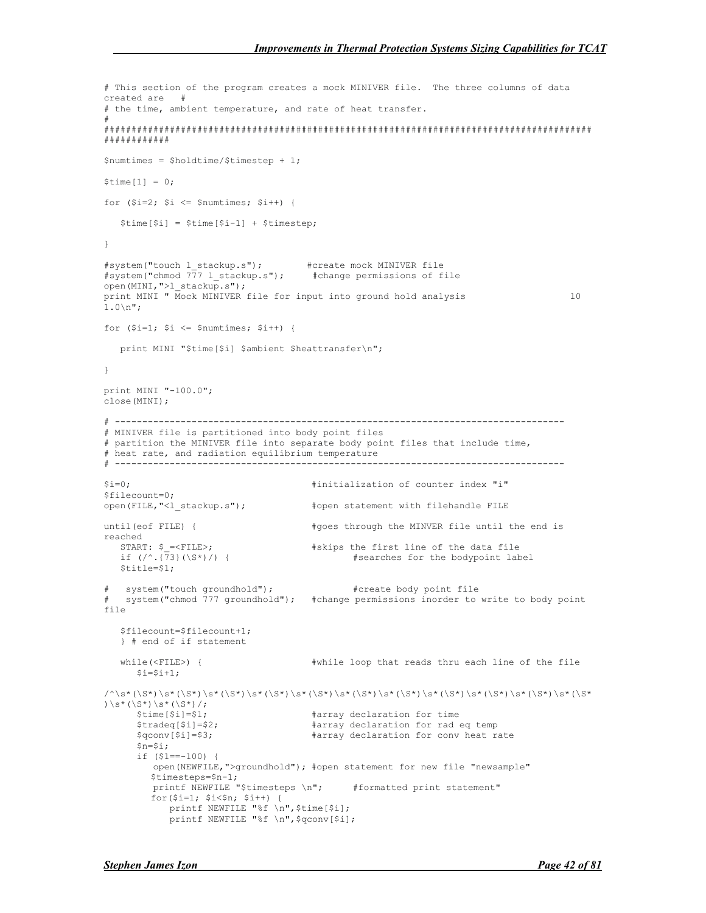```
# This section of the program creates a mock MINIVER file.  The three columns of data
created are   #
# the time, ambient temperature, and rate of heat transfer.
#
########################################################################################
############

$numtimes = $holdtime/$timestep + 1;

$time[1] = 0;

for ($i=2; $i <= $numtimes; $i++) {

   $time[$i] = $time[$i-1] + $timestep;

}

#system("touch l_stackup.s");         #create mock MINIVER file
#system("chmod 777 l_stackup.s");     #change permissions of file
open(MINI,">l_stackup.s");
print MINI " Mock MINIVER file for input into ground hold analysis                   10
1.0\n";

for ($i=1; $i <= $numtimes; $i++) {

   print MINI "$time[$i] $ambient $heattransfer\n";

}

print MINI "-100.0";
close(MINI);

# ---------------------------------------------------------------------------------
# MINIVER file is partitioned into body point files
# partition the MINIVER file into separate body point files that include time,
# heat rate, and radiation equilibrium temperature
# ---------------------------------------------------------------------------------

$i=0;                                  #initialization of counter index "i"
$filecount=0;
open(FILE,"<l_stackup.s");             #open statement with filehandle FILE

until(eof FILE) {                      #goes through the MINVER file until the end is
reached
   START: $_=<FILE>;                   #skips the first line of the data file
   if (/^.{73}(\S*)/) {                        #searches for the bodypoint label
   $title=$1;

#   system("touch groundhold");               #create body point file
#   system("chmod 777 groundhold");   #change permissions inorder to write to body point
file

   $filecount=$filecount+1;
   } # end of if statement

   while(<FILE>) {                     #while loop that reads thru each line of the file
      $i=$i+1;

/^\s*(\S*)\s*(\S*)\s*(\S*)\s*(\S*)\s*(\S*)\s*(\S*)\s*(\S*)\s*(\S*)\s*(\S*)\s*(\S*)\s*(\S*
)\s*(\S*)\s*(\S*)/;
      $time[$i]=$1;                    #array declaration for time
      $tradeq[$i]=$2;                  #array declaration for rad eq temp
      $qconv[$i]=$3;                   #array declaration for conv heat rate
      $n=$i;
      if ($1==-100) {
         open(NEWFILE,">groundhold"); #open statement for new file "newsample"
         $timesteps=$n-1;
         printf NEWFILE "$timesteps \n";      #formatted print statement"
         for($i=1; $i<$n; $i++) {
            printf NEWFILE "%f \n",$time[$i];
            printf NEWFILE "%f \n",$qconv[$i];
```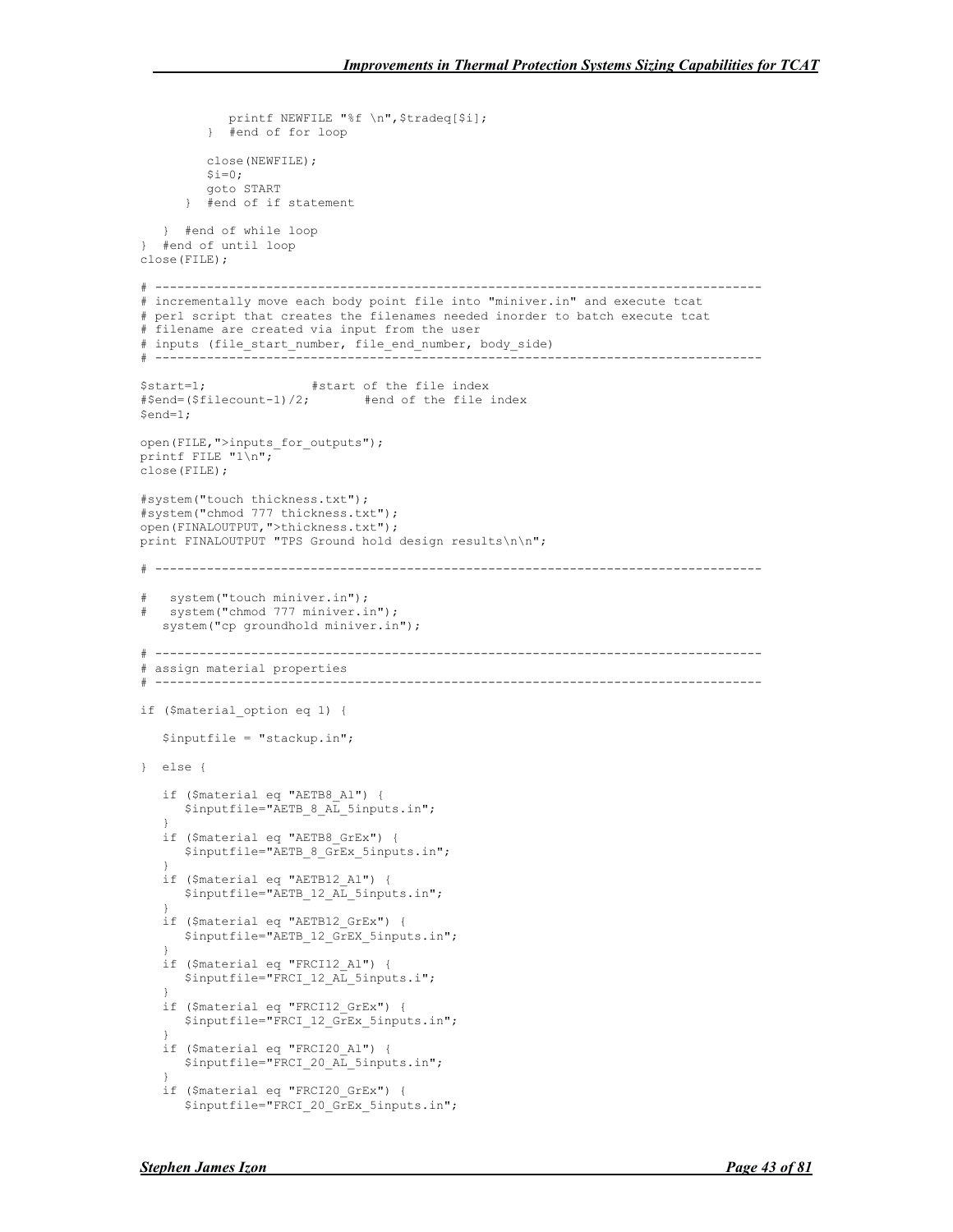```
            printf NEWFILE "%f \n",$tradeq[$i];
         }  #end of for loop

         close(NEWFILE);
         $i=0;
         goto START
      }  #end of if statement

   }  #end of while loop
}  #end of until loop
close(FILE);

# --------------------------------------------------------------------------------
# incrementally move each body point file into "miniver.in" and execute tcat
# perl script that creates the filenames needed inorder to batch execute tcat
# filename are created via input from the user
# inputs (file_start_number, file_end_number, body_side)
# --------------------------------------------------------------------------------

$start=1;              #start of the file index
#$end=($filecount-1)/2;       #end of the file index
$end=1;

open(FILE,">inputs_for_outputs");
printf FILE "1\n";
close(FILE);

#system("touch thickness.txt");
#system("chmod 777 thickness.txt");
open(FINALOUTPUT,">thickness.txt");
print FINALOUTPUT "TPS Ground hold design results\n\n";

# --------------------------------------------------------------------------------

#   system("touch miniver.in");
#   system("chmod 777 miniver.in");
   system("cp groundhold miniver.in");

# --------------------------------------------------------------------------------
# assign material properties
# --------------------------------------------------------------------------------

if ($material_option eq 1) {

   $inputfile = "stackup.in";

}  else {

   if ($material eq "AETB8_Al") {
      $inputfile="AETB_8_AL_5inputs.in";
   }
   if ($material eq "AETB8_GrEx") {
      $inputfile="AETB_8_GrEx_5inputs.in";
   }
   if ($material eq "AETB12_Al") {
      $inputfile="AETB_12_AL_5inputs.in";
   }
   if ($material eq "AETB12_GrEx") {
      $inputfile="AETB_12_GrEx_5inputs.in";
   }
   if ($material eq "FRCI12_Al") {
      $inputfile="FRCI_12_AL_5inputs.i";
   }
   if ($material eq "FRCI12_GrEx") {
      $inputfile="FRCI_12_GrEx_5inputs.in";
   }
   if ($material eq "FRCI20_Al") {
      $inputfile="FRCI_20_AL_5inputs.in";
   }
   if ($material eq "FRCI20_GrEx") {
      $inputfile="FRCI_20_GrEx_5inputs.in";
```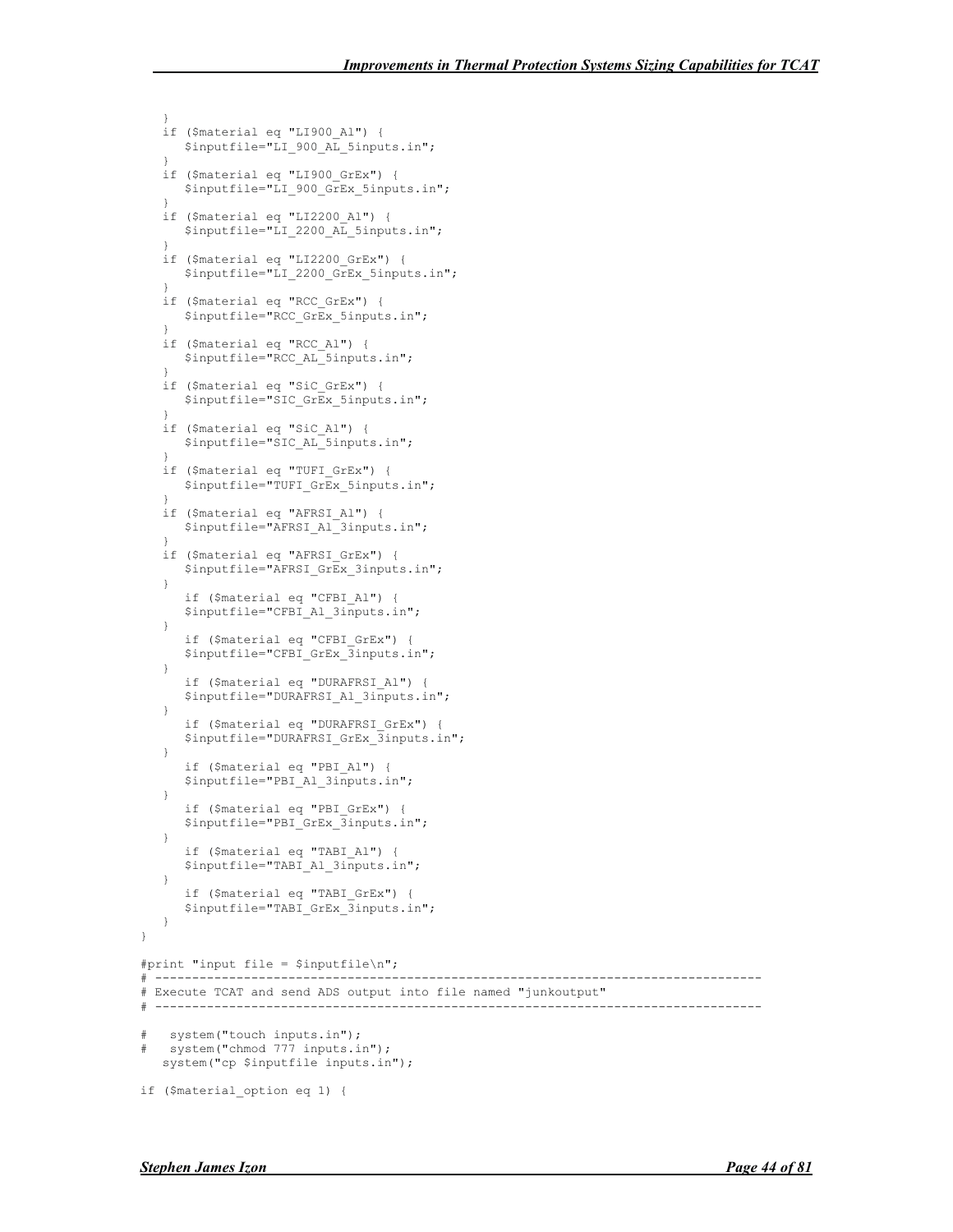```
   }
   if ($material eq "LI900_Al") {
      $inputfile="LI_900_AL_5inputs.in";
   }
   if ($material eq "LI900_GrEx") {
      $inputfile="LI_900_GrEx_5inputs.in";
   }
   if ($material eq "LI2200_Al") {
      $inputfile="LI_2200_AL_5inputs.in";
   }
   if ($material eq "LI2200_GrEx") {
      $inputfile="LI_2200_GrEx_5inputs.in";
   }
   if ($material eq "RCC_GrEx") {
      $inputfile="RCC_GrEx_5inputs.in";
   }
   if ($material eq "RCC_Al") {
      $inputfile="RCC_AL_5inputs.in";
   }
   if ($material eq "SiC_GrEx") {
      $inputfile="SIC_GrEx_5inputs.in";
   }
   if ($material eq "SiC_Al") {
      $inputfile="SIC_AL_5inputs.in";
   }
   if ($material eq "TUFI_GrEx") {
      $inputfile="TUFI_GrEx_5inputs.in";
   }
   if ($material eq "AFRSI_Al") {
      $inputfile="AFRSI_Al_3inputs.in";
   }
   if ($material eq "AFRSI_GrEx") {
      $inputfile="AFRSI_GrEx_3inputs.in";
   }
      if ($material eq "CFBI_Al") {
      $inputfile="CFBI_Al_3inputs.in";
   }
      if ($material eq "CFBI_GrEx") {
      $inputfile="CFBI_GrEx_3inputs.in";
   }
      if ($material eq "DURAFRSI_Al") {
      $inputfile="DURAFRSI_Al_3inputs.in";
   }
      if ($material eq "DURAFRSI_GrEx") {
      $inputfile="DURAFRSI_GrEx_3inputs.in";
   }
      if ($material eq "PBI_Al") {
      $inputfile="PBI_Al_3inputs.in";
   }
      if ($material eq "PBI_GrEx") {
      $inputfile="PBI_GrEx_3inputs.in";
   }
      if ($material eq "TABI_Al") {
      $inputfile="TABI_Al_3inputs.in";
   }
      if ($material eq "TABI_GrEx") {
      $inputfile="TABI_GrEx_3inputs.in";
   }
}

#print "input file = $inputfile\n";
# ----------------------------------------------------------------------------------
# Execute TCAT and send ADS output into file named "junkoutput"
# ----------------------------------------------------------------------------------

#   system("touch inputs.in");
#   system("chmod 777 inputs.in");
   system("cp $inputfile inputs.in");

if ($material_option eq 1) {
```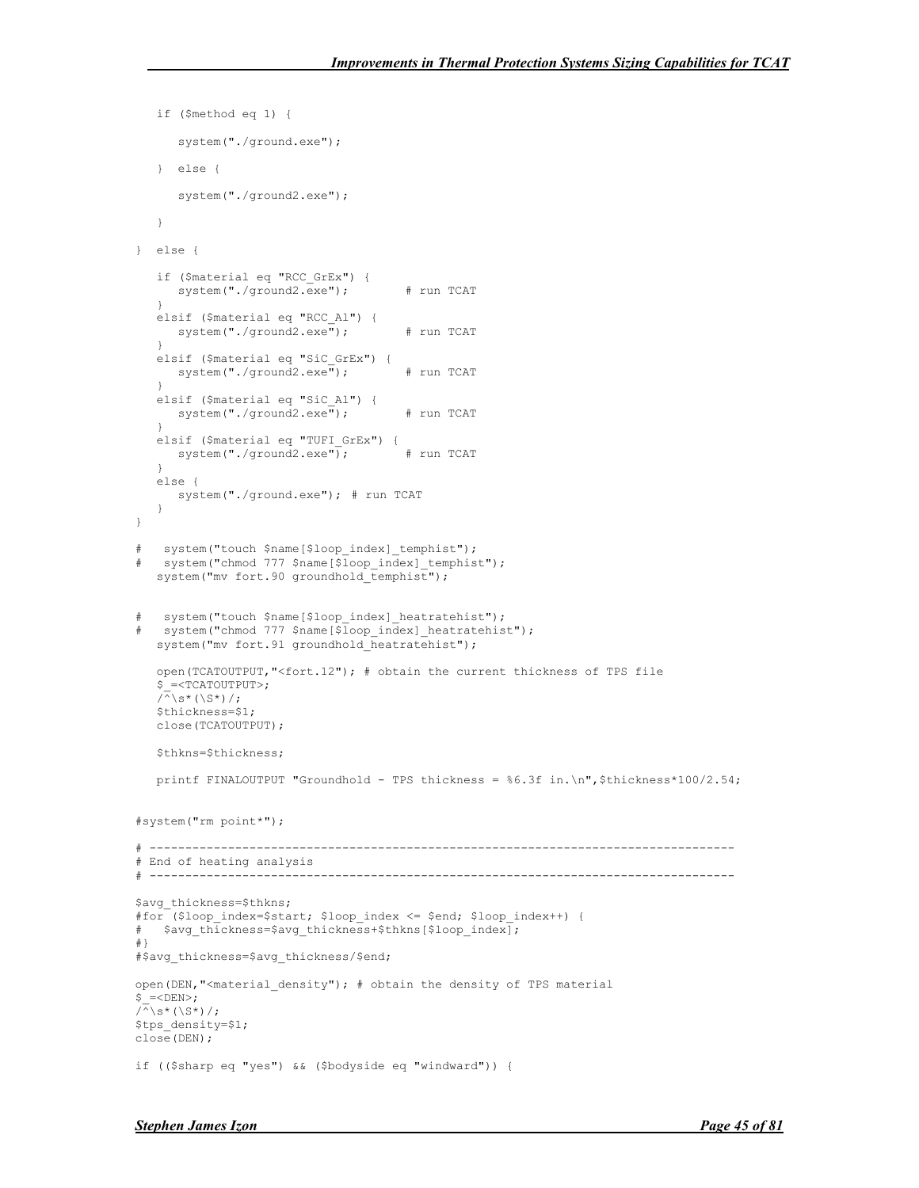```
   if ($method eq 1) {

      system("./ground.exe");

   }  else {

      system("./ground2.exe");

   }

}  else {

   if ($material eq "RCC_GrEx") {
      system("./ground2.exe");        # run TCAT
   }
   elsif ($material eq "RCC_Al") {
      system("./ground2.exe");        # run TCAT
   }
   elsif ($material eq "SiC_GrEx") {
      system("./ground2.exe");        # run TCAT
   }
   elsif ($material eq "SiC_Al") {
      system("./ground2.exe");        # run TCAT
   }
   elsif ($material eq "TUFI_GrEx") {
      system("./ground2.exe");        # run TCAT
   }
   else {
      system("./ground.exe"); # run TCAT
   }
}

#   system("touch $name[$loop_index]_temphist");
#   system("chmod 777 $name[$loop_index]_temphist");
   system("mv fort.90 groundhold_temphist");


#   system("touch $name[$loop_index]_heatratehist");
#   system("chmod 777 $name[$loop_index]_heatratehist");
   system("mv fort.91 groundhold_heatratehist");

   open(TCATOUTPUT,"<fort.12"); # obtain the current thickness of TPS file
   $_=<TCATOUTPUT>;
   /^\s*(\S*)/;
   $thickness=$1;
   close(TCATOUTPUT);

   $thkns=$thickness;

   printf FINALOUTPUT "Groundhold - TPS thickness = %6.3f in.\n",$thickness*100/2.54;


#system("rm point*");

# ---------------------------------------------------------------------------------
# End of heating analysis
# ---------------------------------------------------------------------------------

$avg_thickness=$thkns;
#for ($loop_index=$start; $loop_index <= $end; $loop_index++) {
#   $avg_thickness=$avg_thickness+$thkns[$loop_index];
#}
#$avg_thickness=$avg_thickness/$end;

open(DEN,"<material_density"); # obtain the density of TPS material
$_=<DEN>;
/^\s*(\S*)/;
$tps_density=$1;
close(DEN);

if (($sharp eq "yes") && ($bodyside eq "windward")) {
```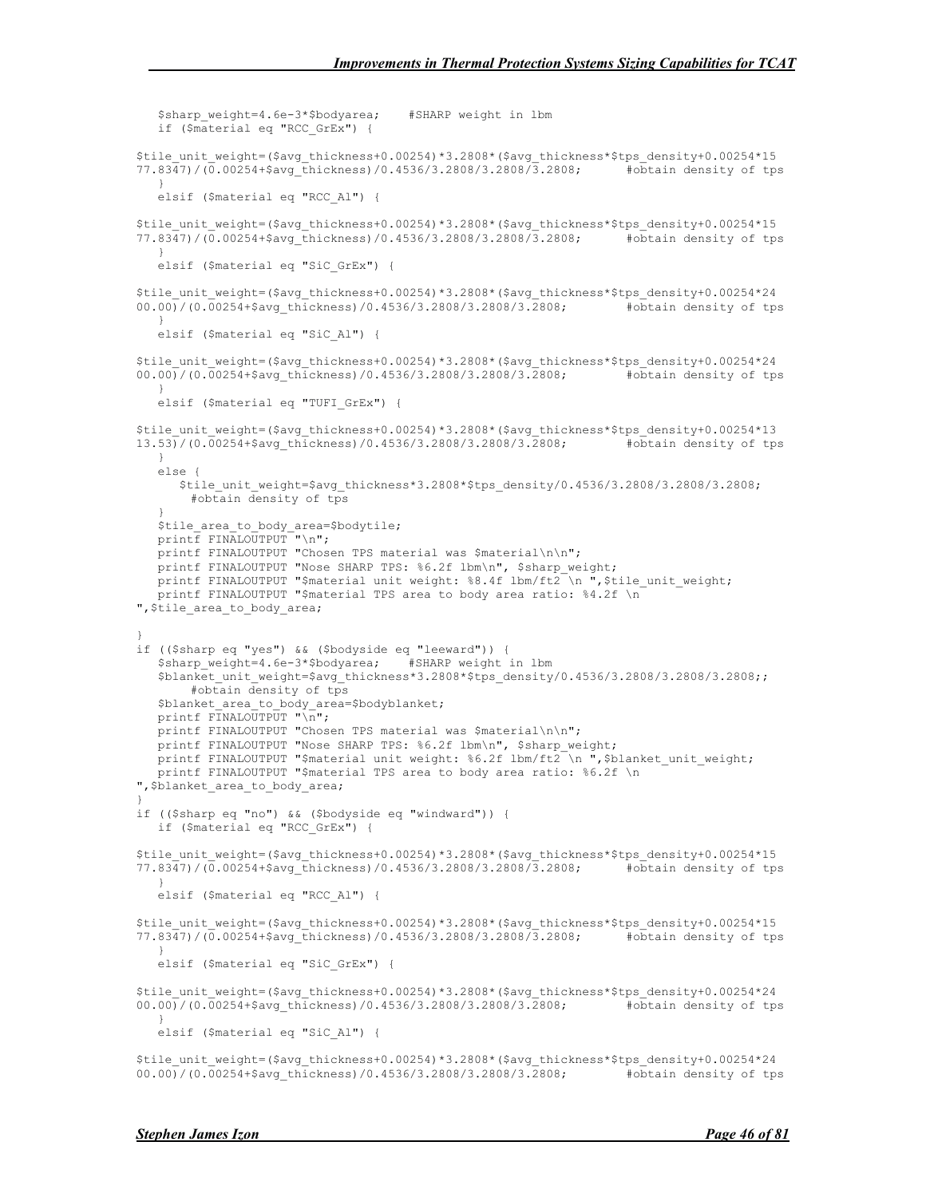```
   $sharp_weight=4.6e-3*$bodyarea;    #SHARP weight in lbm
   if ($material eq "RCC_GrEx") {
$tile_unit_weight=($avg_thickness+0.00254)*3.2808*($avg_thickness*$tps_density+0.00254*15
77.8347)/(0.00254+$avg_thickness)/0.4536/3.2808/3.2808/3.2808;      #obtain density of tps
   }
   elsif ($material eq "RCC_Al") {
$tile_unit_weight=($avg_thickness+0.00254)*3.2808*($avg_thickness*$tps_density+0.00254*15
77.8347)/(0.00254+$avg_thickness)/0.4536/3.2808/3.2808/3.2808;      #obtain density of tps
   }
   elsif ($material eq "SiC_GrEx") {
$tile_unit_weight=($avg_thickness+0.00254)*3.2808*($avg_thickness*$tps_density+0.00254*24
00.00)/(0.00254+$avg_thickness)/0.4536/3.2808/3.2808/3.2808;        #obtain density of tps
   }
   elsif ($material eq "SiC_Al") {
$tile_unit_weight=($avg_thickness+0.00254)*3.2808*($avg_thickness*$tps_density+0.00254*24
00.00)/(0.00254+$avg_thickness)/0.4536/3.2808/3.2808/3.2808;        #obtain density of tps
   }
   elsif ($material eq "TUFI_GrEx") {
$tile_unit_weight=($avg_thickness+0.00254)*3.2808*($avg_thickness*$tps_density+0.00254*13
13.53)/(0.00254+$avg_thickness)/0.4536/3.2808/3.2808/3.2808;        #obtain density of tps
   }
   else {
      $tile_unit_weight=$avg_thickness*3.2808*$tps_density/0.4536/3.2808/3.2808/3.2808;
        #obtain density of tps
   }
   $tile_area_to_body_area=$bodytile;
   printf FINALOUTPUT "\n";
   printf FINALOUTPUT "Chosen TPS material was $material\n\n";
   printf FINALOUTPUT "Nose SHARP TPS: %6.2f lbm\n", $sharp_weight;
   printf FINALOUTPUT "$material unit weight: %8.4f lbm/ft2 \n ",$tile_unit_weight;
   printf FINALOUTPUT "$material TPS area to body area ratio: %4.2f \n
",$tile_area_to_body_area;

}
if (($sharp eq "yes") && ($bodyside eq "leeward")) {
   $sharp_weight=4.6e-3*$bodyarea;    #SHARP weight in lbm
   $blanket_unit_weight=$avg_thickness*3.2808*$tps_density/0.4536/3.2808/3.2808/3.2808;;
        #obtain density of tps
   $blanket_area_to_body_area=$bodyblanket;
   printf FINALOUTPUT "\n";
   printf FINALOUTPUT "Chosen TPS material was $material\n\n";
   printf FINALOUTPUT "Nose SHARP TPS: %6.2f lbm\n", $sharp_weight;
   printf FINALOUTPUT "$material unit weight: %6.2f lbm/ft2 \n ",$blanket_unit_weight;
   printf FINALOUTPUT "$material TPS area to body area ratio: %6.2f \n
",$blanket_area_to_body_area;
}
if (($sharp eq "no") && ($bodyside eq "windward")) {
   if ($material eq "RCC_GrEx") {
$tile_unit_weight=($avg_thickness+0.00254)*3.2808*($avg_thickness*$tps_density+0.00254*15
77.8347)/(0.00254+$avg_thickness)/0.4536/3.2808/3.2808/3.2808;      #obtain density of tps
   }
   elsif ($material eq "RCC_Al") {
$tile_unit_weight=($avg_thickness+0.00254)*3.2808*($avg_thickness*$tps_density+0.00254*15
77.8347)/(0.00254+$avg_thickness)/0.4536/3.2808/3.2808/3.2808;      #obtain density of tps
   }
   elsif ($material eq "SiC_GrEx") {
$tile_unit_weight=($avg_thickness+0.00254)*3.2808*($avg_thickness*$tps_density+0.00254*24
00.00)/(0.00254+$avg_thickness)/0.4536/3.2808/3.2808/3.2808;        #obtain density of tps
   }
   elsif ($material eq "SiC_Al") {
$tile_unit_weight=($avg_thickness+0.00254)*3.2808*($avg_thickness*$tps_density+0.00254*24
00.00)/(0.00254+$avg_thickness)/0.4536/3.2808/3.2808/3.2808;        #obtain density of tps
```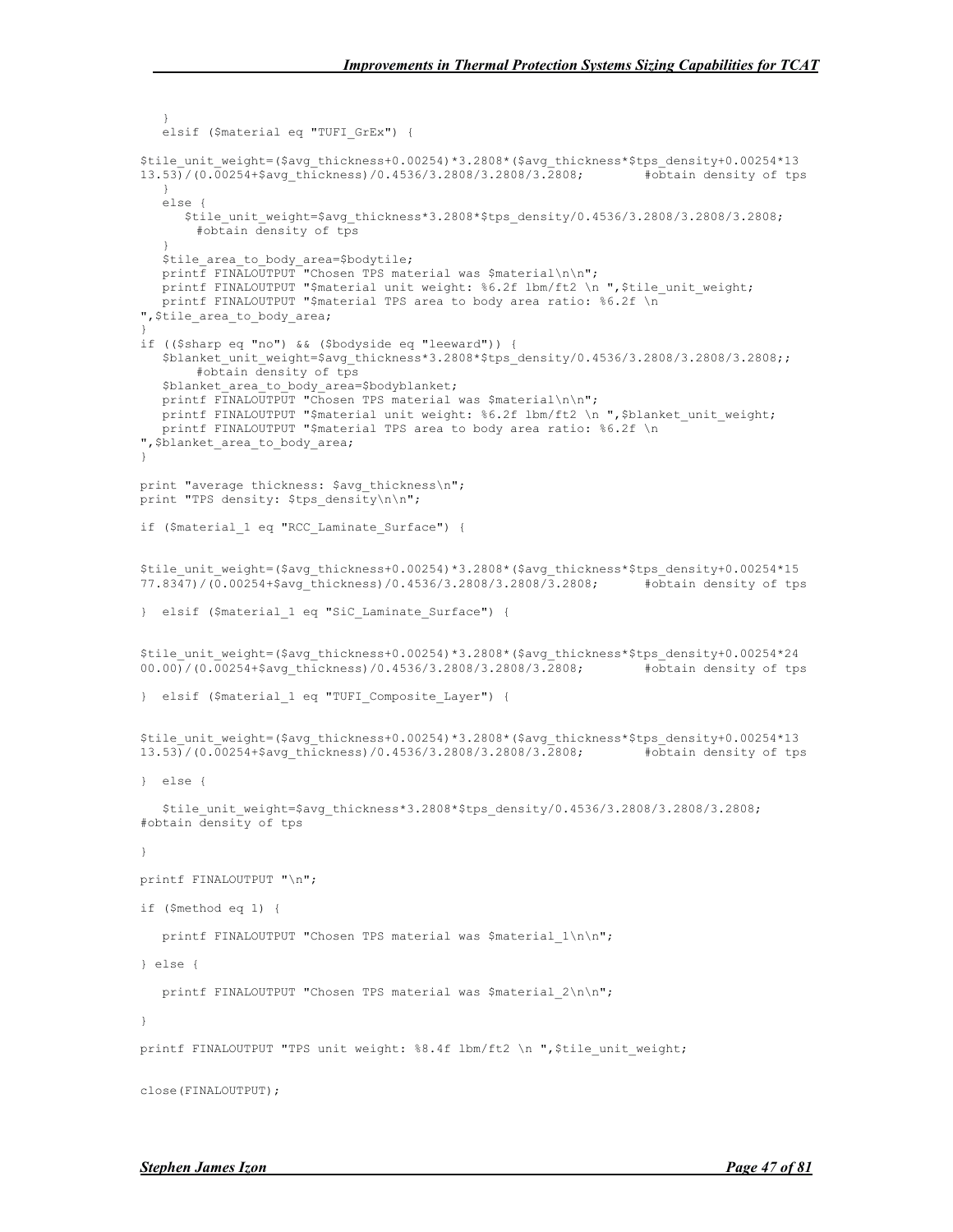```
   }
   elsif ($material eq "TUFI_GrEx") {

$tile_unit_weight=($avg_thickness+0.00254)*3.2808*($avg_thickness*$tps_density+0.00254*13
13.53)/(0.00254+$avg_thickness)/0.4536/3.2808/3.2808/3.2808;       #obtain density of tps
   }
   else {
      $tile_unit_weight=$avg_thickness*3.2808*$tps_density/0.4536/3.2808/3.2808/3.2808;
        #obtain density of tps
   }
   $tile_area_to_body_area=$bodytile;
   printf FINALOUTPUT "Chosen TPS material was $material\n\n";
   printf FINALOUTPUT "$material unit weight: %6.2f lbm/ft2 \n ",$tile_unit_weight;
   printf FINALOUTPUT "$material TPS area to body area ratio: %6.2f \n
",$tile_area_to_body_area;
}
if (($sharp eq "no") && ($bodyside eq "leeward")) {
   $blanket_unit_weight=$avg_thickness*3.2808*$tps_density/0.4536/3.2808/3.2808/3.2808;;
        #obtain density of tps
   $blanket_area_to_body_area=$bodyblanket;
   printf FINALOUTPUT "Chosen TPS material was $material\n\n";
   printf FINALOUTPUT "$material unit weight: %6.2f lbm/ft2 \n ",$blanket_unit_weight;
   printf FINALOUTPUT "$material TPS area to body area ratio: %6.2f \n
",$blanket_area_to_body_area;
}

print "average thickness: $avg_thickness\n";
print "TPS density: $tps_density\n\n";

if ($material_1 eq "RCC_Laminate_Surface") {


$tile_unit_weight=($avg_thickness+0.00254)*3.2808*($avg_thickness*$tps_density+0.00254*15
77.8347)/(0.00254+$avg_thickness)/0.4536/3.2808/3.2808/3.2808;      #obtain density of tps

}  elsif ($material_1 eq "SiC_Laminate_Surface") {


$tile_unit_weight=($avg_thickness+0.00254)*3.2808*($avg_thickness*$tps_density+0.00254*24
00.00)/(0.00254+$avg_thickness)/0.4536/3.2808/3.2808/3.2808;        #obtain density of tps

}  elsif ($material_1 eq "TUFI_Composite_Layer") {


$tile_unit_weight=($avg_thickness+0.00254)*3.2808*($avg_thickness*$tps_density+0.00254*13
13.53)/(0.00254+$avg_thickness)/0.4536/3.2808/3.2808/3.2808;        #obtain density of tps

}  else {

   $tile_unit_weight=$avg_thickness*3.2808*$tps_density/0.4536/3.2808/3.2808/3.2808;
#obtain density of tps

}

printf FINALOUTPUT "\n";

if ($method eq 1) {

   printf FINALOUTPUT "Chosen TPS material was $material_1\n\n";

} else {

   printf FINALOUTPUT "Chosen TPS material was $material_2\n\n";

}

printf FINALOUTPUT "TPS unit weight: %8.4f lbm/ft2 \n ",$tile_unit_weight;


close(FINALOUTPUT);
```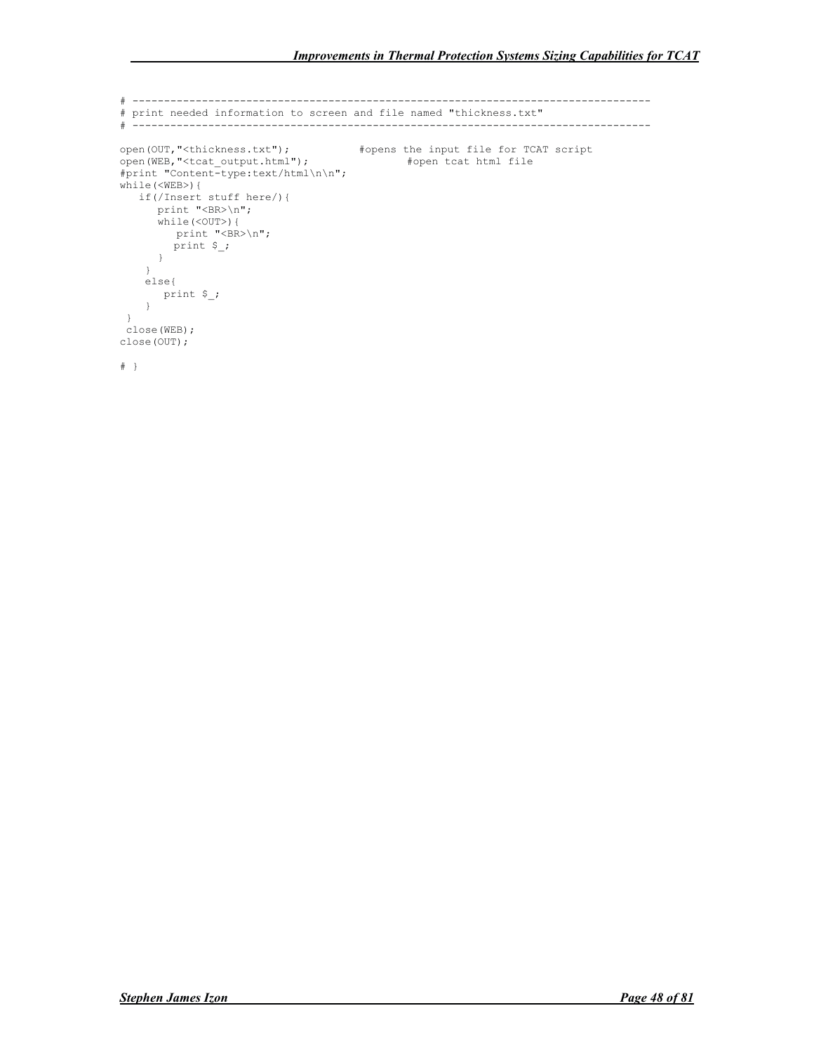```
# ---------------------------------------------------------------------------------
# print needed information to screen and file named "thickness.txt"
# ---------------------------------------------------------------------------------

open(OUT,"<thickness.txt");           #opens the input file for TCAT script
open(WEB,"<tcat_output.html");                #open tcat html file
#print "Content-type:text/html\n\n";
while(<WEB>){
   if(/Insert stuff here/){
      print "<BR>\n";
      while(<OUT>){
         print "<BR>\n";
        print $_;
      }
    }
    else{
       print $_;
    }
 }
 close(WEB);
close(OUT);

# }
```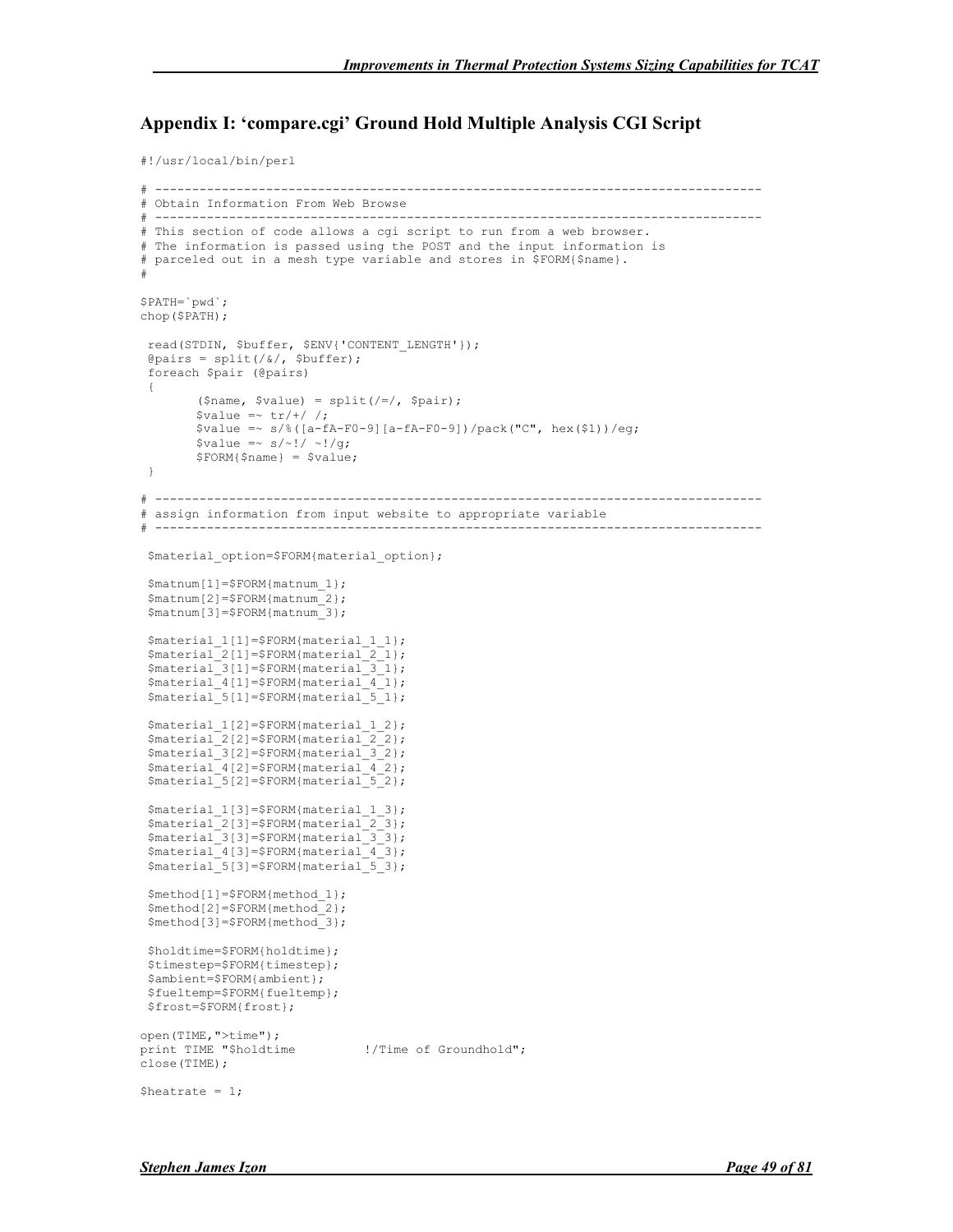## Appendix I: 'compare.cgi' Ground Hold Multiple Analysis CGI Script

```
#!/usr/local/bin/perl

# ---------------------------------------------------------------------------------
# Obtain Information From Web Browse
# ---------------------------------------------------------------------------------
# This section of code allows a cgi script to run from a web browser.
# The information is passed using the POST and the input information is
# parceled out in a mesh type variable and stores in $FORM{$name}.
#

$PATH=`pwd`;
chop($PATH);

 read(STDIN, $buffer, $ENV{'CONTENT_LENGTH'});
 @pairs = split(/&/, $buffer);
 foreach $pair (@pairs)
 {
        ($name, $value) = split(/=/, $pair);
        $value =~ tr/+/ /;
        $value =~ s/%([a-fA-F0-9][a-fA-F0-9])/pack("C", hex($1))/eg;
        $value =~ s/~!/ ~!/g;
        $FORM{$name} = $value;
 }

# ---------------------------------------------------------------------------------
# assign information from input website to appropriate variable
# ---------------------------------------------------------------------------------

 $material_option=$FORM{material_option};

 $matnum[1]=$FORM{matnum_1};
 $matnum[2]=$FORM{matnum_2};
 $matnum[3]=$FORM{matnum_3};

 $material_1[1]=$FORM{material_1_1};
 $material_2[1]=$FORM{material_2_1};
 $material_3[1]=$FORM{material_3_1};
 $material_4[1]=$FORM{material_4_1};
 $material_5[1]=$FORM{material_5_1};

 $material_1[2]=$FORM{material_1_2};
 $material_2[2]=$FORM{material_2_2};
 $material_3[2]=$FORM{material_3_2};
 $material_4[2]=$FORM{material_4_2};
 $material_5[2]=$FORM{material_5_2};

 $material_1[3]=$FORM{material_1_3};
 $material_2[3]=$FORM{material_2_3};
 $material_3[3]=$FORM{material_3_3};
 $material_4[3]=$FORM{material_4_3};
 $material_5[3]=$FORM{material_5_3};

 $method[1]=$FORM{method_1};
 $method[2]=$FORM{method_2};
 $method[3]=$FORM{method_3};

 $holdtime=$FORM{holdtime};
 $timestep=$FORM{timestep};
 $ambient=$FORM{ambient};
 $fueltemp=$FORM{fueltemp};
 $frost=$FORM{frost};

open(TIME,">time");
print TIME "$holdtime          !/Time of Groundhold";
close(TIME);

$heatrate = 1;
```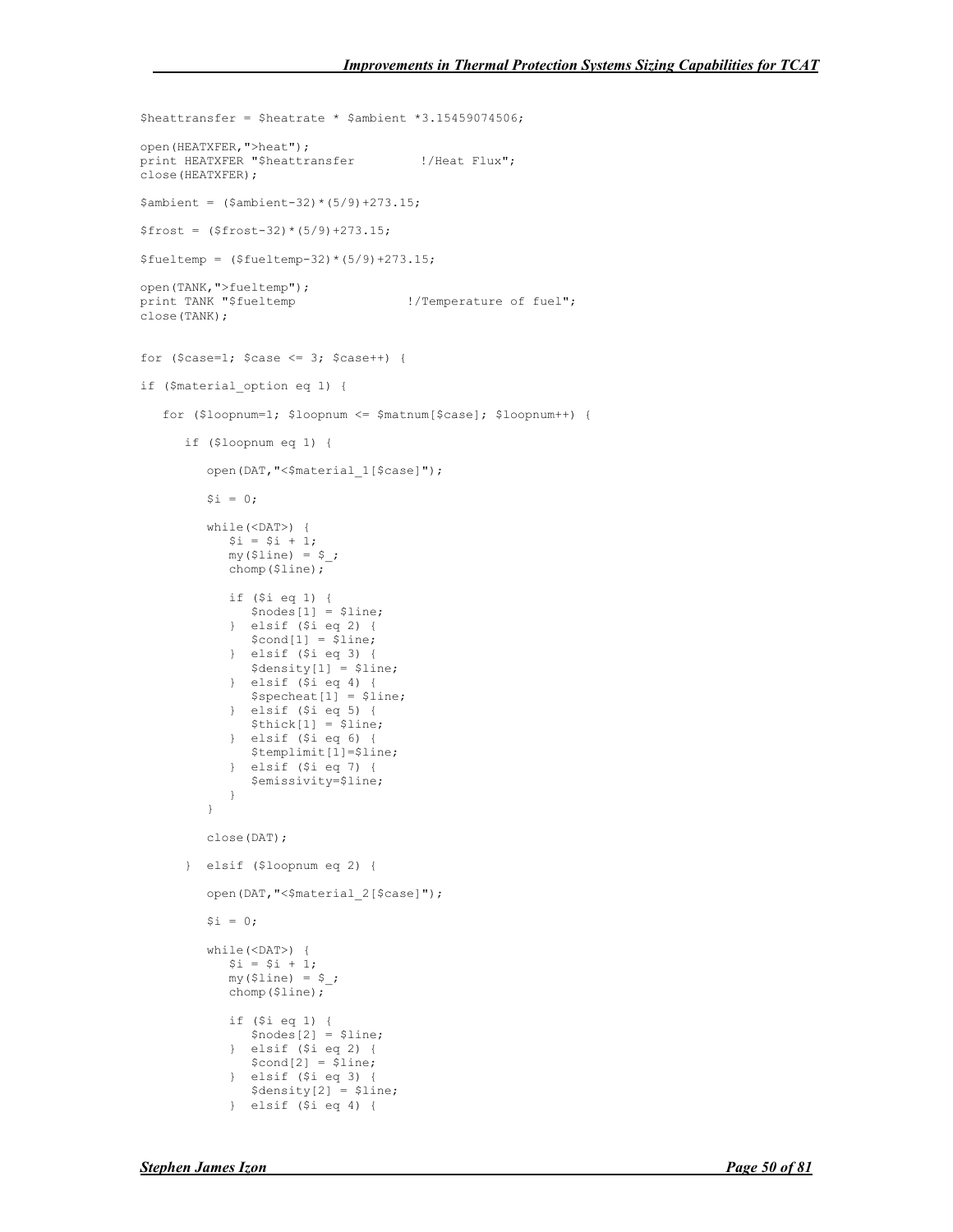```
$heattransfer = $heatrate * $ambient *3.15459074506;

open(HEATXFER,">heat");
print HEATXFER "$heattransfer         !/Heat Flux";
close(HEATXFER);

$ambient = ($ambient-32)*(5/9)+273.15;

$frost = ($frost-32)*(5/9)+273.15;

$fueltemp = ($fueltemp-32)*(5/9)+273.15;

open(TANK,">fueltemp");
print TANK "$fueltemp                !/Temperature of fuel";
close(TANK);


for ($case=1; $case <= 3; $case++) {

if ($material_option eq 1) {

   for ($loopnum=1; $loopnum <= $matnum[$case]; $loopnum++) {

      if ($loopnum eq 1) {

         open(DAT,"<$material_1[$case]");

         $i = 0;

         while(<DAT>) {
            $i = $i + 1;
            my($line) = $_;
            chomp($line);

            if ($i eq 1) {
               $nodes[1] = $line;
            }  elsif ($i eq 2) {
               $cond[1] = $line;
            }  elsif ($i eq 3) {
               $density[1] = $line;
            }  elsif ($i eq 4) {
               $specheat[1] = $line;
            }  elsif ($i eq 5) {
               $thick[1] = $line;
            }  elsif ($i eq 6) {
               $templimit[1]=$line;
            }  elsif ($i eq 7) {
               $emissivity=$line;
            }
         }

         close(DAT);

      }  elsif ($loopnum eq 2) {

         open(DAT,"<$material_2[$case]");

         $i = 0;

         while(<DAT>) {
            $i = $i + 1;
            my($line) = $_;
            chomp($line);

            if ($i eq 1) {
               $nodes[2] = $line;
            }  elsif ($i eq 2) {
               $cond[2] = $line;
            }  elsif ($i eq 3) {
               $density[2] = $line;
            }  elsif ($i eq 4) {
```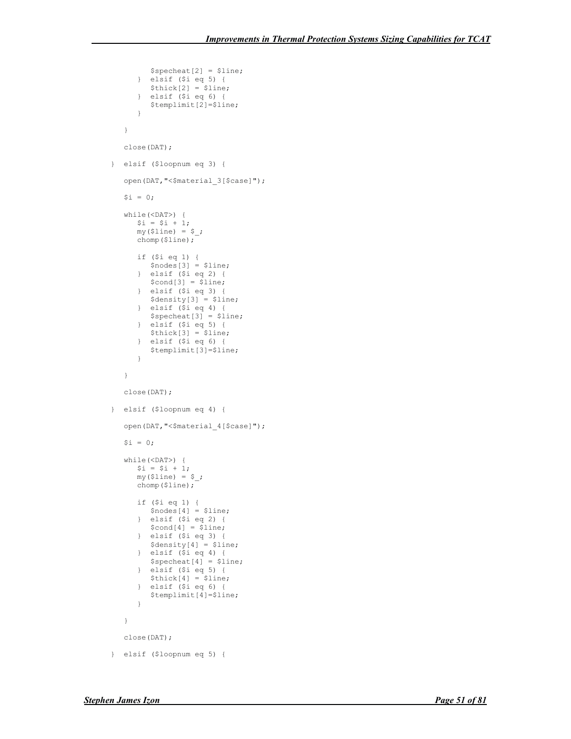```
            $specheat[2] = $line;
         }  elsif ($i eq 5) {
            $thick[2] = $line;
         }  elsif ($i eq 6) {
            $templimit[2]=$line;
         }

      }

      close(DAT);

   }  elsif ($loopnum eq 3) {

      open(DAT,"<$material_3[$case]");

      $i = 0;

      while(<DAT>) {
         $i = $i + 1;
         my($line) = $_;
         chomp($line);

         if ($i eq 1) {
            $nodes[3] = $line;
         }  elsif ($i eq 2) {
            $cond[3] = $line;
         }  elsif ($i eq 3) {
            $density[3] = $line;
         }  elsif ($i eq 4) {
            $specheat[3] = $line;
         }  elsif ($i eq 5) {
            $thick[3] = $line;
         }  elsif ($i eq 6) {
            $templimit[3]=$line;
         }

      }

      close(DAT);

   }  elsif ($loopnum eq 4) {

      open(DAT,"<$material_4[$case]");

      $i = 0;

      while(<DAT>) {
         $i = $i + 1;
         my($line) = $_;
         chomp($line);

         if ($i eq 1) {
            $nodes[4] = $line;
         }  elsif ($i eq 2) {
            $cond[4] = $line;
         }  elsif ($i eq 3) {
            $density[4] = $line;
         }  elsif ($i eq 4) {
            $specheat[4] = $line;
         }  elsif ($i eq 5) {
            $thick[4] = $line;
         }  elsif ($i eq 6) {
            $templimit[4]=$line;
         }

      }

      close(DAT);

   }  elsif ($loopnum eq 5) {
```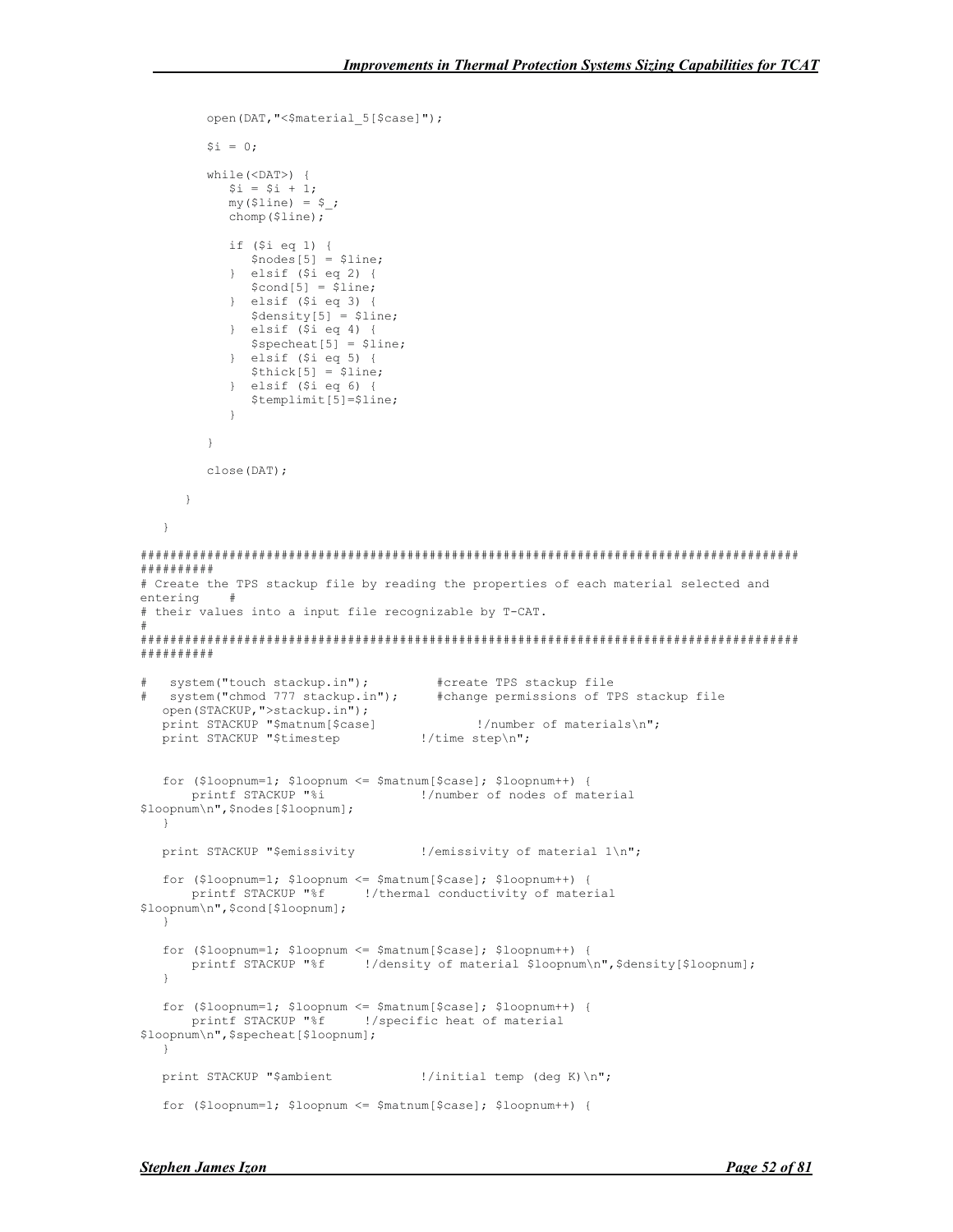```
         open(DAT,"<$material_5[$case]");

         $i = 0;

         while(<DAT>) {
            $i = $i + 1;
            my($line) = $_;
            chomp($line);

            if ($i eq 1) {
               $nodes[5] = $line;
            }  elsif ($i eq 2) {
               $cond[5] = $line;
            }  elsif ($i eq 3) {
               $density[5] = $line;
            }  elsif ($i eq 4) {
               $specheat[5] = $line;
            }  elsif ($i eq 5) {
               $thick[5] = $line;
            }  elsif ($i eq 6) {
               $templimit[5]=$line;
            }

         }

         close(DAT);

      }

   }

##########################################################################################
##########
# Create the TPS stackup file by reading the properties of each material selected and
entering    #
# their values into a input file recognizable by T-CAT.
#
##########################################################################################
##########

#   system("touch stackup.in");         #create TPS stackup file
#   system("chmod 777 stackup.in");     #change permissions of TPS stackup file
   open(STACKUP,">stackup.in");
   print STACKUP "$matnum[$case]              !/number of materials\n";
   print STACKUP "$timestep           !/time step\n";


   for ($loopnum=1; $loopnum <= $matnum[$case]; $loopnum++) {
       printf STACKUP "%i             !/number of nodes of material
$loopnum\n",$nodes[$loopnum];
   }

   print STACKUP "$emissivity         !/emissivity of material 1\n";

   for ($loopnum=1; $loopnum <= $matnum[$case]; $loopnum++) {
       printf STACKUP "%f     !/thermal conductivity of material
$loopnum\n",$cond[$loopnum];
   }

   for ($loopnum=1; $loopnum <= $matnum[$case]; $loopnum++) {
       printf STACKUP "%f     !/density of material $loopnum\n",$density[$loopnum];
   }

   for ($loopnum=1; $loopnum <= $matnum[$case]; $loopnum++) {
       printf STACKUP "%f     !/specific heat of material
$loopnum\n",$specheat[$loopnum];
   }

   print STACKUP "$ambient            !/initial temp (deg K)\n";

   for ($loopnum=1; $loopnum <= $matnum[$case]; $loopnum++) {
```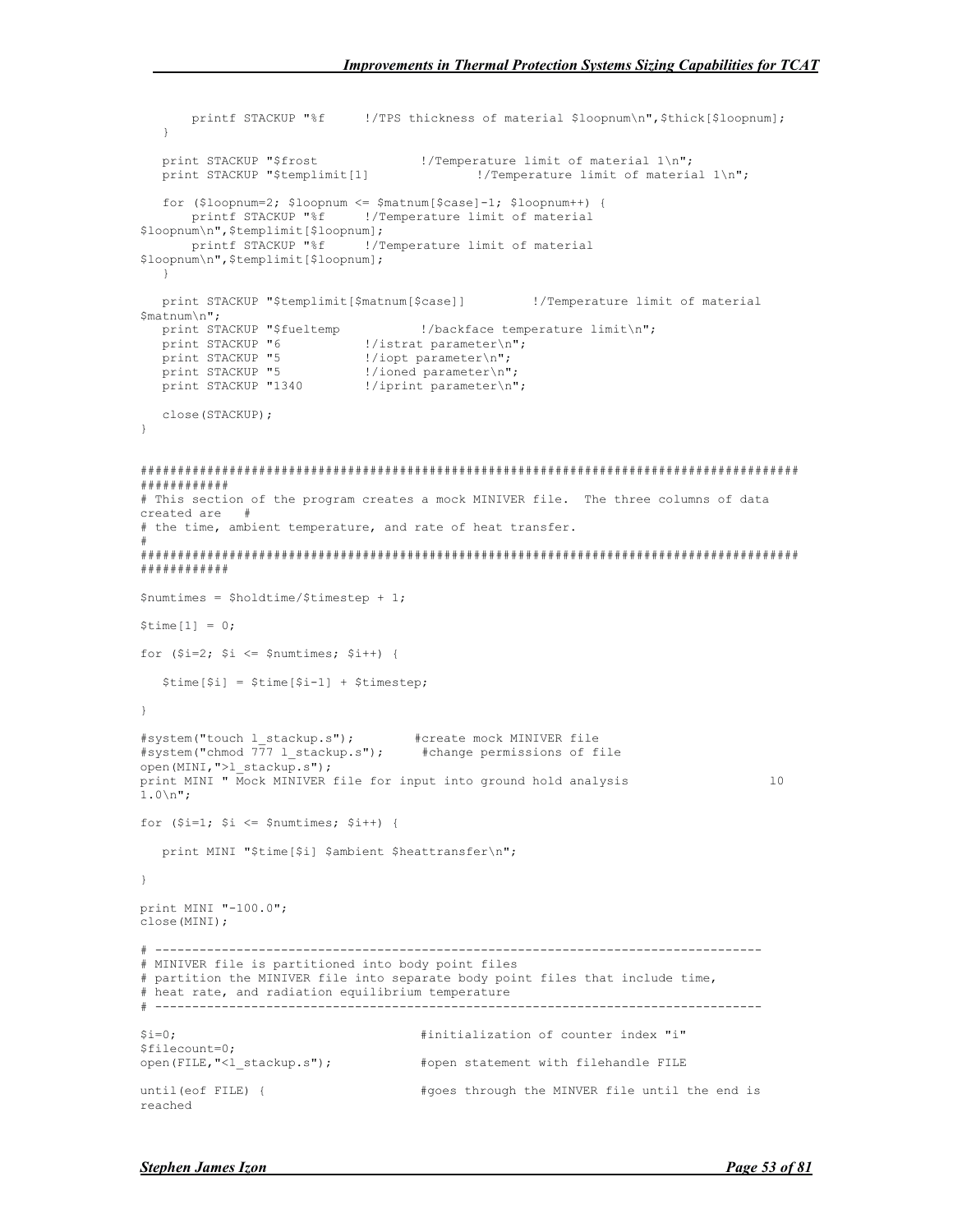```
      printf STACKUP "%f     !/TPS thickness of material $loopnum\n",$thick[$loopnum];
   }

   print STACKUP "$frost              !/Temperature limit of material 1\n";
   print STACKUP "$templimit[1]               !/Temperature limit of material 1\n";

   for ($loopnum=2; $loopnum <= $matnum[$case]-1; $loopnum++) {
      printf STACKUP "%f     !/Temperature limit of material
$loopnum\n",$templimit[$loopnum];
      printf STACKUP "%f     !/Temperature limit of material
$loopnum\n",$templimit[$loopnum];
   }

   print STACKUP "$templimit[$matnum[$case]]         !/Temperature limit of material
$matnum\n";
   print STACKUP "$fueltemp           !/backface temperature limit\n";
   print STACKUP "6           !/istrat parameter\n";
   print STACKUP "5           !/iopt parameter\n";
   print STACKUP "5           !/ioned parameter\n";
   print STACKUP "1340        !/iprint parameter\n";

   close(STACKUP);
}


#########################################################################################
###########
# This section of the program creates a mock MINIVER file.  The three columns of data
created are   #
# the time, ambient temperature, and rate of heat transfer.
#
#########################################################################################
###########

$numtimes = $holdtime/$timestep + 1;

$time[1] = 0;

for ($i=2; $i <= $numtimes; $i++) {

   $time[$i] = $time[$i-1] + $timestep;

}

#system("touch l_stackup.s");        #create mock MINIVER file
#system("chmod 777 l_stackup.s");      #change permissions of file
open(MINI,">l_stackup.s");
print MINI " Mock MINIVER file for input into ground hold analysis                  10
1.0\n";

for ($i=1; $i <= $numtimes; $i++) {

   print MINI "$time[$i] $ambient $heattransfer\n";

}

print MINI "-100.0";
close(MINI);

# ---------------------------------------------------------------------------------
# MINIVER file is partitioned into body point files
# partition the MINIVER file into separate body point files that include time,
# heat rate, and radiation equilibrium temperature
# ---------------------------------------------------------------------------------

$i=0;                                #initialization of counter index "i"
$filecount=0;
open(FILE,"<l_stackup.s");           #open statement with filehandle FILE

until(eof FILE) {                    #goes through the MINVER file until the end is
reached
```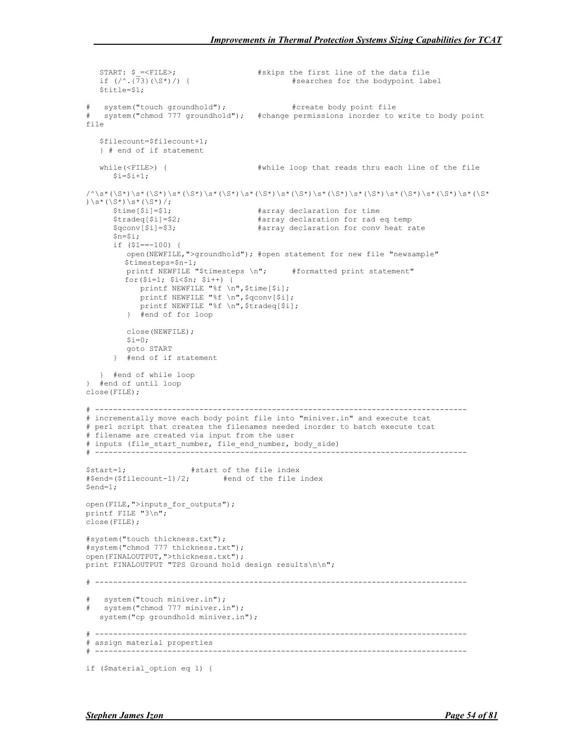```
   START: $_=<FILE>;                    #skips the first line of the data file
   if (/^.{73}(\S*)/) {                         #searches for the bodypoint label
   $title=$1;

#   system("touch groundhold");              #create body point file
#   system("chmod 777 groundhold");   #change permissions inorder to write to body point
file

   $filecount=$filecount+1;
   } # end of if statement

   while(<FILE>) {                      #while loop that reads thru each line of the file
      $i=$i+1;

/^\s*(\S*)\s*(\S*)\s*(\S*)\s*(\S*)\s*(\S*)\s*(\S*)\s*(\S*)\s*(\S*)\s*(\S*)\s*(\S*)\s*(\S*
)\s*(\S*)\s*(\S*)/;
      $time[$i]=$1;                     #array declaration for time
      $tradeq[$i]=$2;                   #array declaration for rad eq temp
      $qconv[$i]=$3;                    #array declaration for conv heat rate
      $n=$i;
      if ($1==-100) {
         open(NEWFILE,">groundhold"); #open statement for new file "newsample"
        $timesteps=$n-1;
         printf NEWFILE "$timesteps \n";      #formatted print statement"
        for($i=1; $i<$n; $i++) {
            printf NEWFILE "%f \n",$time[$i];
            printf NEWFILE "%f \n",$qconv[$i];
            printf NEWFILE "%f \n",$tradeq[$i];
         }  #end of for loop

         close(NEWFILE);
         $i=0;
         goto START
      }  #end of if statement

   }  #end of while loop
}  #end of until loop
close(FILE);

# --------------------------------------------------------------------------------
# incrementally move each body point file into "miniver.in" and execute tcat
# perl script that creates the filenames needed inorder to batch execute tcat
# filename are created via input from the user
# inputs (file_start_number, file_end_number, body_side)
# --------------------------------------------------------------------------------

$start=1;              #start of the file index
#$end=($filecount-1)/2;       #end of the file index
$end=1;

open(FILE,">inputs_for_outputs");
printf FILE "3\n";
close(FILE);

#system("touch thickness.txt");
#system("chmod 777 thickness.txt");
open(FINALOUTPUT,">thickness.txt");
print FINALOUTPUT "TPS Ground hold design results\n\n";

# --------------------------------------------------------------------------------

#   system("touch miniver.in");
#   system("chmod 777 miniver.in");
   system("cp groundhold miniver.in");

# --------------------------------------------------------------------------------
# assign material properties
# --------------------------------------------------------------------------------

if ($material_option eq 1) {
```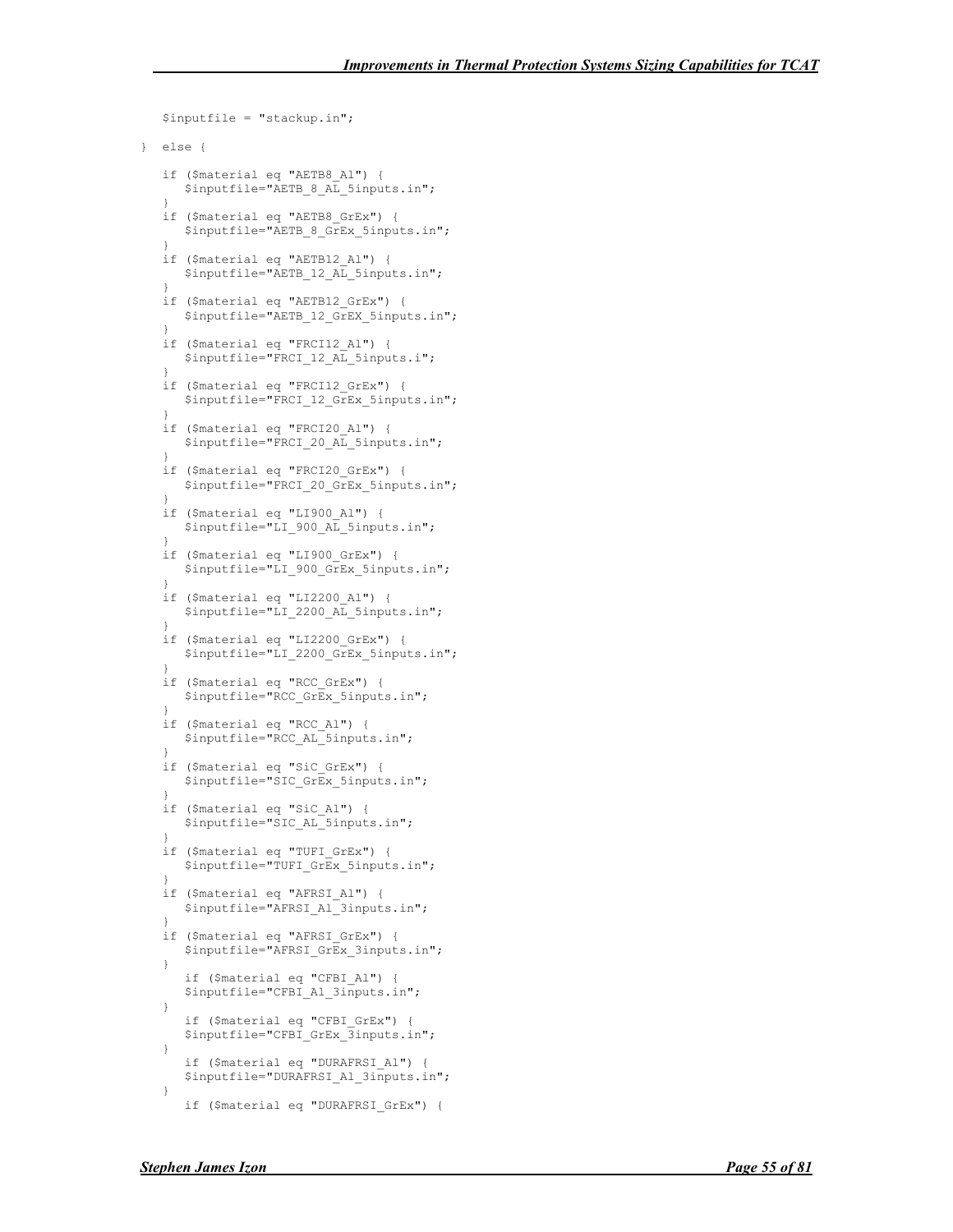```
   $inputfile = "stackup.in";

}  else {

   if ($material eq "AETB8_Al") {
      $inputfile="AETB_8_AL_5inputs.in";
   }
   if ($material eq "AETB8_GrEx") {
      $inputfile="AETB_8_GrEx_5inputs.in";
   }
   if ($material eq "AETB12_Al") {
      $inputfile="AETB_12_AL_5inputs.in";
   }
   if ($material eq "AETB12_GrEx") {
      $inputfile="AETB_12_GrEX_5inputs.in";
   }
   if ($material eq "FRCI12_Al") {
      $inputfile="FRCI_12_AL_5inputs.i";
   }
   if ($material eq "FRCI12_GrEx") {
      $inputfile="FRCI_12_GrEx_5inputs.in";
   }
   if ($material eq "FRCI20_Al") {
      $inputfile="FRCI_20_AL_5inputs.in";
   }
   if ($material eq "FRCI20_GrEx") {
      $inputfile="FRCI_20_GrEx_5inputs.in";
   }
   if ($material eq "LI900_Al") {
      $inputfile="LI_900_AL_5inputs.in";
   }
   if ($material eq "LI900_GrEx") {
      $inputfile="LI_900_GrEx_5inputs.in";
   }
   if ($material eq "LI2200_Al") {
      $inputfile="LI_2200_AL_5inputs.in";
   }
   if ($material eq "LI2200_GrEx") {
      $inputfile="LI_2200_GrEx_5inputs.in";
   }
   if ($material eq "RCC_GrEx") {
      $inputfile="RCC_GrEx_5inputs.in";
   }
   if ($material eq "RCC_Al") {
      $inputfile="RCC_AL_5inputs.in";
   }
   if ($material eq "SiC_GrEx") {
      $inputfile="SIC_GrEx_5inputs.in";
   }
   if ($material eq "SiC_Al") {
      $inputfile="SIC_AL_5inputs.in";
   }
   if ($material eq "TUFI_GrEx") {
      $inputfile="TUFI_GrEx_5inputs.in";
   }
   if ($material eq "AFRSI_Al") {
      $inputfile="AFRSI_Al_3inputs.in";
   }
   if ($material eq "AFRSI_GrEx") {
      $inputfile="AFRSI_GrEx_3inputs.in";
   }
      if ($material eq "CFBI_Al") {
      $inputfile="CFBI_Al_3inputs.in";
   }
      if ($material eq "CFBI_GrEx") {
      $inputfile="CFBI_GrEx_3inputs.in";
   }
      if ($material eq "DURAFRSI_Al") {
      $inputfile="DURAFRSI_Al_3inputs.in";
   }
      if ($material eq "DURAFRSI_GrEx") {
```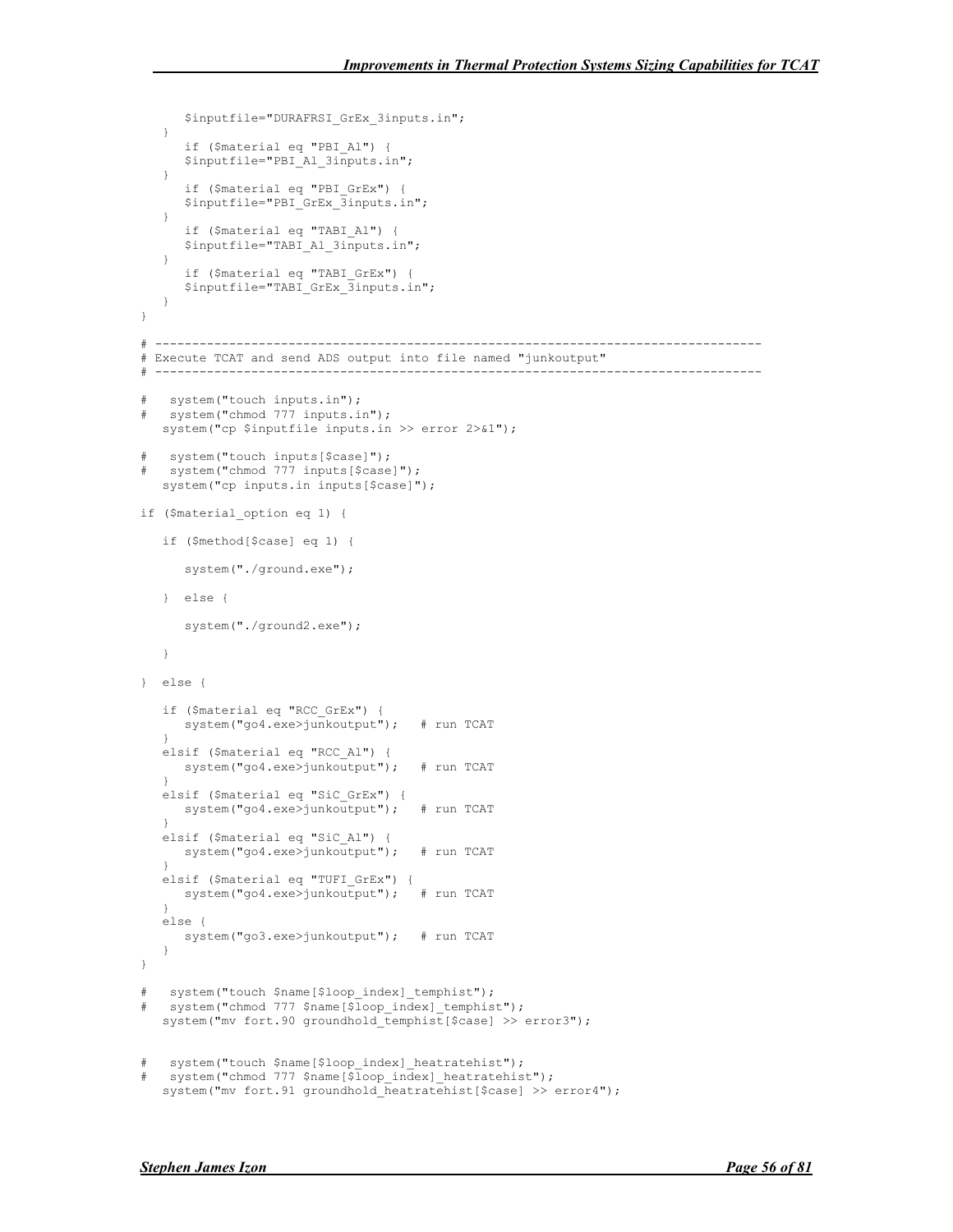```
      $inputfile="DURAFRSI_GrEx_3inputs.in";
   }
      if ($material eq "PBI_Al") {
      $inputfile="PBI_Al_3inputs.in";
   }
      if ($material eq "PBI_GrEx") {
      $inputfile="PBI_GrEx_3inputs.in";
   }
      if ($material eq "TABI_Al") {
      $inputfile="TABI_Al_3inputs.in";
   }
      if ($material eq "TABI_GrEx") {
      $inputfile="TABI_GrEx_3inputs.in";
   }
}

# ------------------------------------------------------------------------------
# Execute TCAT and send ADS output into file named "junkoutput"
# ------------------------------------------------------------------------------

#   system("touch inputs.in");
#   system("chmod 777 inputs.in");
   system("cp $inputfile inputs.in >> error 2>&1");

#   system("touch inputs[$case]");
#   system("chmod 777 inputs[$case]");
   system("cp inputs.in inputs[$case]");

if ($material_option eq 1) {

   if ($method[$case] eq 1) {

      system("./ground.exe");

   } else {

      system("./ground2.exe");

   }

} else {

   if ($material eq "RCC_GrEx") {
      system("go4.exe>junkoutput");   # run TCAT
   }
   elsif ($material eq "RCC_Al") {
      system("go4.exe>junkoutput");   # run TCAT
   }
   elsif ($material eq "SiC_GrEx") {
      system("go4.exe>junkoutput");   # run TCAT
   }
   elsif ($material eq "SiC_Al") {
      system("go4.exe>junkoutput");   # run TCAT
   }
   elsif ($material eq "TUFI_GrEx") {
      system("go4.exe>junkoutput");   # run TCAT
   }
   else {
      system("go3.exe>junkoutput");   # run TCAT
   }
}

#   system("touch $name[$loop_index]_temphist");
#   system("chmod 777 $name[$loop_index]_temphist");
   system("mv fort.90 groundhold_temphist[$case] >> error3");


#   system("touch $name[$loop_index]_heatratehist");
#   system("chmod 777 $name[$loop_index]_heatratehist");
   system("mv fort.91 groundhold_heatratehist[$case] >> error4");
```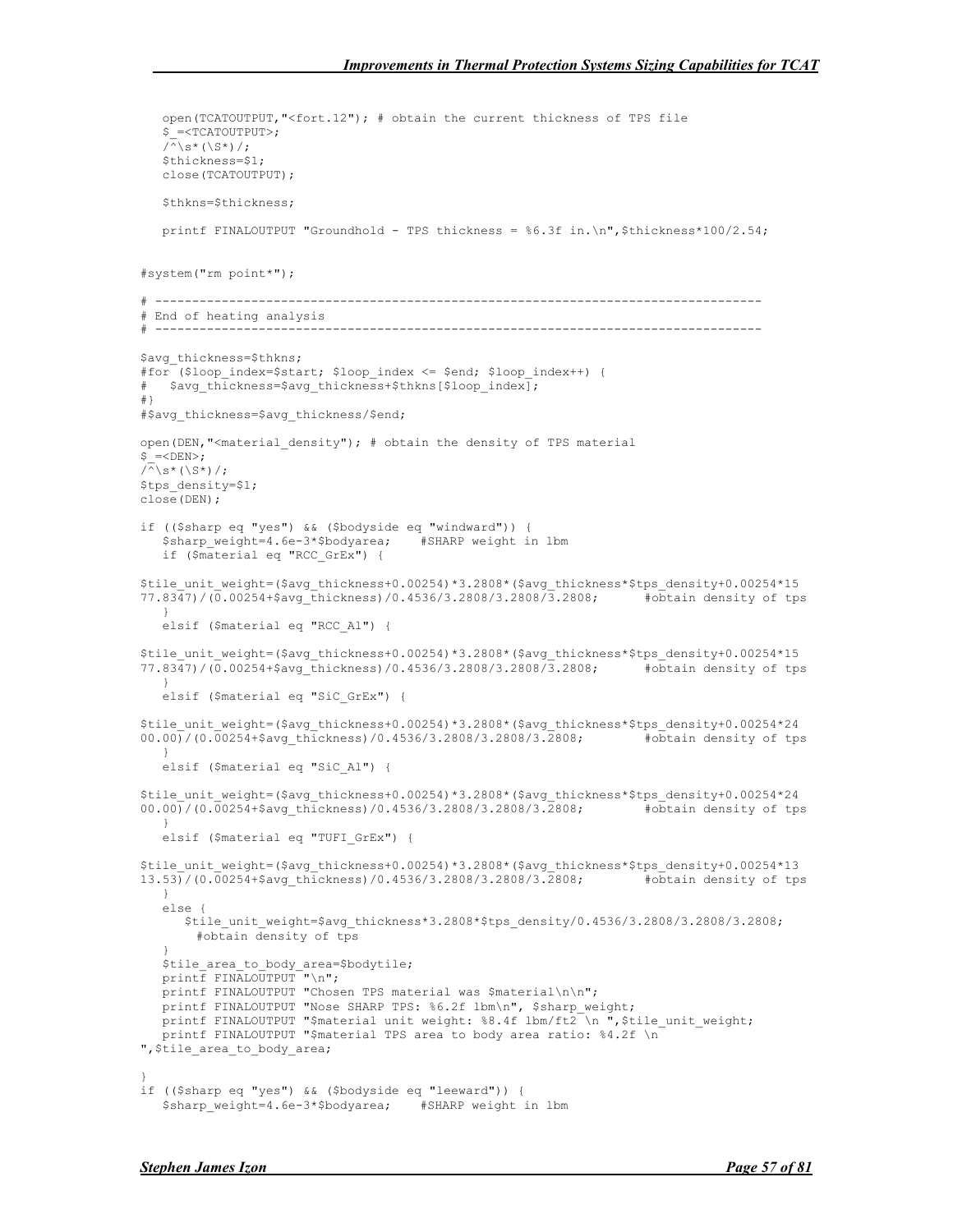```
   open(TCATOUTPUT,"<fort.12"); # obtain the current thickness of TPS file
   $_=<TCATOUTPUT>;
   /^\s*(\S*)/;
   $thickness=$1;
   close(TCATOUTPUT);

   $thkns=$thickness;

   printf FINALOUTPUT "Groundhold - TPS thickness = %6.3f in.\n",$thickness*100/2.54;


#system("rm point*");

# --------------------------------------------------------------------------------
# End of heating analysis
# --------------------------------------------------------------------------------

$avg_thickness=$thkns;
#for ($loop_index=$start; $loop_index <= $end; $loop_index++) {
#   $avg_thickness=$avg_thickness+$thkns[$loop_index];
#}
#$avg_thickness=$avg_thickness/$end;

open(DEN,"<material_density"); # obtain the density of TPS material
$_=<DEN>;
/^\s*(\S*)/;
$tps_density=$1;
close(DEN);

if (($sharp eq "yes") && ($bodyside eq "windward")) {
   $sharp_weight=4.6e-3*$bodyarea;    #SHARP weight in lbm
   if ($material eq "RCC_GrEx") {

$tile_unit_weight=($avg_thickness+0.00254)*3.2808*($avg_thickness*$tps_density+0.00254*15
77.8347)/(0.00254+$avg_thickness)/0.4536/3.2808/3.2808/3.2808;      #obtain density of tps
   }
   elsif ($material eq "RCC_Al") {

$tile_unit_weight=($avg_thickness+0.00254)*3.2808*($avg_thickness*$tps_density+0.00254*15
77.8347)/(0.00254+$avg_thickness)/0.4536/3.2808/3.2808/3.2808;      #obtain density of tps
   }
   elsif ($material eq "SiC_GrEx") {

$tile_unit_weight=($avg_thickness+0.00254)*3.2808*($avg_thickness*$tps_density+0.00254*24
00.00)/(0.00254+$avg_thickness)/0.4536/3.2808/3.2808/3.2808;        #obtain density of tps
   }
   elsif ($material eq "SiC_Al") {

$tile_unit_weight=($avg_thickness+0.00254)*3.2808*($avg_thickness*$tps_density+0.00254*24
00.00)/(0.00254+$avg_thickness)/0.4536/3.2808/3.2808/3.2808;        #obtain density of tps
   }
   elsif ($material eq "TUFI_GrEx") {

$tile_unit_weight=($avg_thickness+0.00254)*3.2808*($avg_thickness*$tps_density+0.00254*13
13.53)/(0.00254+$avg_thickness)/0.4536/3.2808/3.2808/3.2808;        #obtain density of tps
   }
   else {
      $tile_unit_weight=$avg_thickness*3.2808*$tps_density/0.4536/3.2808/3.2808/3.2808;
        #obtain density of tps
   }
   $tile_area_to_body_area=$bodytile;
   printf FINALOUTPUT "\n";
   printf FINALOUTPUT "Chosen TPS material was $material\n\n";
   printf FINALOUTPUT "Nose SHARP TPS: %6.2f lbm\n", $sharp_weight;
   printf FINALOUTPUT "$material unit weight: %8.4f lbm/ft2 \n ",$tile_unit_weight;
   printf FINALOUTPUT "$material TPS area to body area ratio: %4.2f \n
",$tile_area_to_body_area;

}
if (($sharp eq "yes") && ($bodyside eq "leeward")) {
   $sharp_weight=4.6e-3*$bodyarea;    #SHARP weight in lbm
```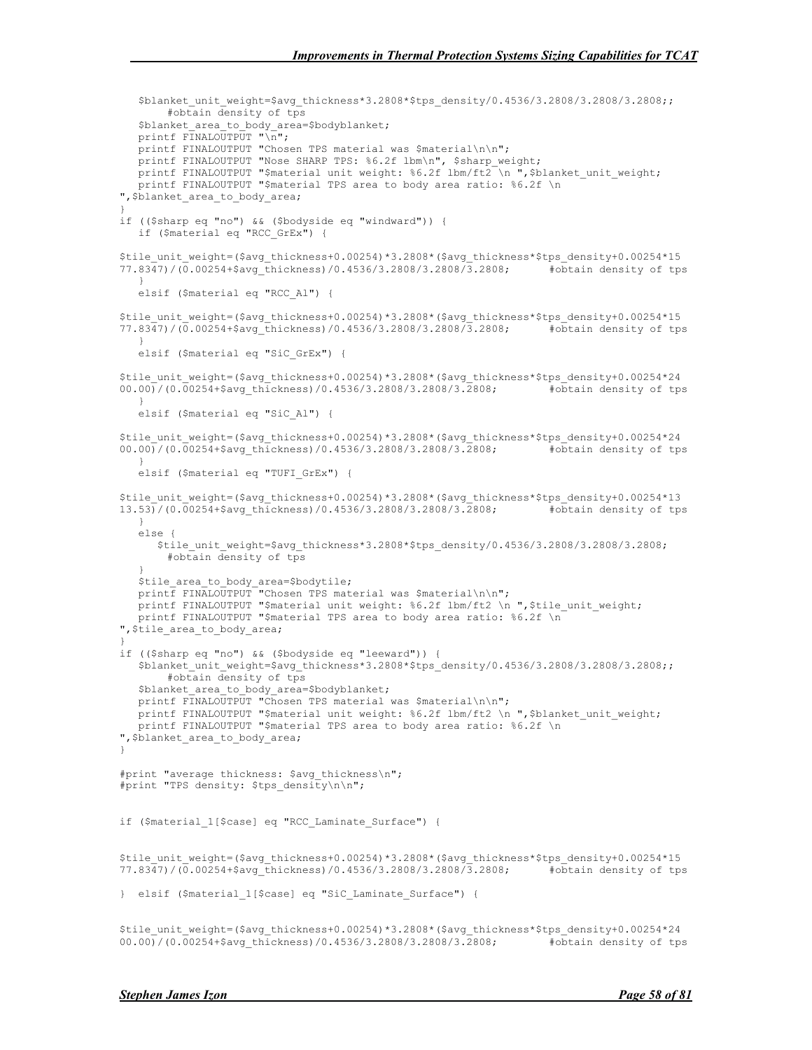```
   $blanket_unit_weight=$avg_thickness*3.2808*$tps_density/0.4536/3.2808/3.2808/3.2808;;
        #obtain density of tps
   $blanket_area_to_body_area=$bodyblanket;
   printf FINALOUTPUT "\n";
   printf FINALOUTPUT "Chosen TPS material was $material\n\n";
   printf FINALOUTPUT "Nose SHARP TPS: %6.2f lbm\n", $sharp_weight;
   printf FINALOUTPUT "$material unit weight: %6.2f lbm/ft2 \n ",$blanket_unit_weight;
   printf FINALOUTPUT "$material TPS area to body area ratio: %6.2f \n
",$blanket_area_to_body_area;
}
if (($sharp eq "no") && ($bodyside eq "windward")) {
   if ($material eq "RCC_GrEx") {

$tile_unit_weight=($avg_thickness+0.00254)*3.2808*($avg_thickness*$tps_density+0.00254*15
77.8347)/(0.00254+$avg_thickness)/0.4536/3.2808/3.2808/3.2808;      #obtain density of tps
   }
   elsif ($material eq "RCC_Al") {

$tile_unit_weight=($avg_thickness+0.00254)*3.2808*($avg_thickness*$tps_density+0.00254*15
77.8347)/(0.00254+$avg_thickness)/0.4536/3.2808/3.2808/3.2808;      #obtain density of tps
   }
   elsif ($material eq "SiC_GrEx") {

$tile_unit_weight=($avg_thickness+0.00254)*3.2808*($avg_thickness*$tps_density+0.00254*24
00.00)/(0.00254+$avg_thickness)/0.4536/3.2808/3.2808/3.2808;        #obtain density of tps
   }
   elsif ($material eq "SiC_Al") {

$tile_unit_weight=($avg_thickness+0.00254)*3.2808*($avg_thickness*$tps_density+0.00254*24
00.00)/(0.00254+$avg_thickness)/0.4536/3.2808/3.2808/3.2808;        #obtain density of tps
   }
   elsif ($material eq "TUFI_GrEx") {

$tile_unit_weight=($avg_thickness+0.00254)*3.2808*($avg_thickness*$tps_density+0.00254*13
13.53)/(0.00254+$avg_thickness)/0.4536/3.2808/3.2808/3.2808;        #obtain density of tps
   }
   else {
      $tile_unit_weight=$avg_thickness*3.2808*$tps_density/0.4536/3.2808/3.2808/3.2808;
        #obtain density of tps
   }
   $tile_area_to_body_area=$bodytile;
   printf FINALOUTPUT "Chosen TPS material was $material\n\n";
   printf FINALOUTPUT "$material unit weight: %6.2f lbm/ft2 \n ",$tile_unit_weight;
   printf FINALOUTPUT "$material TPS area to body area ratio: %6.2f \n
",$tile_area_to_body_area;
}
if (($sharp eq "no") && ($bodyside eq "leeward")) {
   $blanket_unit_weight=$avg_thickness*3.2808*$tps_density/0.4536/3.2808/3.2808/3.2808;;
        #obtain density of tps
   $blanket_area_to_body_area=$bodyblanket;
   printf FINALOUTPUT "Chosen TPS material was $material\n\n";
   printf FINALOUTPUT "$material unit weight: %6.2f lbm/ft2 \n ",$blanket_unit_weight;
   printf FINALOUTPUT "$material TPS area to body area ratio: %6.2f \n
",$blanket_area_to_body_area;
}

#print "average thickness: $avg_thickness\n";
#print "TPS density: $tps_density\n\n";


if ($material_1[$case] eq "RCC_Laminate_Surface") {


$tile_unit_weight=($avg_thickness+0.00254)*3.2808*($avg_thickness*$tps_density+0.00254*15
77.8347)/(0.00254+$avg_thickness)/0.4536/3.2808/3.2808/3.2808;      #obtain density of tps

}  elsif ($material_1[$case] eq "SiC_Laminate_Surface") {


$tile_unit_weight=($avg_thickness+0.00254)*3.2808*($avg_thickness*$tps_density+0.00254*24
00.00)/(0.00254+$avg_thickness)/0.4536/3.2808/3.2808/3.2808;        #obtain density of tps
```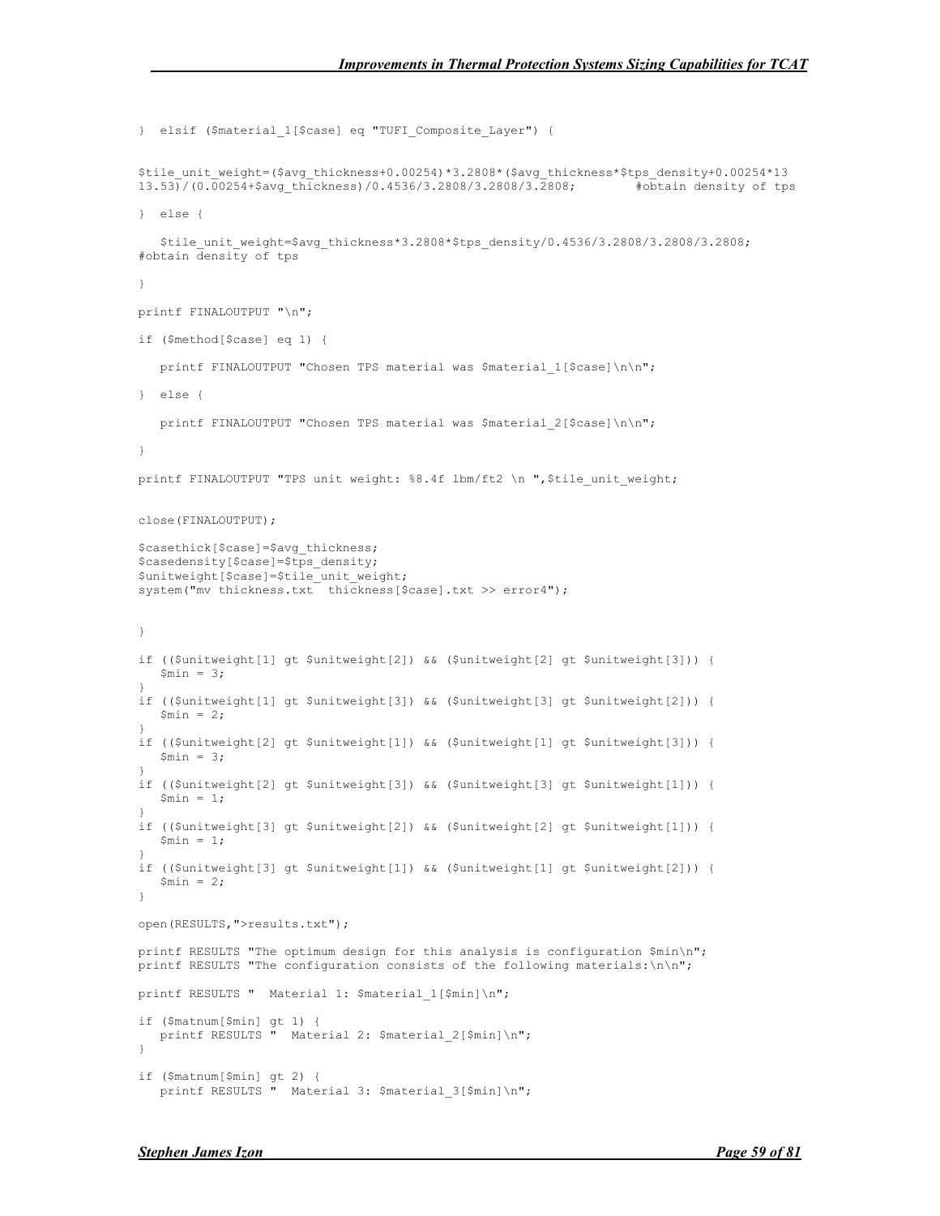```
} elsif ($material_1[$case] eq "TUFI_Composite_Layer") {

$tile_unit_weight=($avg_thickness+0.00254)*3.2808*($avg_thickness*$tps_density+0.00254*13
13.53)/(0.00254+$avg_thickness)/0.4536/3.2808/3.2808/3.2808;        #obtain density of tps

} else {

   $tile_unit_weight=$avg_thickness*3.2808*$tps_density/0.4536/3.2808/3.2808/3.2808;
#obtain density of tps

}

printf FINALOUTPUT "\n";

if ($method[$case] eq 1) {

   printf FINALOUTPUT "Chosen TPS material was $material_1[$case]\n\n";

} else {

   printf FINALOUTPUT "Chosen TPS material was $material_2[$case]\n\n";

}

printf FINALOUTPUT "TPS unit weight: %8.4f lbm/ft2 \n ",$tile_unit_weight;


close(FINALOUTPUT);

$casethick[$case]=$avg_thickness;
$casedensity[$case]=$tps_density;
$unitweight[$case]=$tile_unit_weight;
system("mv thickness.txt  thickness[$case].txt >> error4");


}

if (($unitweight[1] gt $unitweight[2]) && ($unitweight[2] gt $unitweight[3])) {
   $min = 3;
}
if (($unitweight[1] gt $unitweight[3]) && ($unitweight[3] gt $unitweight[2])) {
   $min = 2;
}
if (($unitweight[2] gt $unitweight[1]) && ($unitweight[1] gt $unitweight[3])) {
   $min = 3;
}
if (($unitweight[2] gt $unitweight[3]) && ($unitweight[3] gt $unitweight[1])) {
   $min = 1;
}
if (($unitweight[3] gt $unitweight[2]) && ($unitweight[2] gt $unitweight[1])) {
   $min = 1;
}
if (($unitweight[3] gt $unitweight[1]) && ($unitweight[1] gt $unitweight[2])) {
   $min = 2;
}

open(RESULTS,">results.txt");

printf RESULTS "The optimum design for this analysis is configuration $min\n";
printf RESULTS "The configuration consists of the following materials:\n\n";

printf RESULTS "  Material 1: $material_1[$min]\n";

if ($matnum[$min] gt 1) {
   printf RESULTS "  Material 2: $material_2[$min]\n";
}

if ($matnum[$min] gt 2) {
   printf RESULTS "  Material 3: $material_3[$min]\n";
```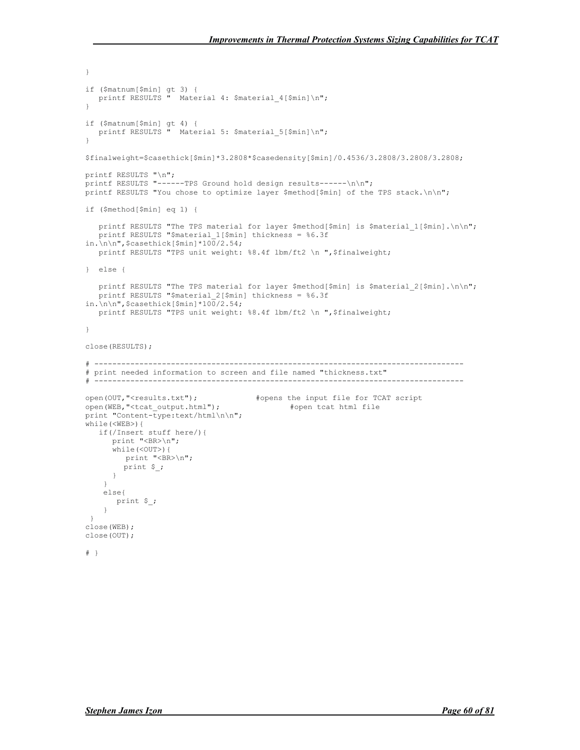```
}

if ($matnum[$min] gt 3) {
   printf RESULTS "  Material 4: $material_4[$min]\n";
}

if ($matnum[$min] gt 4) {
   printf RESULTS "  Material 5: $material_5[$min]\n";
}

$finalweight=$casethick[$min]*3.2808*$casedensity[$min]/0.4536/3.2808/3.2808/3.2808;

printf RESULTS "\n";
printf RESULTS "------TPS Ground hold design results------\n\n";
printf RESULTS "You chose to optimize layer $method[$min] of the TPS stack.\n\n";

if ($method[$min] eq 1) {

   printf RESULTS "The TPS material for layer $method[$min] is $material_1[$min].\n\n";
   printf RESULTS "$material_1[$min] thickness = %6.3f
in.\n\n",$casethick[$min]*100/2.54;
   printf RESULTS "TPS unit weight: %8.4f lbm/ft2 \n ",$finalweight;

}  else {

   printf RESULTS "The TPS material for layer $method[$min] is $material_2[$min].\n\n";
   printf RESULTS "$material_2[$min] thickness = %6.3f
in.\n\n",$casethick[$min]*100/2.54;
   printf RESULTS "TPS unit weight: %8.4f lbm/ft2 \n ",$finalweight;

}

close(RESULTS);

# ---------------------------------------------------------------------------------
# print needed information to screen and file named "thickness.txt"
# ---------------------------------------------------------------------------------

open(OUT,"<results.txt");             #opens the input file for TCAT script
open(WEB,"<tcat_output.html");                #open tcat html file
print "Content-type:text/html\n\n";
while(<WEB>){
   if(/Insert stuff here/){
      print "<BR>\n";
      while(<OUT>){
         print "<BR>\n";
        print $_;
      }
    }
    else{
       print $_;
    }
 }
close(WEB);
close(OUT);

# }
```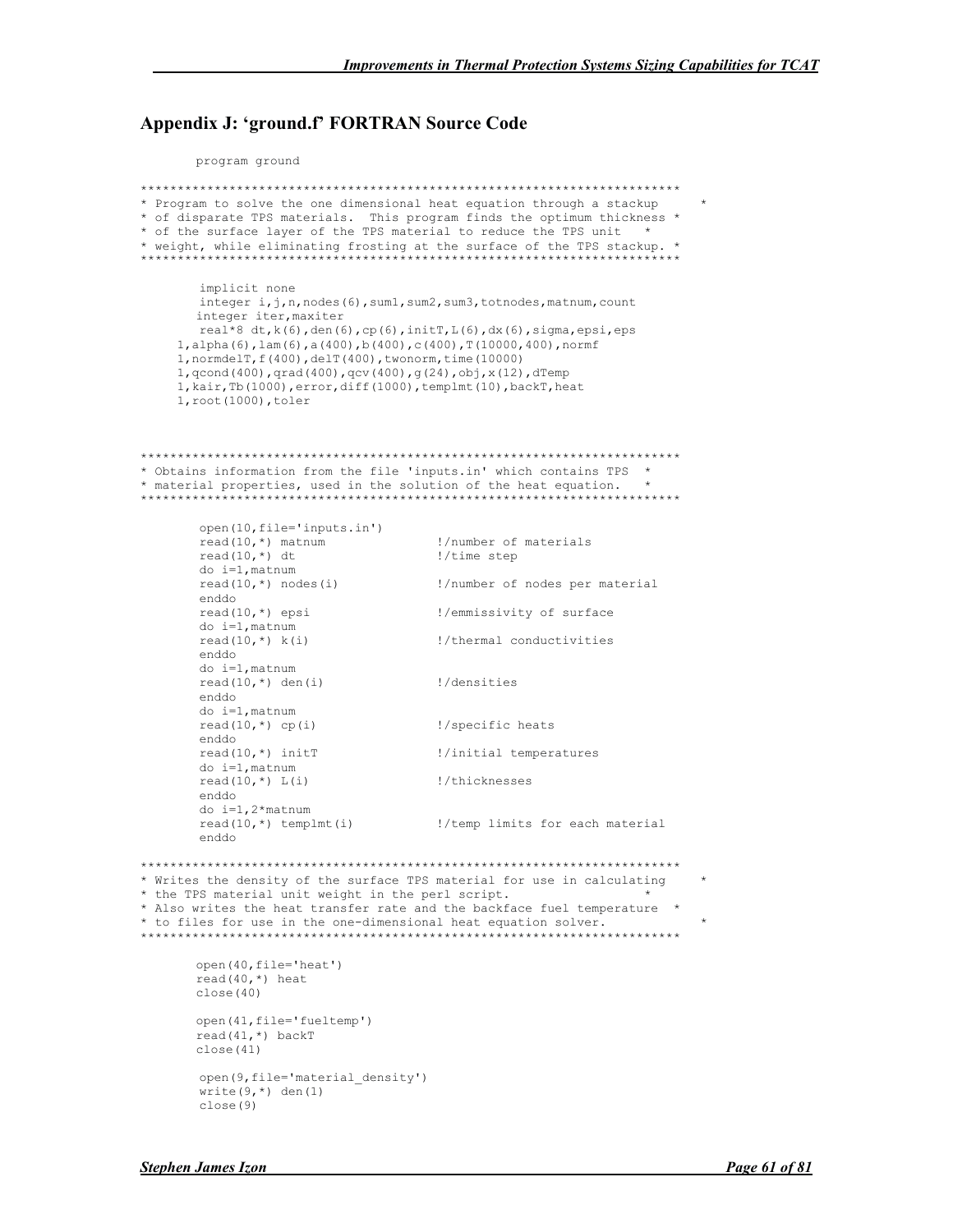## Appendix J: 'ground.f' FORTRAN Source Code

```
       program ground

***********************************************************************
* Program to solve the one dimensional heat equation through a stackup     *
* of disparate TPS materials.  This program finds the optimum thickness *
* of the surface layer of the TPS material to reduce the TPS unit   *
* weight, while eliminating frosting at the surface of the TPS stackup. *
***********************************************************************

        implicit none
        integer i,j,n,nodes(6),sum1,sum2,sum3,totnodes,matnum,count
        integer iter,maxiter
        real*8 dt,k(6),den(6),cp(6),initT,L(6),dx(6),sigma,epsi,eps
     1,alpha(6),lam(6),a(400),b(400),c(400),T(10000,400),normf
     1,normdelT,f(400),delT(400),twonorm,time(10000)
     1,qcond(400),qrad(400),qcv(400),g(24),obj,x(12),dTemp
     1,kair,Tb(1000),error,diff(1000),templmt(10),backT,heat
     1,root(1000),toler



***********************************************************************
* Obtains information from the file 'inputs.in' which contains TPS  *
* material properties, used in the solution of the heat equation.   *
***********************************************************************

        open(10,file='inputs.in')
        read(10,*) matnum                !/number of materials
        read(10,*) dt                    !/time step
        do i=1,matnum
        read(10,*) nodes(i)              !/number of nodes per material
        enddo
        read(10,*) epsi                  !/emmissivity of surface
        do i=1,matnum
        read(10,*) k(i)                  !/thermal conductivities
        enddo
        do i=1,matnum
        read(10,*) den(i)                !/densities
        enddo
        do i=1,matnum
        read(10,*) cp(i)                 !/specific heats
        enddo
        read(10,*) initT                 !/initial temperatures
        do i=1,matnum
        read(10,*) L(i)                  !/thicknesses
        enddo
        do i=1,2*matnum
        read(10,*) templmt(i)            !/temp limits for each material
        enddo

***********************************************************************
* Writes the density of the surface TPS material for use in calculating    *
* the TPS material unit weight in the perl script.                *
* Also writes the heat transfer rate and the backface fuel temperature  *
* to files for use in the one-dimensional heat equation solver.          *
***********************************************************************

       open(40,file='heat')
       read(40,*) heat
       close(40)

       open(41,file='fueltemp')
       read(41,*) backT
       close(41)

        open(9,file='material_density')
        write(9,*) den(1)
        close(9)
```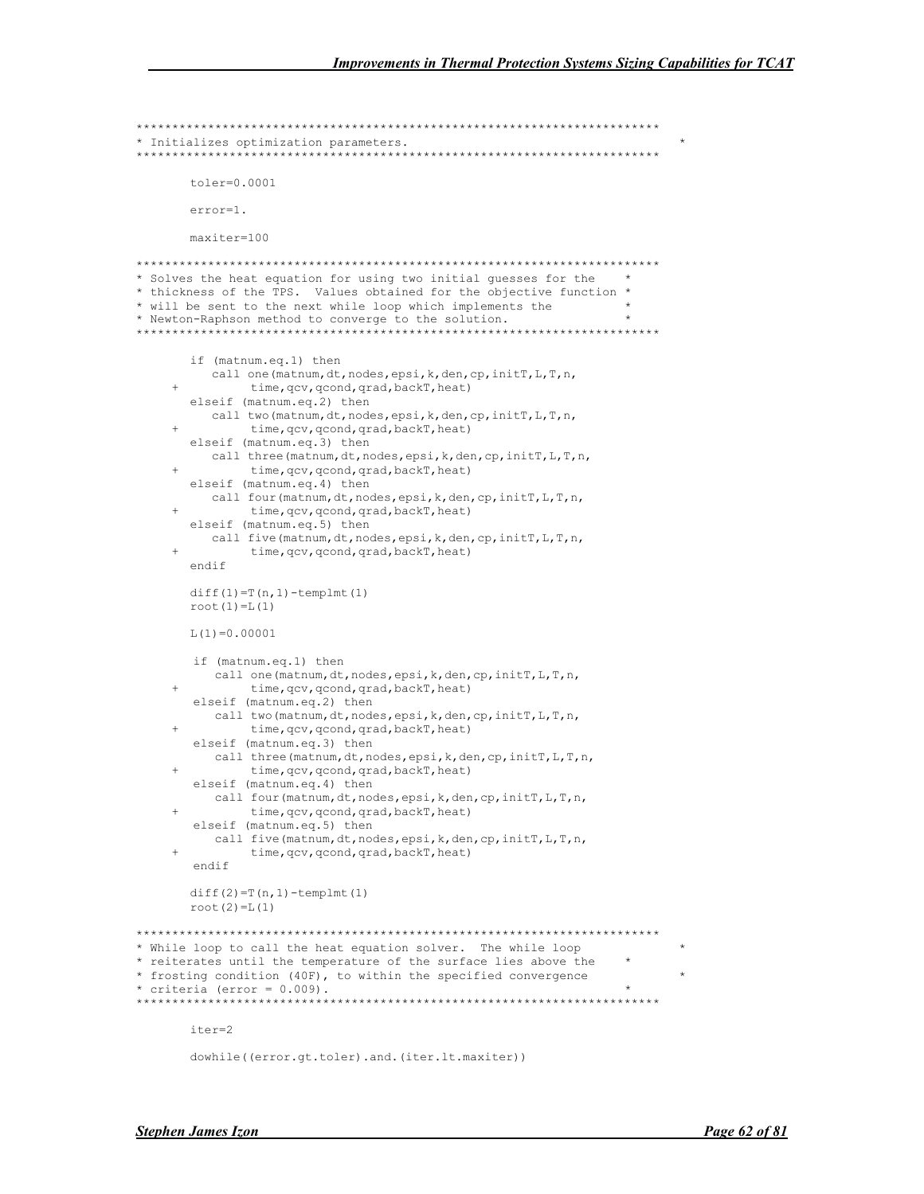```
***********************************************************************
* Initializes optimization parameters.                                *
***********************************************************************

      toler=0.0001

      error=1.

      maxiter=100

***********************************************************************
* Solves the heat equation for using two initial guesses for the     *
* thickness of the TPS.  Values obtained for the objective function *
* will be sent to the next while loop which implements the          *
* Newton-Raphson method to converge to the solution.                *
***********************************************************************

      if (matnum.eq.1) then
         call one(matnum,dt,nodes,epsi,k,den,cp,initT,L,T,n,
     +         time,qcv,qcond,qrad,backT,heat)
      elseif (matnum.eq.2) then
         call two(matnum,dt,nodes,epsi,k,den,cp,initT,L,T,n,
     +         time,qcv,qcond,qrad,backT,heat)
      elseif (matnum.eq.3) then
         call three(matnum,dt,nodes,epsi,k,den,cp,initT,L,T,n,
     +         time,qcv,qcond,qrad,backT,heat)
      elseif (matnum.eq.4) then
         call four(matnum,dt,nodes,epsi,k,den,cp,initT,L,T,n,
     +         time,qcv,qcond,qrad,backT,heat)
      elseif (matnum.eq.5) then
         call five(matnum,dt,nodes,epsi,k,den,cp,initT,L,T,n,
     +         time,qcv,qcond,qrad,backT,heat)
      endif

      diff(1)=T(n,1)-templmt(1)
      root(1)=L(1)

      L(1)=0.00001

       if (matnum.eq.1) then
          call one(matnum,dt,nodes,epsi,k,den,cp,initT,L,T,n,
     +         time,qcv,qcond,qrad,backT,heat)
       elseif (matnum.eq.2) then
          call two(matnum,dt,nodes,epsi,k,den,cp,initT,L,T,n,
     +         time,qcv,qcond,qrad,backT,heat)
       elseif (matnum.eq.3) then
          call three(matnum,dt,nodes,epsi,k,den,cp,initT,L,T,n,
     +         time,qcv,qcond,qrad,backT,heat)
       elseif (matnum.eq.4) then
          call four(matnum,dt,nodes,epsi,k,den,cp,initT,L,T,n,
     +         time,qcv,qcond,qrad,backT,heat)
       elseif (matnum.eq.5) then
          call five(matnum,dt,nodes,epsi,k,den,cp,initT,L,T,n,
     +         time,qcv,qcond,qrad,backT,heat)
       endif

      diff(2)=T(n,1)-templmt(1)
      root(2)=L(1)

***********************************************************************
* While loop to call the heat equation solver.  The while loop            *
* reiterates until the temperature of the surface lies above the    *
* frosting condition (40F), to within the specified convergence           *
* criteria (error = 0.009).                                          *
***********************************************************************

      iter=2

      dowhile((error.gt.toler).and.(iter.lt.maxiter))
```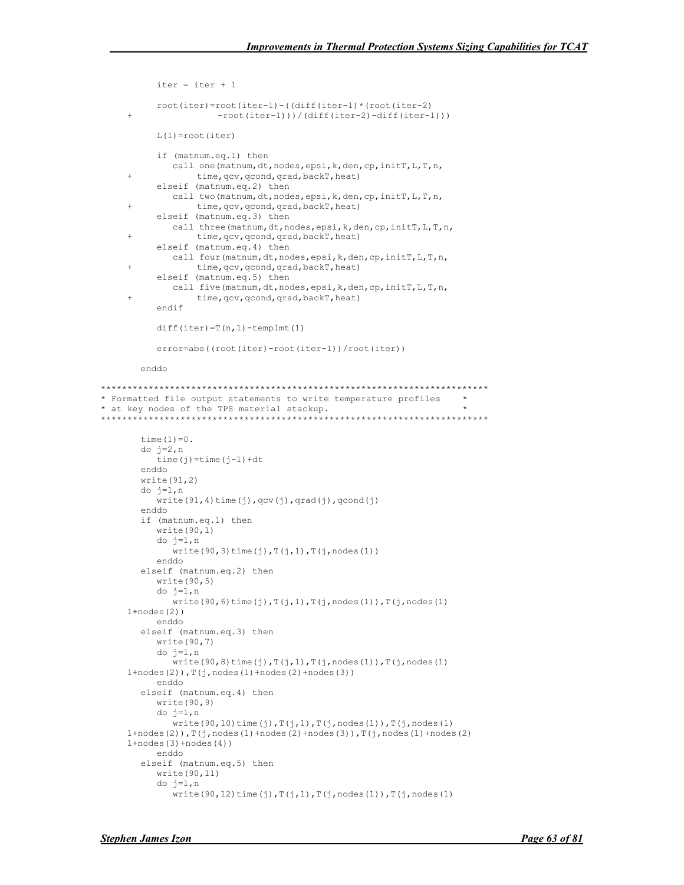```
          iter = iter + 1

          root(iter)=root(iter-1)-((diff(iter-1)*(root(iter-2)
     +                -root(iter-1)))/(diff(iter-2)-diff(iter-1)))

          L(1)=root(iter)

          if (matnum.eq.1) then
             call one(matnum,dt,nodes,epsi,k,den,cp,initT,L,T,n,
     +            time,qcv,qcond,qrad,backT,heat)
          elseif (matnum.eq.2) then
             call two(matnum,dt,nodes,epsi,k,den,cp,initT,L,T,n,
     +            time,qcv,qcond,qrad,backT,heat)
          elseif (matnum.eq.3) then
             call three(matnum,dt,nodes,epsi,k,den,cp,initT,L,T,n,
     +            time,qcv,qcond,qrad,backT,heat)
          elseif (matnum.eq.4) then
             call four(matnum,dt,nodes,epsi,k,den,cp,initT,L,T,n,
     +            time,qcv,qcond,qrad,backT,heat)
          elseif (matnum.eq.5) then
             call five(matnum,dt,nodes,epsi,k,den,cp,initT,L,T,n,
     +            time,qcv,qcond,qrad,backT,heat)
          endif

          diff(iter)=T(n,1)-templmt(1)

          error=abs((root(iter)-root(iter-1))/root(iter))

       enddo

************************************************************************
* Formatted file output statements to write temperature profiles      *
* at key nodes of the TPS material stackup.                            *
************************************************************************

       time(1)=0.
       do j=2,n
          time(j)=time(j-1)+dt
       enddo
       write(91,2)
       do j=1,n
          write(91,4)time(j),qcv(j),qrad(j),qcond(j)
       enddo
       if (matnum.eq.1) then
          write(90,1)
          do j=1,n
             write(90,3)time(j),T(j,1),T(j,nodes(1))
          enddo
       elseif (matnum.eq.2) then
          write(90,5)
          do j=1,n
             write(90,6)time(j),T(j,1),T(j,nodes(1)),T(j,nodes(1)
     1+nodes(2))
          enddo
       elseif (matnum.eq.3) then
          write(90,7)
          do j=1,n
             write(90,8)time(j),T(j,1),T(j,nodes(1)),T(j,nodes(1)
     1+nodes(2)),T(j,nodes(1)+nodes(2)+nodes(3))
          enddo
       elseif (matnum.eq.4) then
          write(90,9)
          do j=1,n
             write(90,10)time(j),T(j,1),T(j,nodes(1)),T(j,nodes(1)
     1+nodes(2)),T(j,nodes(1)+nodes(2)+nodes(3)),T(j,nodes(1)+nodes(2)
     1+nodes(3)+nodes(4))
          enddo
       elseif (matnum.eq.5) then
          write(90,11)
          do j=1,n
             write(90,12)time(j),T(j,1),T(j,nodes(1)),T(j,nodes(1)
```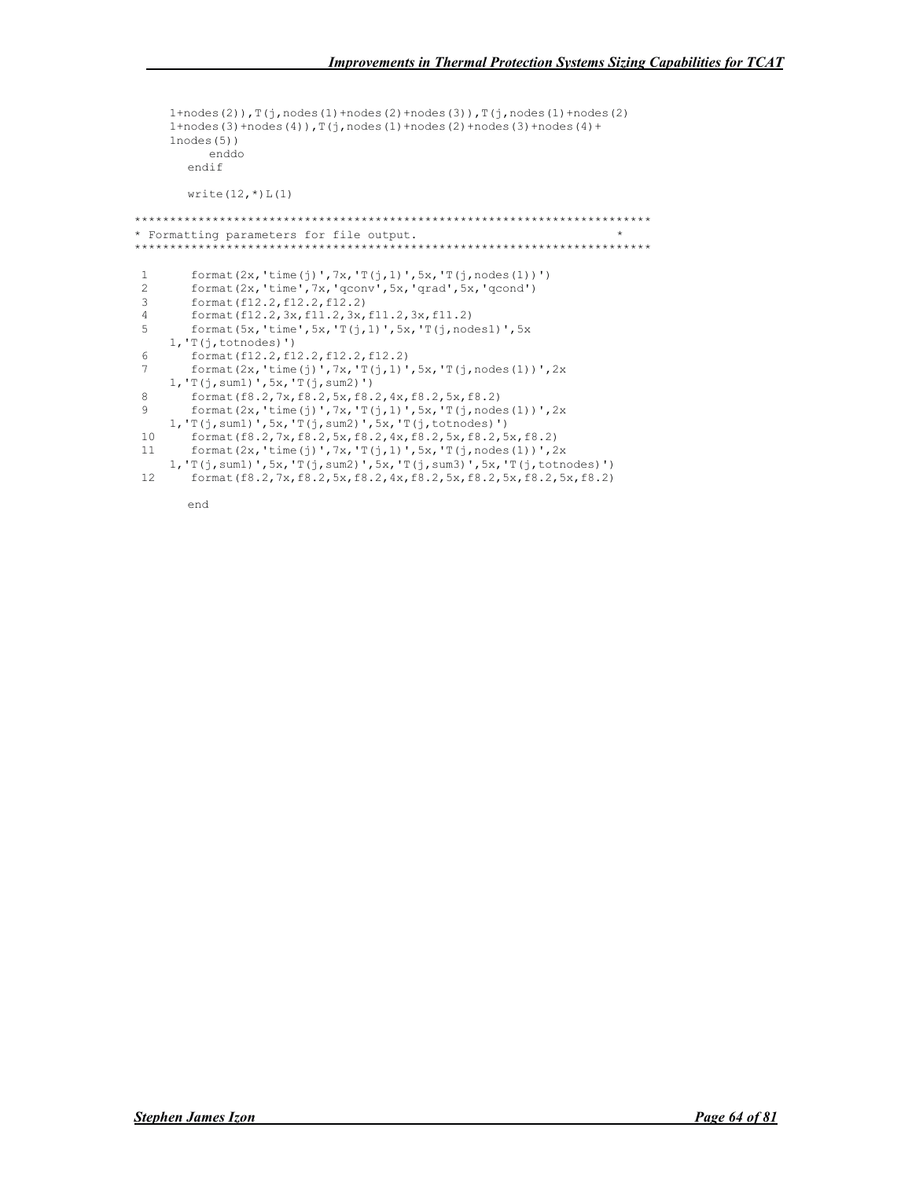```
     1+nodes(2)),T(j,nodes(1)+nodes(2)+nodes(3)),T(j,nodes(1)+nodes(2)
     1+nodes(3)+nodes(4)),T(j,nodes(1)+nodes(2)+nodes(3)+nodes(4)+
     1nodes(5))
          enddo
       endif

       write(12,*)L(1)

************************************************************************
* Formatting parameters for file output.                               *
************************************************************************

 1      format(2x,'time(j)',7x,'T(j,1)',5x,'T(j,nodes(1))')
 2      format(2x,'time',7x,'qconv',5x,'qrad',5x,'qcond')
 3      format(f12.2,f12.2,f12.2)
 4      format(f12.2,3x,f11.2,3x,f11.2,3x,f11.2)
 5      format(5x,'time',5x,'T(j,1)',5x,'T(j,nodes1)',5x
     1,'T(j,totnodes)')
 6      format(f12.2,f12.2,f12.2,f12.2)
 7      format(2x,'time(j)',7x,'T(j,1)',5x,'T(j,nodes(1))',2x
     1,'T(j,sum1)',5x,'T(j,sum2)')
 8      format(f8.2,7x,f8.2,5x,f8.2,4x,f8.2,5x,f8.2)
 9      format(2x,'time(j)',7x,'T(j,1)',5x,'T(j,nodes(1))',2x
     1,'T(j,sum1)',5x,'T(j,sum2)',5x,'T(j,totnodes)')
 10     format(f8.2,7x,f8.2,5x,f8.2,4x,f8.2,5x,f8.2,5x,f8.2)
 11     format(2x,'time(j)',7x,'T(j,1)',5x,'T(j,nodes(1))',2x
     1,'T(j,sum1)',5x,'T(j,sum2)',5x,'T(j,sum3)',5x,'T(j,totnodes)')
 12     format(f8.2,7x,f8.2,5x,f8.2,4x,f8.2,5x,f8.2,5x,f8.2,5x,f8.2)

       end
```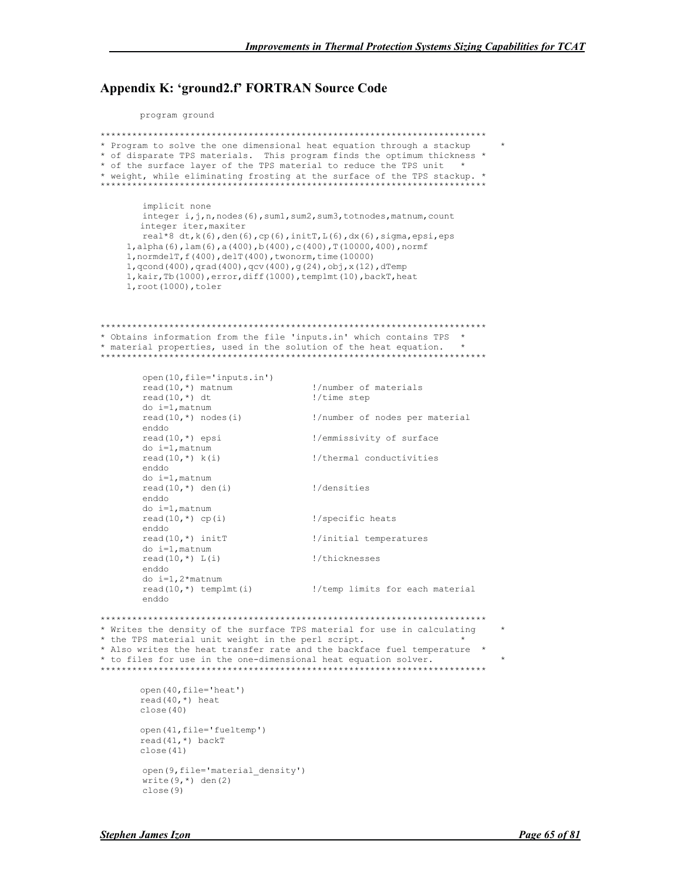## Appendix K: 'ground2.f' FORTRAN Source Code

```
      program ground

************************************************************************
* Program to solve the one dimensional heat equation through a stackup     *
* of disparate TPS materials.  This program finds the optimum thickness *
* of the surface layer of the TPS material to reduce the TPS unit   *
* weight, while eliminating frosting at the surface of the TPS stackup. *
************************************************************************

       implicit none
       integer i,j,n,nodes(6),sum1,sum2,sum3,totnodes,matnum,count
       integer iter,maxiter
       real*8 dt,k(6),den(6),cp(6),initT,L(6),dx(6),sigma,epsi,eps
     1,alpha(6),lam(6),a(400),b(400),c(400),T(10000,400),normf
     1,normdelT,f(400),delT(400),twonorm,time(10000)
     1,qcond(400),qrad(400),qcv(400),g(24),obj,x(12),dTemp
     1,kair,Tb(1000),error,diff(1000),templmt(10),backT,heat
     1,root(1000),toler



************************************************************************
* Obtains information from the file 'inputs.in' which contains TPS  *
* material properties, used in the solution of the heat equation.   *
************************************************************************

       open(10,file='inputs.in')
       read(10,*) matnum                !/number of materials
       read(10,*) dt                    !/time step
       do i=1,matnum
       read(10,*) nodes(i)              !/number of nodes per material
       enddo
       read(10,*) epsi                  !/emmissivity of surface
       do i=1,matnum
       read(10,*) k(i)                  !/thermal conductivities
       enddo
       do i=1,matnum
       read(10,*) den(i)                !/densities
       enddo
       do i=1,matnum
       read(10,*) cp(i)                 !/specific heats
       enddo
       read(10,*) initT                 !/initial temperatures
       do i=1,matnum
       read(10,*) L(i)                  !/thicknesses
       enddo
       do i=1,2*matnum
       read(10,*) templmt(i)            !/temp limits for each material
       enddo

************************************************************************
* Writes the density of the surface TPS material for use in calculating    *
* the TPS material unit weight in the perl script.                     *
* Also writes the heat transfer rate and the backface fuel temperature  *
* to files for use in the one-dimensional heat equation solver.            *
************************************************************************

      open(40,file='heat')
      read(40,*) heat
      close(40)

      open(41,file='fueltemp')
      read(41,*) backT
      close(41)

       open(9,file='material_density')
       write(9,*) den(2)
       close(9)
```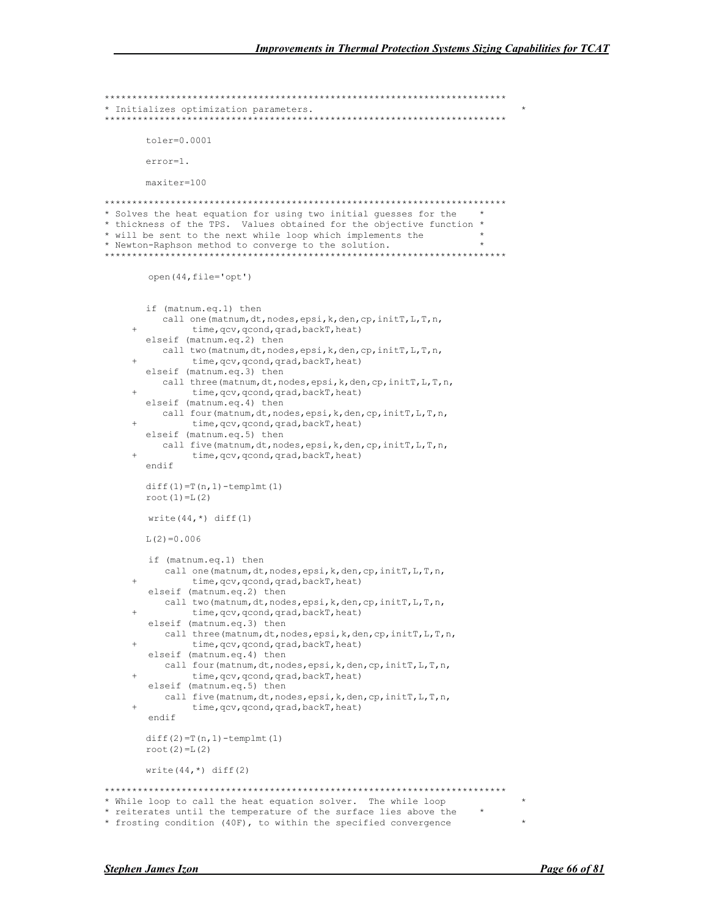```
************************************************************************
* Initializes optimization parameters.                                 *
************************************************************************

       toler=0.0001

       error=1.

       maxiter=100

************************************************************************
* Solves the heat equation for using two initial guesses for the      *
* thickness of the TPS.  Values obtained for the objective function *
* will be sent to the next while loop which implements the            *
* Newton-Raphson method to converge to the solution.                   *
************************************************************************

        open(44,file='opt')


       if (matnum.eq.1) then
          call one(matnum,dt,nodes,epsi,k,den,cp,initT,L,T,n,
     +          time,qcv,qcond,qrad,backT,heat)
       elseif (matnum.eq.2) then
          call two(matnum,dt,nodes,epsi,k,den,cp,initT,L,T,n,
     +          time,qcv,qcond,qrad,backT,heat)
       elseif (matnum.eq.3) then
          call three(matnum,dt,nodes,epsi,k,den,cp,initT,L,T,n,
     +          time,qcv,qcond,qrad,backT,heat)
       elseif (matnum.eq.4) then
          call four(matnum,dt,nodes,epsi,k,den,cp,initT,L,T,n,
     +          time,qcv,qcond,qrad,backT,heat)
       elseif (matnum.eq.5) then
          call five(matnum,dt,nodes,epsi,k,den,cp,initT,L,T,n,
     +          time,qcv,qcond,qrad,backT,heat)
       endif

       diff(1)=T(n,1)-templmt(1)
       root(1)=L(2)

        write(44,*) diff(1)

       L(2)=0.006

        if (matnum.eq.1) then
           call one(matnum,dt,nodes,epsi,k,den,cp,initT,L,T,n,
     +          time,qcv,qcond,qrad,backT,heat)
        elseif (matnum.eq.2) then
           call two(matnum,dt,nodes,epsi,k,den,cp,initT,L,T,n,
     +          time,qcv,qcond,qrad,backT,heat)
        elseif (matnum.eq.3) then
           call three(matnum,dt,nodes,epsi,k,den,cp,initT,L,T,n,
     +          time,qcv,qcond,qrad,backT,heat)
        elseif (matnum.eq.4) then
           call four(matnum,dt,nodes,epsi,k,den,cp,initT,L,T,n,
     +          time,qcv,qcond,qrad,backT,heat)
        elseif (matnum.eq.5) then
           call five(matnum,dt,nodes,epsi,k,den,cp,initT,L,T,n,
     +          time,qcv,qcond,qrad,backT,heat)
        endif

       diff(2)=T(n,1)-templmt(1)
       root(2)=L(2)

       write(44,*) diff(2)

************************************************************************
* While loop to call the heat equation solver.  The while loop         *
* reiterates until the temperature of the surface lies above the    *
* frosting condition (40F), to within the specified convergence        *
```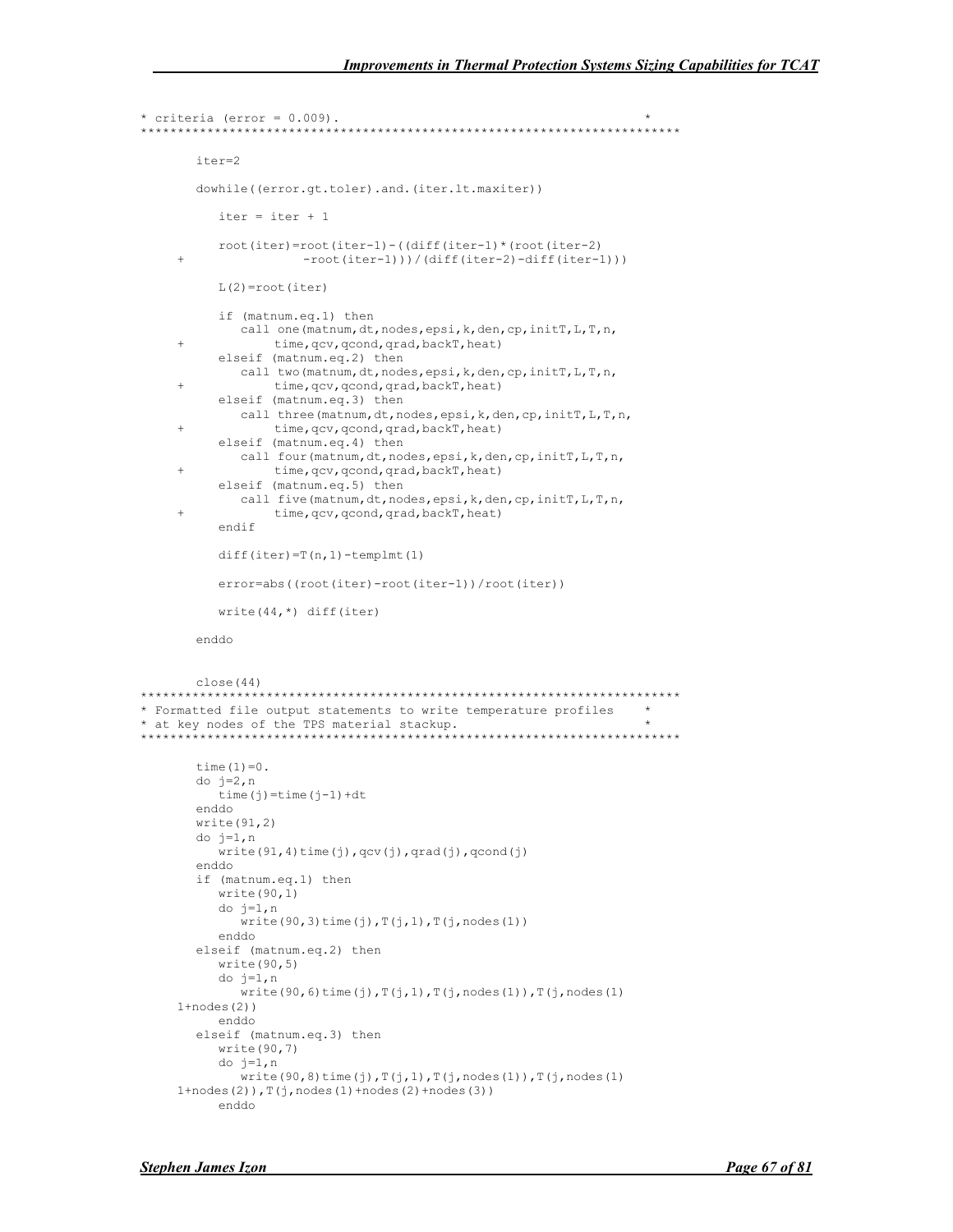```
* criteria (error = 0.009).                                           *
***********************************************************************

       iter=2

       dowhile((error.gt.toler).and.(iter.lt.maxiter))

          iter = iter + 1

          root(iter)=root(iter-1)-((diff(iter-1)*(root(iter-2)
     +               -root(iter-1)))/(diff(iter-2)-diff(iter-1)))

          L(2)=root(iter)

          if (matnum.eq.1) then
             call one(matnum,dt,nodes,epsi,k,den,cp,initT,L,T,n,
     +            time,qcv,qcond,qrad,backT,heat)
          elseif (matnum.eq.2) then
             call two(matnum,dt,nodes,epsi,k,den,cp,initT,L,T,n,
     +            time,qcv,qcond,qrad,backT,heat)
          elseif (matnum.eq.3) then
             call three(matnum,dt,nodes,epsi,k,den,cp,initT,L,T,n,
     +            time,qcv,qcond,qrad,backT,heat)
          elseif (matnum.eq.4) then
             call four(matnum,dt,nodes,epsi,k,den,cp,initT,L,T,n,
     +            time,qcv,qcond,qrad,backT,heat)
          elseif (matnum.eq.5) then
             call five(matnum,dt,nodes,epsi,k,den,cp,initT,L,T,n,
     +            time,qcv,qcond,qrad,backT,heat)
          endif

          diff(iter)=T(n,1)-templmt(1)

          error=abs((root(iter)-root(iter-1))/root(iter))

          write(44,*) diff(iter)

       enddo


       close(44)
***********************************************************************
* Formatted file output statements to write temperature profiles     *
* at key nodes of the TPS material stackup.                           *
***********************************************************************

       time(1)=0.
       do j=2,n
          time(j)=time(j-1)+dt
       enddo
       write(91,2)
       do j=1,n
          write(91,4)time(j),qcv(j),qrad(j),qcond(j)
       enddo
       if (matnum.eq.1) then
          write(90,1)
          do j=1,n
             write(90,3)time(j),T(j,1),T(j,nodes(1))
          enddo
       elseif (matnum.eq.2) then
          write(90,5)
          do j=1,n
             write(90,6)time(j),T(j,1),T(j,nodes(1)),T(j,nodes(1)
     1+nodes(2))
          enddo
       elseif (matnum.eq.3) then
          write(90,7)
          do j=1,n
             write(90,8)time(j),T(j,1),T(j,nodes(1)),T(j,nodes(1)
     1+nodes(2)),T(j,nodes(1)+nodes(2)+nodes(3))
          enddo
```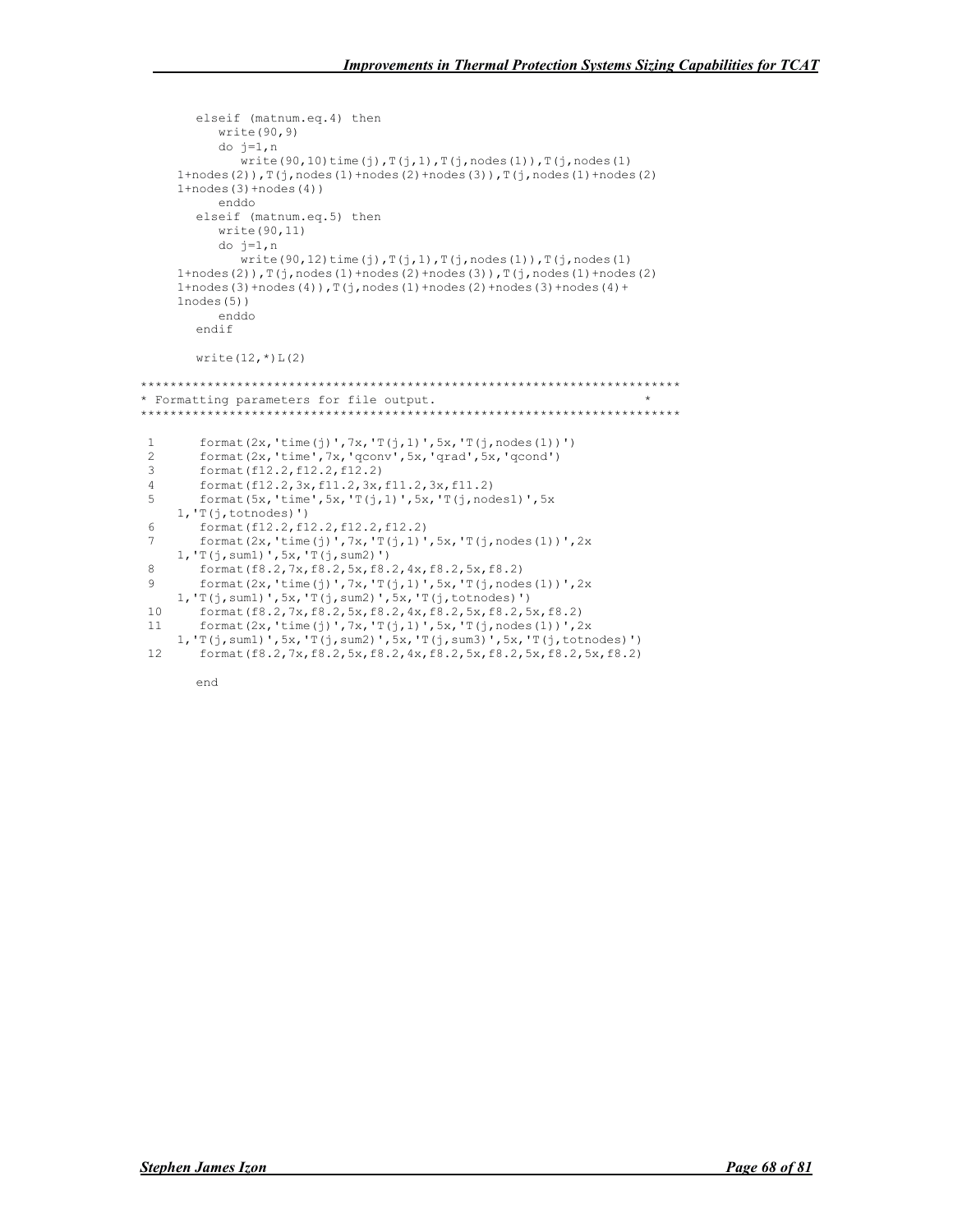```
        elseif (matnum.eq.4) then
           write(90,9)
           do j=1,n
              write(90,10)time(j),T(j,1),T(j,nodes(1)),T(j,nodes(1)
     1+nodes(2)),T(j,nodes(1)+nodes(2)+nodes(3)),T(j,nodes(1)+nodes(2)
     1+nodes(3)+nodes(4))
           enddo
        elseif (matnum.eq.5) then
           write(90,11)
           do j=1,n
              write(90,12)time(j),T(j,1),T(j,nodes(1)),T(j,nodes(1)
     1+nodes(2)),T(j,nodes(1)+nodes(2)+nodes(3)),T(j,nodes(1)+nodes(2)
     1+nodes(3)+nodes(4)),T(j,nodes(1)+nodes(2)+nodes(3)+nodes(4)+
     1nodes(5))
           enddo
        endif

        write(12,*)L(2)

************************************************************************
* Formatting parameters for file output.                               *
************************************************************************

 1      format(2x,'time(j)',7x,'T(j,1)',5x,'T(j,nodes(1))')
 2      format(2x,'time',7x,'qconv',5x,'qrad',5x,'qcond')
 3      format(f12.2,f12.2,f12.2)
 4      format(f12.2,3x,f11.2,3x,f11.2,3x,f11.2)
 5      format(5x,'time',5x,'T(j,1)',5x,'T(j,nodes1)',5x
     1,'T(j,totnodes)')
 6      format(f12.2,f12.2,f12.2,f12.2)
 7      format(2x,'time(j)',7x,'T(j,1)',5x,'T(j,nodes(1))',2x
     1,'T(j,sum1)',5x,'T(j,sum2)')
 8      format(f8.2,7x,f8.2,5x,f8.2,4x,f8.2,5x,f8.2)
 9      format(2x,'time(j)',7x,'T(j,1)',5x,'T(j,nodes(1))',2x
     1,'T(j,sum1)',5x,'T(j,sum2)',5x,'T(j,totnodes)')
 10     format(f8.2,7x,f8.2,5x,f8.2,4x,f8.2,5x,f8.2,5x,f8.2)
 11     format(2x,'time(j)',7x,'T(j,1)',5x,'T(j,nodes(1))',2x
     1,'T(j,sum1)',5x,'T(j,sum2)',5x,'T(j,sum3)',5x,'T(j,totnodes)')
 12     format(f8.2,7x,f8.2,5x,f8.2,4x,f8.2,5x,f8.2,5x,f8.2,5x,f8.2)

        end
```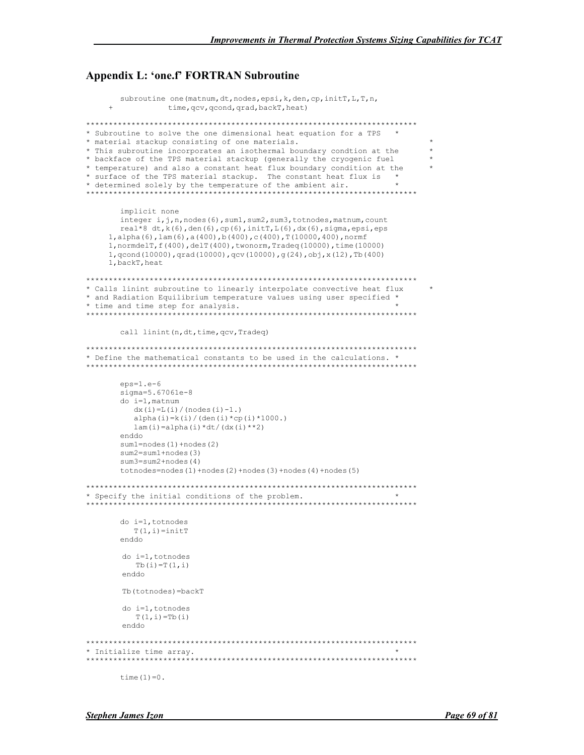## Appendix L: 'one.f' FORTRAN Subroutine

```
      subroutine one(matnum,dt,nodes,epsi,k,den,cp,initT,L,T,n,
     +           time,qcv,qcond,qrad,backT,heat)

************************************************************************
* Subroutine to solve the one dimensional heat equation for a TPS   *
* material stackup consisting of one materials.                         *
* This subroutine incorporates an isothermal boundary condtion at the   *
* backface of the TPS material stackup (generally the cryogenic fuel    *
* temperature) and also a constant heat flux boundary condition at the  *
* surface of the TPS material stackup.  The constant heat flux is   *
* determined solely by the temperature of the ambient air.         *
************************************************************************

      implicit none
      integer i,j,n,nodes(6),sum1,sum2,sum3,totnodes,matnum,count
      real*8 dt,k(6),den(6),cp(6),initT,L(6),dx(6),sigma,epsi,eps
     1,alpha(6),lam(6),a(400),b(400),c(400),T(10000,400),normf
     1,normdelT,f(400),delT(400),twonorm,Tradeq(10000),time(10000)
     1,qcond(10000),qrad(10000),qcv(10000),g(24),obj,x(12),Tb(400)
     1,backT,heat

************************************************************************
* Calls linint subroutine to linearly interpolate convective heat flux     *
* and Radiation Equilibrium temperature values using user specified *
* time and time step for analysis.                                   *
************************************************************************

      call linint(n,dt,time,qcv,Tradeq)

************************************************************************
* Define the mathematical constants to be used in the calculations. *
************************************************************************

      eps=1.e-6
      sigma=5.67061e-8
      do i=1,matnum
         dx(i)=L(i)/(nodes(i)-1.)
         alpha(i)=k(i)/(den(i)*cp(i)*1000.)
         lam(i)=alpha(i)*dt/(dx(i)**2)
      enddo
      sum1=nodes(1)+nodes(2)
      sum2=sum1+nodes(3)
      sum3=sum2+nodes(4)
      totnodes=nodes(1)+nodes(2)+nodes(3)+nodes(4)+nodes(5)

************************************************************************
* Specify the initial conditions of the problem.                    *
************************************************************************

      do i=1,totnodes
         T(1,i)=initT
      enddo

       do i=1,totnodes
          Tb(i)=T(1,i)
       enddo

       Tb(totnodes)=backT

       do i=1,totnodes
          T(1,i)=Tb(i)
       enddo

************************************************************************
* Initialize time array.                                             *
************************************************************************

      time(1)=0.
```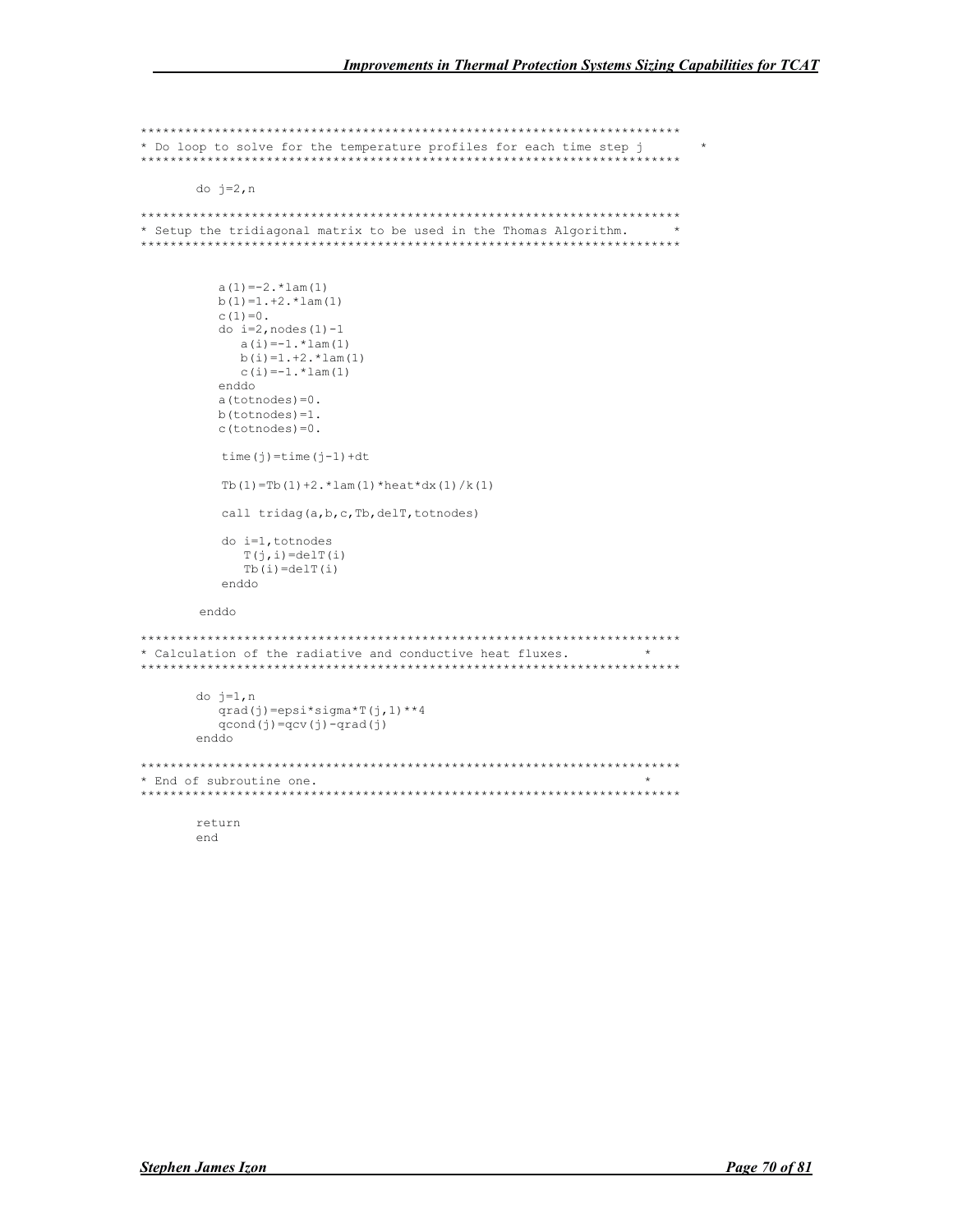```
************************************************************************
* Do loop to solve for the temperature profiles for each time step j       *
************************************************************************

       do j=2,n

************************************************************************
* Setup the tridiagonal matrix to be used in the Thomas Algorithm.     *
************************************************************************


          a(1)=-2.*lam(1)
          b(1)=1.+2.*lam(1)
          c(1)=0.
          do i=2,nodes(1)-1
             a(i)=-1.*lam(1)
             b(i)=1.+2.*lam(1)
             c(i)=-1.*lam(1)
          enddo
          a(totnodes)=0.
          b(totnodes)=1.
          c(totnodes)=0.

           time(j)=time(j-1)+dt

           Tb(1)=Tb(1)+2.*lam(1)*heat*dx(1)/k(1)

           call tridag(a,b,c,Tb,delT,totnodes)

           do i=1,totnodes
              T(j,i)=delT(i)
              Tb(i)=delT(i)
           enddo

        enddo

************************************************************************
* Calculation of the radiative and conductive heat fluxes.          *
************************************************************************

       do j=1,n
          qrad(j)=epsi*sigma*T(j,1)**4
          qcond(j)=qcv(j)-qrad(j)
       enddo

************************************************************************
* End of subroutine one.                                               *
************************************************************************

       return
       end
```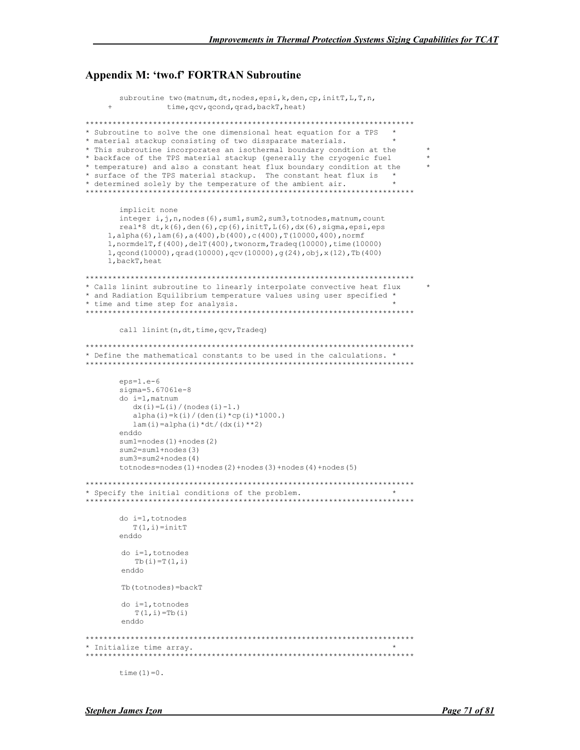## Appendix M: 'two.f' FORTRAN Subroutine

```
      subroutine two(matnum,dt,nodes,epsi,k,den,cp,initT,L,T,n,
     +          time,qcv,qcond,qrad,backT,heat)

************************************************************************
* Subroutine to solve the one dimensional heat equation for a TPS   *
* material stackup consisting of two dissparate materials.         *
* This subroutine incorporates an isothermal boundary condtion at the      *
* backface of the TPS material stackup (generally the cryogenic fuel       *
* temperature) and also a constant heat flux boundary condition at the     *
* surface of the TPS material stackup.  The constant heat flux is   *
* determined solely by the temperature of the ambient air.          *
************************************************************************

      implicit none
      integer i,j,n,nodes(6),sum1,sum2,sum3,totnodes,matnum,count
      real*8 dt,k(6),den(6),cp(6),initT,L(6),dx(6),sigma,epsi,eps
     1,alpha(6),lam(6),a(400),b(400),c(400),T(10000,400),normf
     1,normdelT,f(400),delT(400),twonorm,Tradeq(10000),time(10000)
     1,qcond(10000),qrad(10000),qcv(10000),g(24),obj,x(12),Tb(400)
     1,backT,heat

************************************************************************
* Calls linint subroutine to linearly interpolate convective heat flux     *
* and Radiation Equilibrium temperature values using user specified *
* time and time step for analysis.                                  *
************************************************************************

      call linint(n,dt,time,qcv,Tradeq)

************************************************************************
* Define the mathematical constants to be used in the calculations. *
************************************************************************

      eps=1.e-6
      sigma=5.67061e-8
      do i=1,matnum
         dx(i)=L(i)/(nodes(i)-1.)
         alpha(i)=k(i)/(den(i)*cp(i)*1000.)
         lam(i)=alpha(i)*dt/(dx(i)**2)
      enddo
      sum1=nodes(1)+nodes(2)
      sum2=sum1+nodes(3)
      sum3=sum2+nodes(4)
      totnodes=nodes(1)+nodes(2)+nodes(3)+nodes(4)+nodes(5)

************************************************************************
* Specify the initial conditions of the problem.                    *
************************************************************************

      do i=1,totnodes
         T(1,i)=initT
      enddo

       do i=1,totnodes
          Tb(i)=T(1,i)
       enddo

       Tb(totnodes)=backT

       do i=1,totnodes
          T(1,i)=Tb(i)
       enddo

************************************************************************
* Initialize time array.                                            *
************************************************************************

      time(1)=0.
```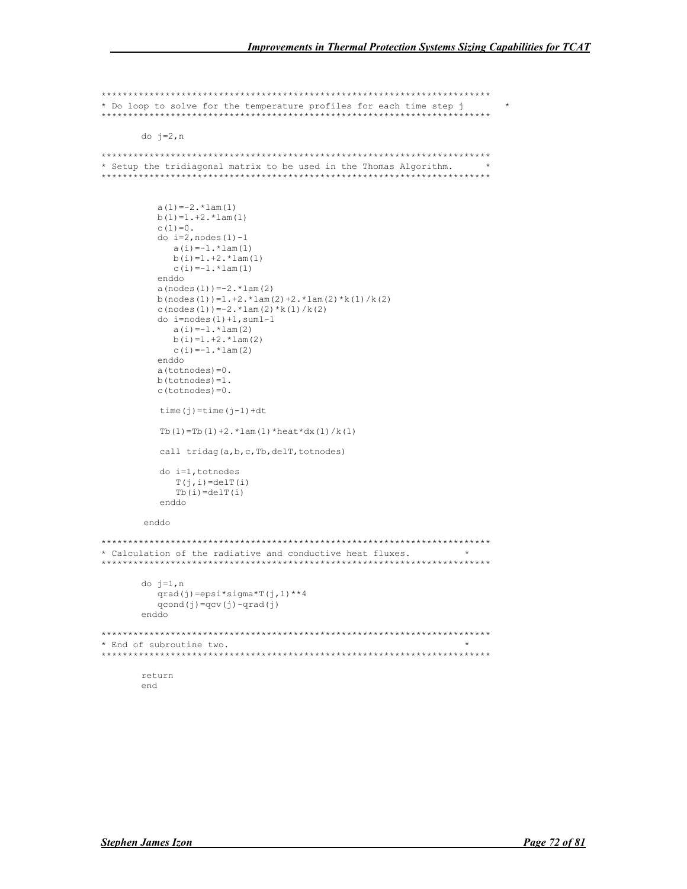```
************************************************************************
* Do loop to solve for the temperature profiles for each time step j       *
************************************************************************

       do j=2,n

************************************************************************
* Setup the tridiagonal matrix to be used in the Thomas Algorithm.      *
************************************************************************


          a(1)=-2.*lam(1)
          b(1)=1.+2.*lam(1)
          c(1)=0.
          do i=2,nodes(1)-1
             a(i)=-1.*lam(1)
             b(i)=1.+2.*lam(1)
             c(i)=-1.*lam(1)
          enddo
          a(nodes(1))=-2.*lam(2)
          b(nodes(1))=1.+2.*lam(2)+2.*lam(2)*k(1)/k(2)
          c(nodes(1))=-2.*lam(2)*k(1)/k(2)
          do i=nodes(1)+1,sum1-1
             a(i)=-1.*lam(2)
             b(i)=1.+2.*lam(2)
             c(i)=-1.*lam(2)
          enddo
          a(totnodes)=0.
          b(totnodes)=1.
          c(totnodes)=0.

          time(j)=time(j-1)+dt

          Tb(1)=Tb(1)+2.*lam(1)*heat*dx(1)/k(1)

          call tridag(a,b,c,Tb,delT,totnodes)

          do i=1,totnodes
             T(j,i)=delT(i)
             Tb(i)=delT(i)
          enddo

       enddo

************************************************************************
* Calculation of the radiative and conductive heat fluxes.          *
************************************************************************

       do j=1,n
          qrad(j)=epsi*sigma*T(j,1)**4
          qcond(j)=qcv(j)-qrad(j)
       enddo

************************************************************************
* End of subroutine two.                                               *
************************************************************************

       return
       end
```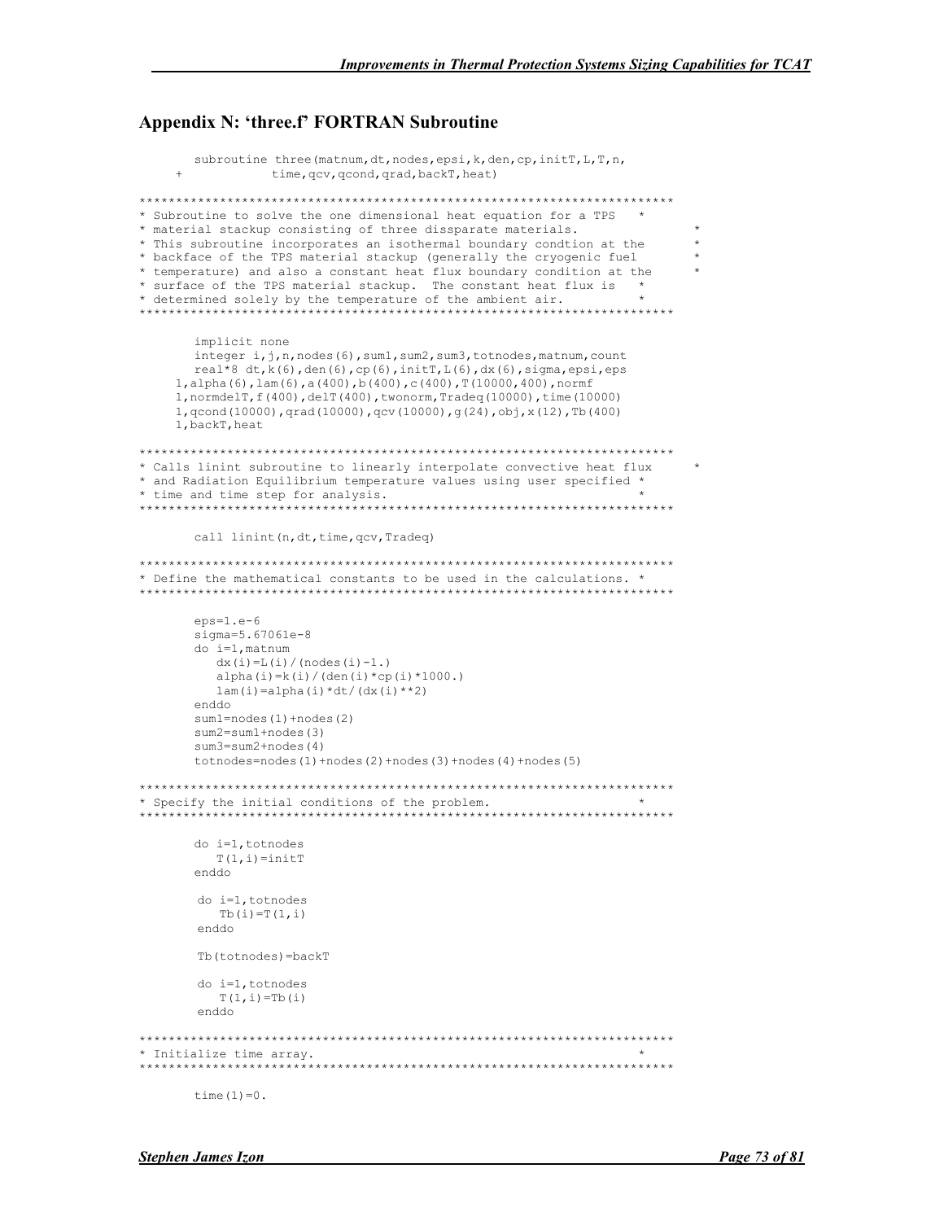## Appendix N: 'three.f' FORTRAN Subroutine

```
      subroutine three(matnum,dt,nodes,epsi,k,den,cp,initT,L,T,n,
     +           time,qcv,qcond,qrad,backT,heat)

************************************************************************
* Subroutine to solve the one dimensional heat equation for a TPS   *
* material stackup consisting of three dissparate materials.           *
* This subroutine incorporates an isothermal boundary condtion at the  *
* backface of the TPS material stackup (generally the cryogenic fuel   *
* temperature) and also a constant heat flux boundary condition at the *
* surface of the TPS material stackup.  The constant heat flux is   *
* determined solely by the temperature of the ambient air.          *
************************************************************************

      implicit none
      integer i,j,n,nodes(6),sum1,sum2,sum3,totnodes,matnum,count
      real*8 dt,k(6),den(6),cp(6),initT,L(6),dx(6),sigma,epsi,eps
     1,alpha(6),lam(6),a(400),b(400),c(400),T(10000,400),normf
     1,normdelT,f(400),delT(400),twonorm,Tradeq(10000),time(10000)
     1,qcond(10000),qrad(10000),qcv(10000),g(24),obj,x(12),Tb(400)
     1,backT,heat

************************************************************************
* Calls linint subroutine to linearly interpolate convective heat flux    *
* and Radiation Equilibrium temperature values using user specified *
* time and time step for analysis.                                   *
************************************************************************

      call linint(n,dt,time,qcv,Tradeq)

************************************************************************
* Define the mathematical constants to be used in the calculations. *
************************************************************************

      eps=1.e-6
      sigma=5.67061e-8
      do i=1,matnum
         dx(i)=L(i)/(nodes(i)-1.)
         alpha(i)=k(i)/(den(i)*cp(i)*1000.)
         lam(i)=alpha(i)*dt/(dx(i)**2)
      enddo
      sum1=nodes(1)+nodes(2)
      sum2=sum1+nodes(3)
      sum3=sum2+nodes(4)
      totnodes=nodes(1)+nodes(2)+nodes(3)+nodes(4)+nodes(5)

************************************************************************
* Specify the initial conditions of the problem.                  *
************************************************************************

      do i=1,totnodes
         T(1,i)=initT
      enddo

       do i=1,totnodes
          Tb(i)=T(1,i)
       enddo

       Tb(totnodes)=backT

       do i=1,totnodes
          T(1,i)=Tb(i)
       enddo

************************************************************************
* Initialize time array.                                            *
************************************************************************

      time(1)=0.
```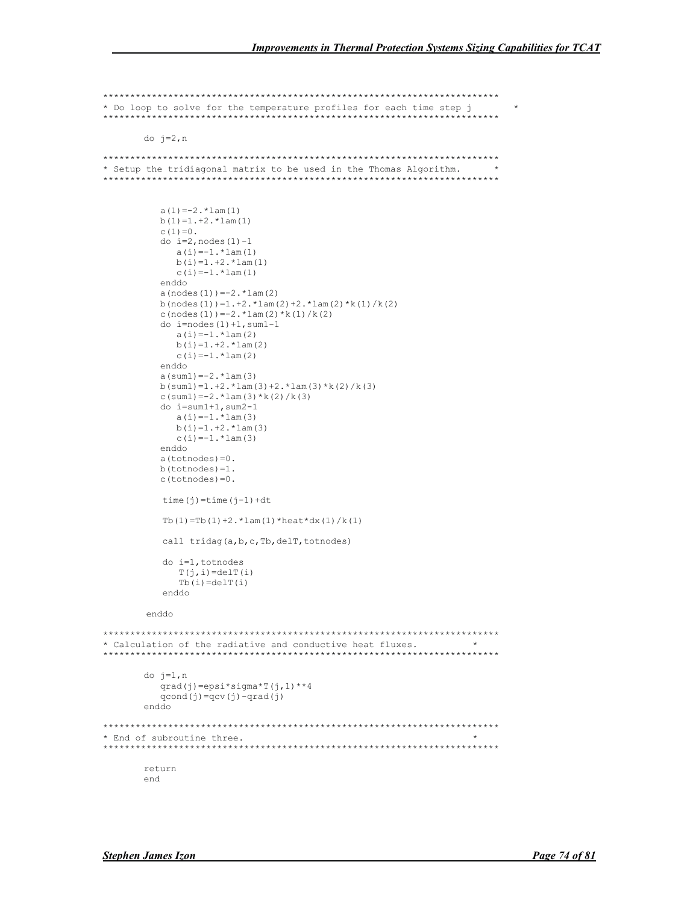```
************************************************************************
* Do loop to solve for the temperature profiles for each time step j       *
************************************************************************

      do j=2,n

************************************************************************
* Setup the tridiagonal matrix to be used in the Thomas Algorithm.     *
************************************************************************


         a(1)=-2.*lam(1)
         b(1)=1.+2.*lam(1)
         c(1)=0.
         do i=2,nodes(1)-1
            a(i)=-1.*lam(1)
            b(i)=1.+2.*lam(1)
            c(i)=-1.*lam(1)
         enddo
         a(nodes(1))=-2.*lam(2)
         b(nodes(1))=1.+2.*lam(2)+2.*lam(2)*k(1)/k(2)
         c(nodes(1))=-2.*lam(2)*k(1)/k(2)
         do i=nodes(1)+1,sum1-1
            a(i)=-1.*lam(2)
            b(i)=1.+2.*lam(2)
            c(i)=-1.*lam(2)
         enddo
         a(sum1)=-2.*lam(3)
         b(sum1)=1.+2.*lam(3)+2.*lam(3)*k(2)/k(3)
         c(sum1)=-2.*lam(3)*k(2)/k(3)
         do i=sum1+1,sum2-1
            a(i)=-1.*lam(3)
            b(i)=1.+2.*lam(3)
            c(i)=-1.*lam(3)
         enddo
         a(totnodes)=0.
         b(totnodes)=1.
         c(totnodes)=0.

          time(j)=time(j-1)+dt

          Tb(1)=Tb(1)+2.*lam(1)*heat*dx(1)/k(1)

          call tridag(a,b,c,Tb,delT,totnodes)

          do i=1,totnodes
             T(j,i)=delT(i)
             Tb(i)=delT(i)
          enddo

       enddo

************************************************************************
* Calculation of the radiative and conductive heat fluxes.           *
************************************************************************

      do j=1,n
         qrad(j)=epsi*sigma*T(j,1)**4
         qcond(j)=qcv(j)-qrad(j)
      enddo

************************************************************************
* End of subroutine three.                                             *
************************************************************************

      return
      end
```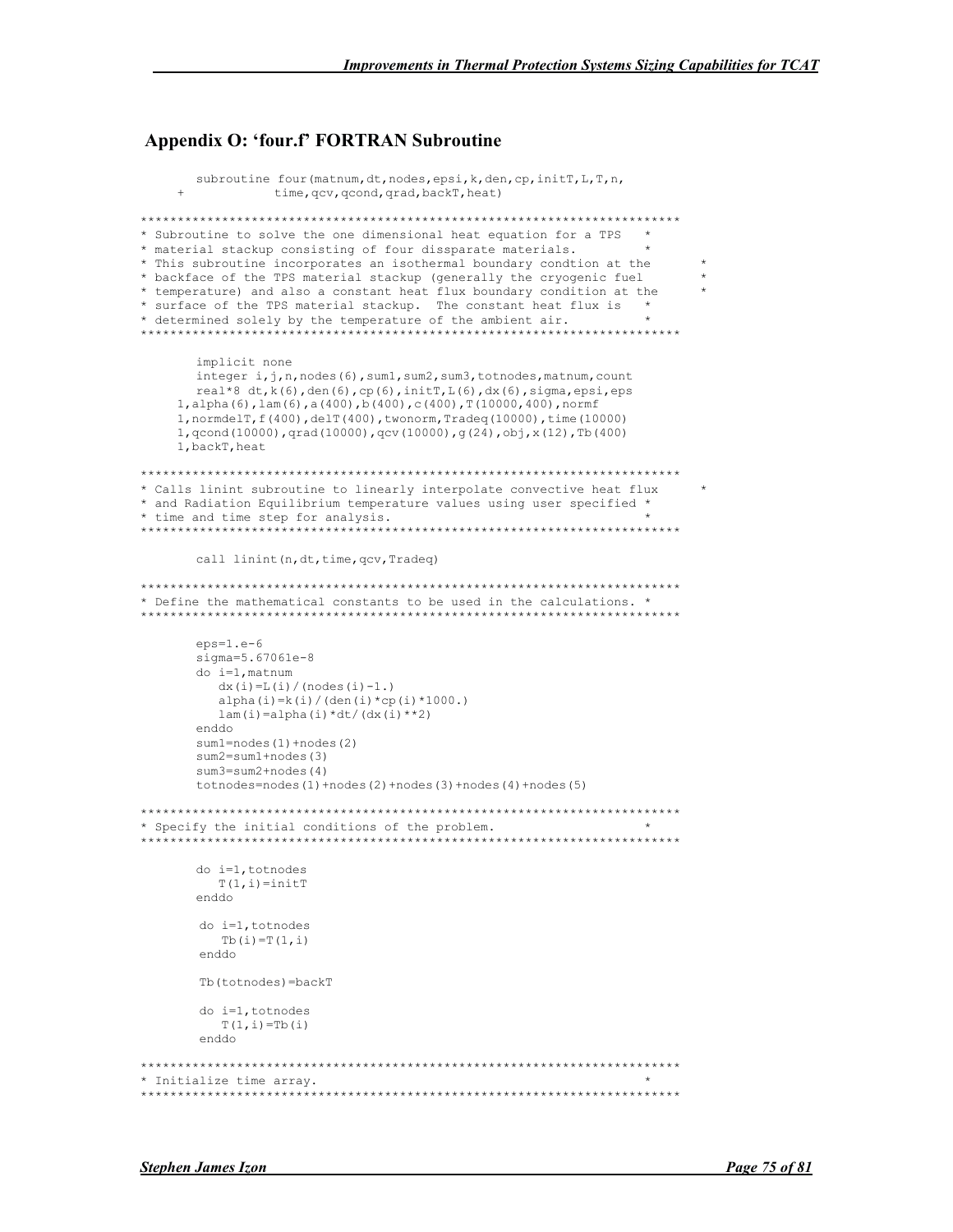## Appendix O: 'four.f' FORTRAN Subroutine

```
      subroutine four(matnum,dt,nodes,epsi,k,den,cp,initT,L,T,n,
     +           time,qcv,qcond,qrad,backT,heat)

************************************************************************
* Subroutine to solve the one dimensional heat equation for a TPS   *
* material stackup consisting of four dissparate materials.         *
* This subroutine incorporates an isothermal boundary condtion at the       *
* backface of the TPS material stackup (generally the cryogenic fuel        *
* temperature) and also a constant heat flux boundary condition at the      *
* surface of the TPS material stackup.  The constant heat flux is   *
* determined solely by the temperature of the ambient air.          *
************************************************************************

      implicit none
      integer i,j,n,nodes(6),sum1,sum2,sum3,totnodes,matnum,count
      real*8 dt,k(6),den(6),cp(6),initT,L(6),dx(6),sigma,epsi,eps
     1,alpha(6),lam(6),a(400),b(400),c(400),T(10000,400),normf
     1,normdelT,f(400),delT(400),twonorm,Tradeq(10000),time(10000)
     1,qcond(10000),qrad(10000),qcv(10000),g(24),obj,x(12),Tb(400)
     1,backT,heat

************************************************************************
* Calls linint subroutine to linearly interpolate convective heat flux     *
* and Radiation Equilibrium temperature values using user specified *
* time and time step for analysis.                                  *
************************************************************************

      call linint(n,dt,time,qcv,Tradeq)

************************************************************************
* Define the mathematical constants to be used in the calculations. *
************************************************************************

      eps=1.e-6
      sigma=5.67061e-8
      do i=1,matnum
         dx(i)=L(i)/(nodes(i)-1.)
         alpha(i)=k(i)/(den(i)*cp(i)*1000.)
         lam(i)=alpha(i)*dt/(dx(i)**2)
      enddo
      sum1=nodes(1)+nodes(2)
      sum2=sum1+nodes(3)
      sum3=sum2+nodes(4)
      totnodes=nodes(1)+nodes(2)+nodes(3)+nodes(4)+nodes(5)

************************************************************************
* Specify the initial conditions of the problem.                    *
************************************************************************

      do i=1,totnodes
         T(1,i)=initT
      enddo

       do i=1,totnodes
          Tb(i)=T(1,i)
       enddo

       Tb(totnodes)=backT

       do i=1,totnodes
          T(1,i)=Tb(i)
       enddo

************************************************************************
* Initialize time array.                                            *
************************************************************************
```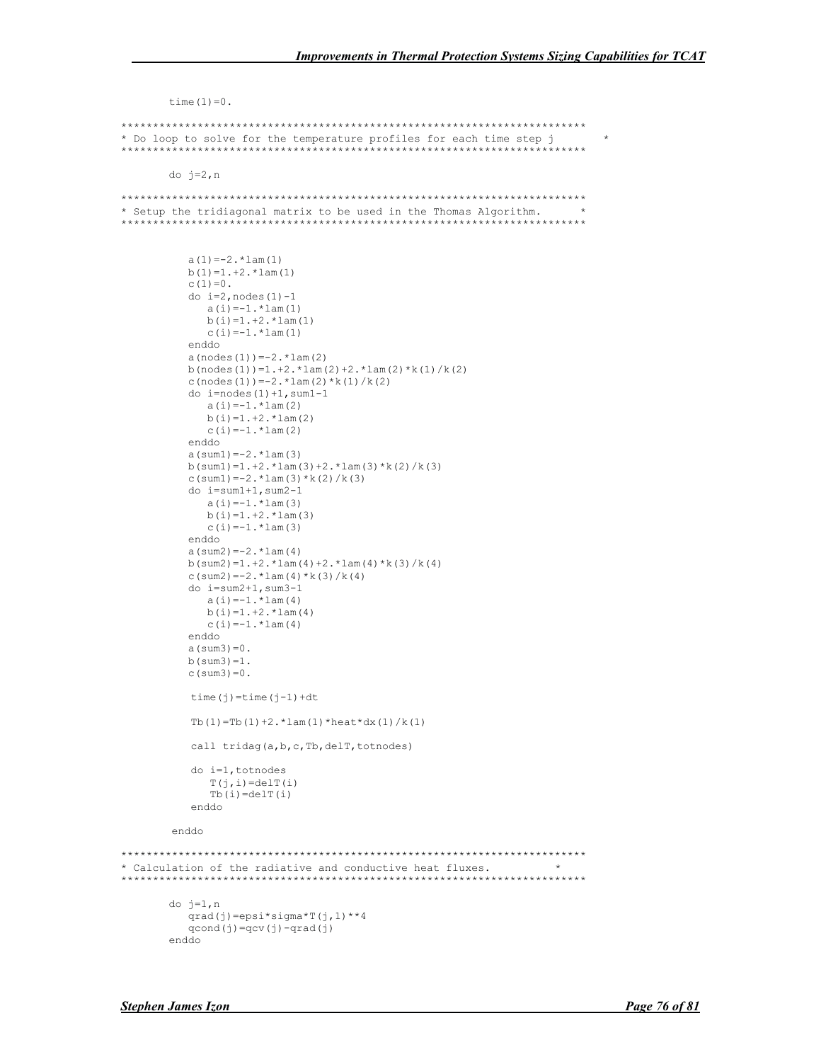```
      time(1)=0.

*************************************************************************
* Do loop to solve for the temperature profiles for each time step j       *
*************************************************************************

      do j=2,n

*************************************************************************
* Setup the tridiagonal matrix to be used in the Thomas Algorithm.      *
*************************************************************************


         a(1)=-2.*lam(1)
         b(1)=1.+2.*lam(1)
         c(1)=0.
         do i=2,nodes(1)-1
            a(i)=-1.*lam(1)
            b(i)=1.+2.*lam(1)
            c(i)=-1.*lam(1)
         enddo
         a(nodes(1))=-2.*lam(2)
         b(nodes(1))=1.+2.*lam(2)+2.*lam(2)*k(1)/k(2)
         c(nodes(1))=-2.*lam(2)*k(1)/k(2)
         do i=nodes(1)+1,sum1-1
            a(i)=-1.*lam(2)
            b(i)=1.+2.*lam(2)
            c(i)=-1.*lam(2)
         enddo
         a(sum1)=-2.*lam(3)
         b(sum1)=1.+2.*lam(3)+2.*lam(3)*k(2)/k(3)
         c(sum1)=-2.*lam(3)*k(2)/k(3)
         do i=sum1+1,sum2-1
            a(i)=-1.*lam(3)
            b(i)=1.+2.*lam(3)
            c(i)=-1.*lam(3)
         enddo
         a(sum2)=-2.*lam(4)
         b(sum2)=1.+2.*lam(4)+2.*lam(4)*k(3)/k(4)
         c(sum2)=-2.*lam(4)*k(3)/k(4)
         do i=sum2+1,sum3-1
            a(i)=-1.*lam(4)
            b(i)=1.+2.*lam(4)
            c(i)=-1.*lam(4)
         enddo
         a(sum3)=0.
         b(sum3)=1.
         c(sum3)=0.

          time(j)=time(j-1)+dt

          Tb(1)=Tb(1)+2.*lam(1)*heat*dx(1)/k(1)

          call tridag(a,b,c,Tb,delT,totnodes)

          do i=1,totnodes
             T(j,i)=delT(i)
             Tb(i)=delT(i)
          enddo

       enddo

*************************************************************************
* Calculation of the radiative and conductive heat fluxes.          *
*************************************************************************

      do j=1,n
         qrad(j)=epsi*sigma*T(j,1)**4
         qcond(j)=qcv(j)-qrad(j)
      enddo
```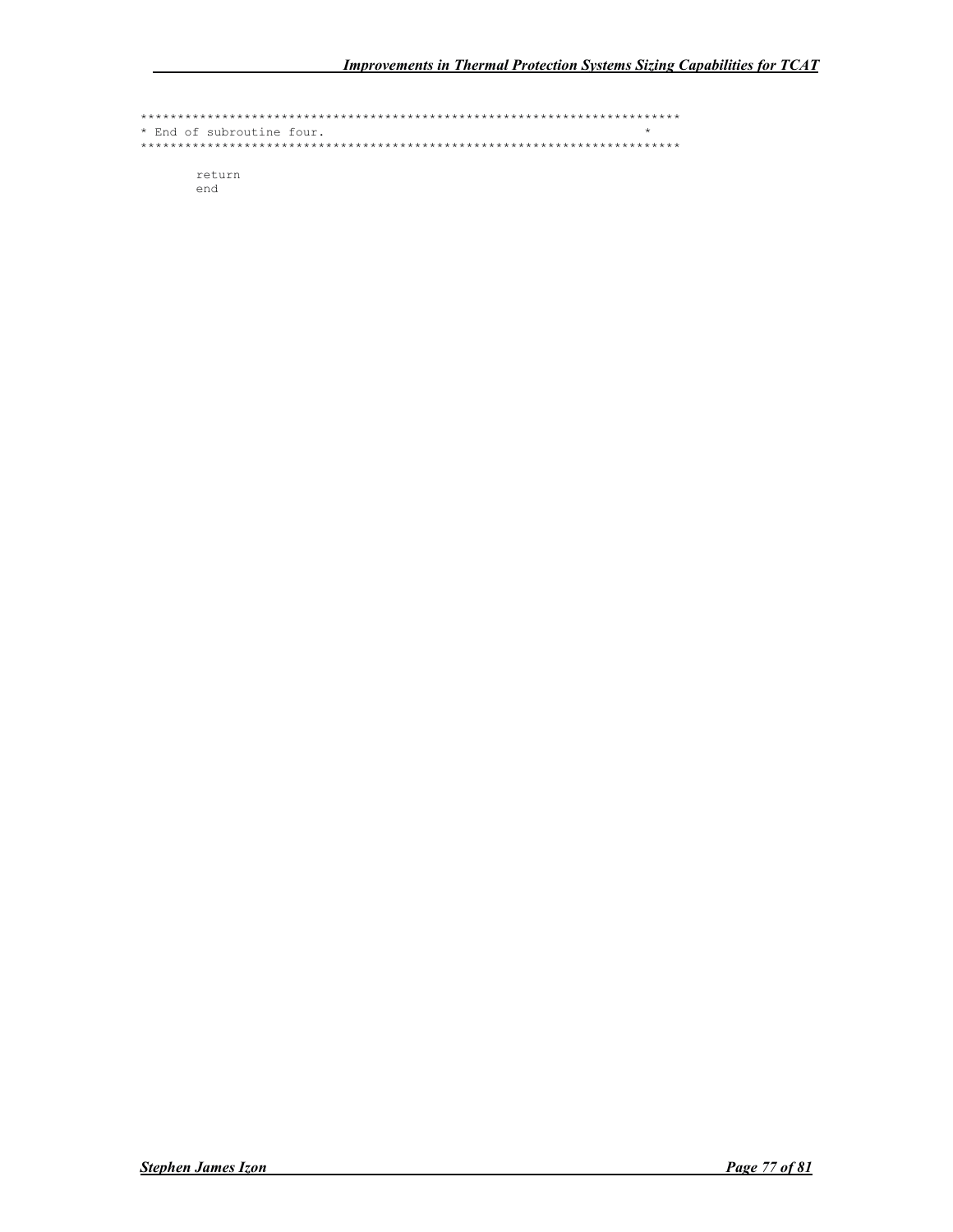```
*************************************************************************
* End of subroutine four.                                               *
*************************************************************************

      return
      end
```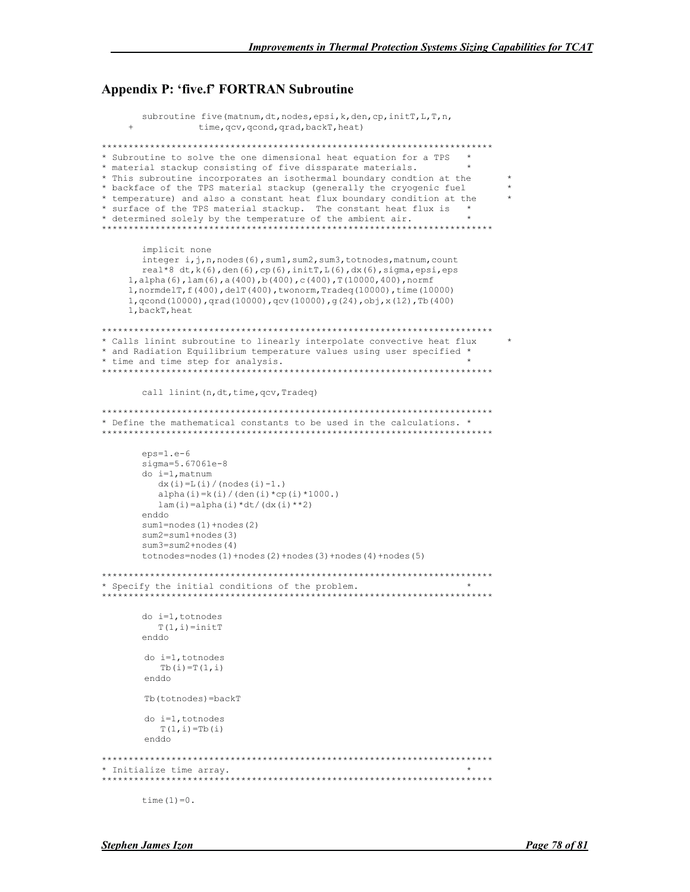## Appendix P: 'five.f' FORTRAN Subroutine

```
      subroutine five(matnum,dt,nodes,epsi,k,den,cp,initT,L,T,n,
     +            time,qcv,qcond,qrad,backT,heat)

************************************************************************
* Subroutine to solve the one dimensional heat equation for a TPS    *
* material stackup consisting of five dissparate materials.          *
* This subroutine incorporates an isothermal boundary condtion at the       *
* backface of the TPS material stackup (generally the cryogenic fuel        *
* temperature) and also a constant heat flux boundary condition at the      *
* surface of the TPS material stackup.  The constant heat flux is    *
* determined solely by the temperature of the ambient air.           *
************************************************************************

      implicit none
      integer i,j,n,nodes(6),sum1,sum2,sum3,totnodes,matnum,count
      real*8 dt,k(6),den(6),cp(6),initT,L(6),dx(6),sigma,epsi,eps
     1,alpha(6),lam(6),a(400),b(400),c(400),T(10000,400),normf
     1,normdelT,f(400),delT(400),twonorm,Tradeq(10000),time(10000)
     1,qcond(10000),qrad(10000),qcv(10000),g(24),obj,x(12),Tb(400)
     1,backT,heat

************************************************************************
* Calls linint subroutine to linearly interpolate convective heat flux      *
* and Radiation Equilibrium temperature values using user specified *
* time and time step for analysis.                                    *
************************************************************************

      call linint(n,dt,time,qcv,Tradeq)

************************************************************************
* Define the mathematical constants to be used in the calculations. *
************************************************************************

      eps=1.e-6
      sigma=5.67061e-8
      do i=1,matnum
         dx(i)=L(i)/(nodes(i)-1.)
         alpha(i)=k(i)/(den(i)*cp(i)*1000.)
         lam(i)=alpha(i)*dt/(dx(i)**2)
      enddo
      sum1=nodes(1)+nodes(2)
      sum2=sum1+nodes(3)
      sum3=sum2+nodes(4)
      totnodes=nodes(1)+nodes(2)+nodes(3)+nodes(4)+nodes(5)

************************************************************************
* Specify the initial conditions of the problem.                     *
************************************************************************

      do i=1,totnodes
         T(1,i)=initT
      enddo

       do i=1,totnodes
          Tb(i)=T(1,i)
       enddo

       Tb(totnodes)=backT

       do i=1,totnodes
          T(1,i)=Tb(i)
       enddo

************************************************************************
* Initialize time array.                                              *
************************************************************************

      time(1)=0.
```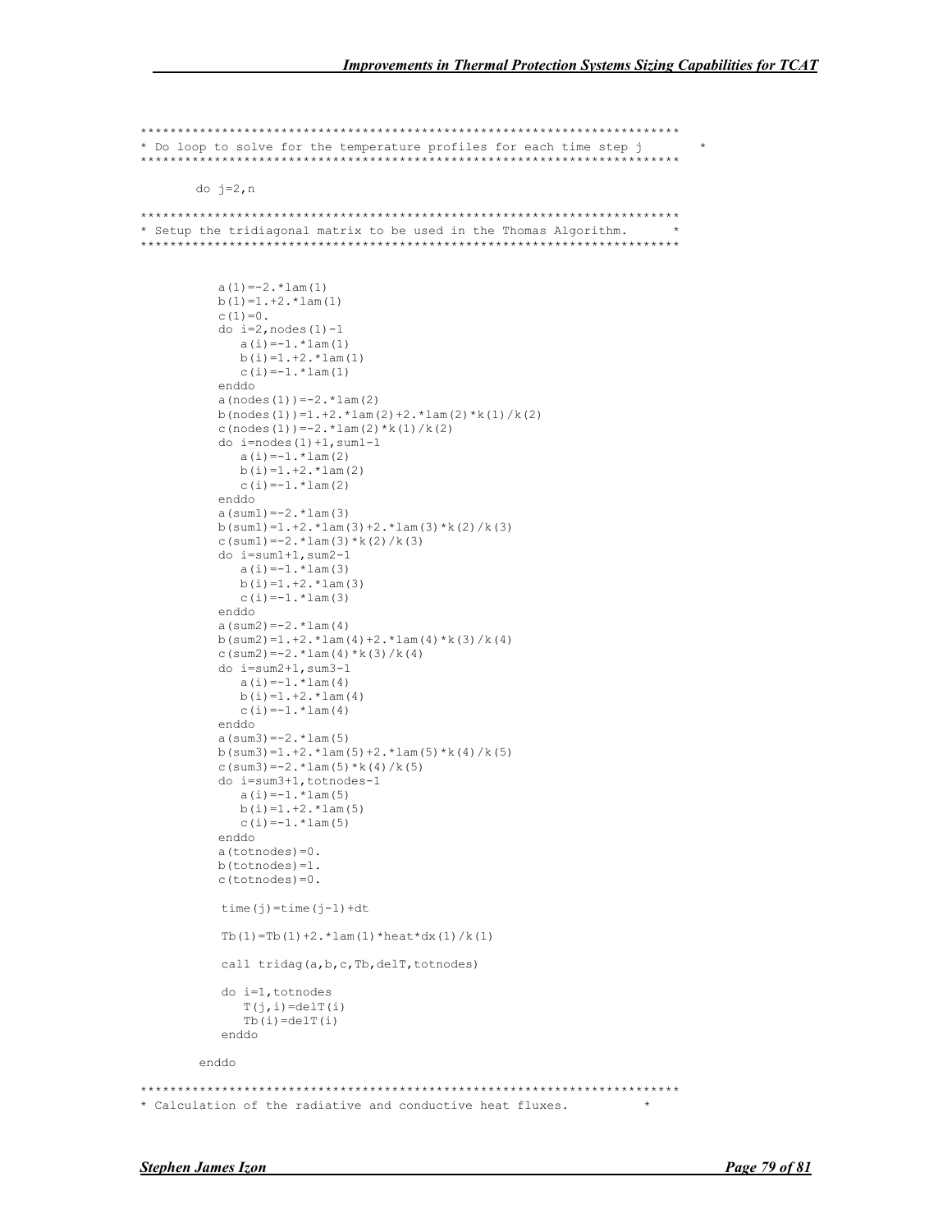```
************************************************************************
* Do loop to solve for the temperature profiles for each time step j       *
************************************************************************

       do j=2,n

************************************************************************
* Setup the tridiagonal matrix to be used in the Thomas Algorithm.       *
************************************************************************


         a(1)=-2.*lam(1)
         b(1)=1.+2.*lam(1)
         c(1)=0.
         do i=2,nodes(1)-1
            a(i)=-1.*lam(1)
            b(i)=1.+2.*lam(1)
            c(i)=-1.*lam(1)
         enddo
         a(nodes(1))=-2.*lam(2)
         b(nodes(1))=1.+2.*lam(2)+2.*lam(2)*k(1)/k(2)
         c(nodes(1))=-2.*lam(2)*k(1)/k(2)
         do i=nodes(1)+1,sum1-1
            a(i)=-1.*lam(2)
            b(i)=1.+2.*lam(2)
            c(i)=-1.*lam(2)
         enddo
         a(sum1)=-2.*lam(3)
         b(sum1)=1.+2.*lam(3)+2.*lam(3)*k(2)/k(3)
         c(sum1)=-2.*lam(3)*k(2)/k(3)
         do i=sum1+1,sum2-1
            a(i)=-1.*lam(3)
            b(i)=1.+2.*lam(3)
            c(i)=-1.*lam(3)
         enddo
         a(sum2)=-2.*lam(4)
         b(sum2)=1.+2.*lam(4)+2.*lam(4)*k(3)/k(4)
         c(sum2)=-2.*lam(4)*k(3)/k(4)
         do i=sum2+1,sum3-1
            a(i)=-1.*lam(4)
            b(i)=1.+2.*lam(4)
            c(i)=-1.*lam(4)
         enddo
         a(sum3)=-2.*lam(5)
         b(sum3)=1.+2.*lam(5)+2.*lam(5)*k(4)/k(5)
         c(sum3)=-2.*lam(5)*k(4)/k(5)
         do i=sum3+1,totnodes-1
            a(i)=-1.*lam(5)
            b(i)=1.+2.*lam(5)
            c(i)=-1.*lam(5)
         enddo
         a(totnodes)=0.
         b(totnodes)=1.
         c(totnodes)=0.

          time(j)=time(j-1)+dt

          Tb(1)=Tb(1)+2.*lam(1)*heat*dx(1)/k(1)

          call tridag(a,b,c,Tb,delT,totnodes)

          do i=1,totnodes
             T(j,i)=delT(i)
             Tb(i)=delT(i)
          enddo

        enddo

************************************************************************
* Calculation of the radiative and conductive heat fluxes.          *
```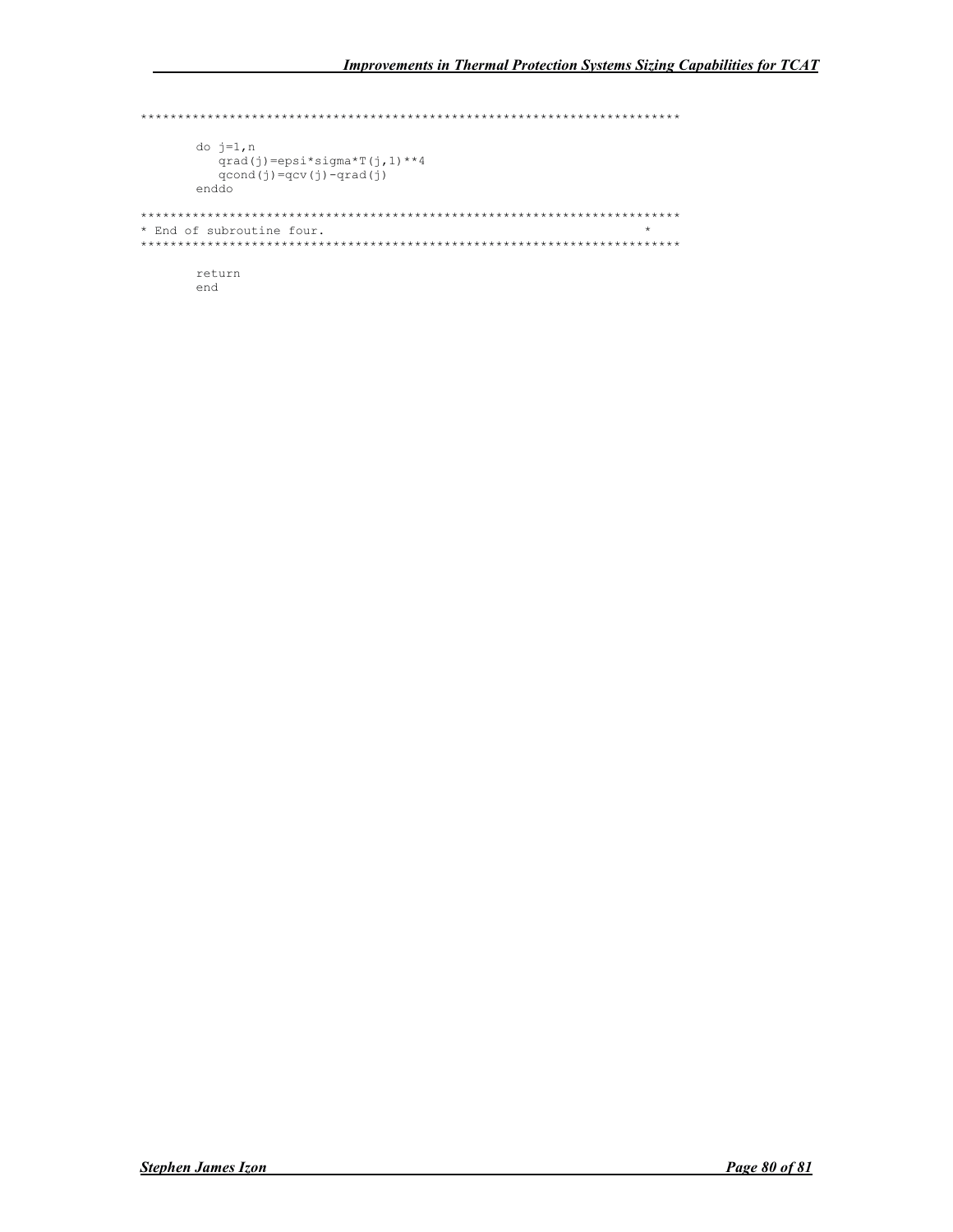```
*************************************************************************

       do j=1,n
          qrad(j)=epsi*sigma*T(j,1)**4
          qcond(j)=qcv(j)-qrad(j)
       enddo

*************************************************************************
* End of subroutine four.                                               *
*************************************************************************

       return
       end
```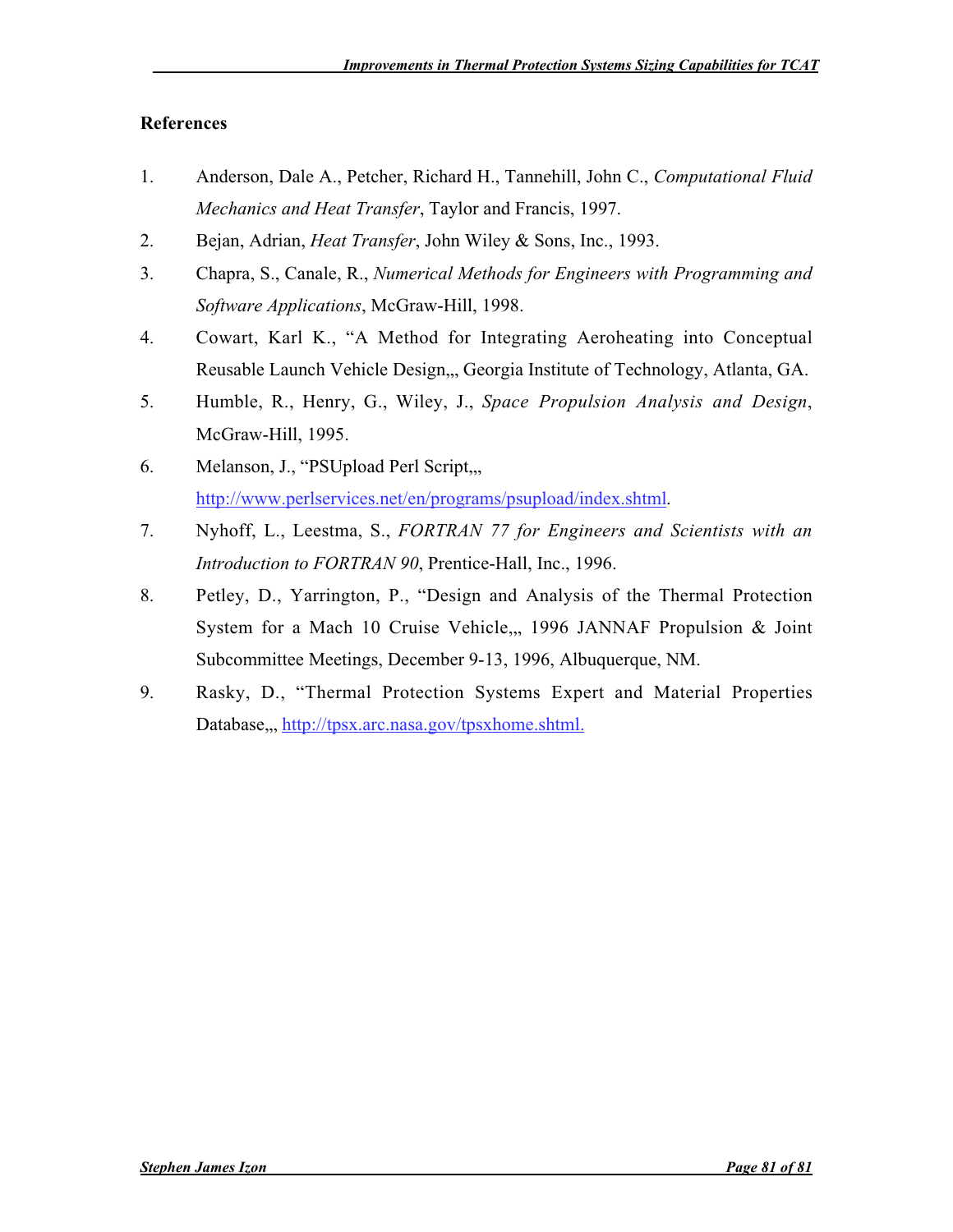## References

1. Anderson, Dale A., Petcher, Richard H., Tannehill, John C., *Computational Fluid Mechanics and Heat Transfer*, Taylor and Francis, 1997.
2. Bejan, Adrian, *Heat Transfer*, John Wiley & Sons, Inc., 1993.
3. Chapra, S., Canale, R., *Numerical Methods for Engineers with Programming and Software Applications*, McGraw-Hill, 1998.
4. Cowart, Karl K., "A Method for Integrating Aeroheating into Conceptual Reusable Launch Vehicle Design,,, Georgia Institute of Technology, Atlanta, GA.
5. Humble, R., Henry, G., Wiley, J., *Space Propulsion Analysis and Design*, McGraw-Hill, 1995.
6. Melanson, J., "PSUpload Perl Script,,, http://www.perlservices.net/en/programs/psupload/index.shtml.
7. Nyhoff, L., Leestma, S., *FORTRAN 77 for Engineers and Scientists with an Introduction to FORTRAN 90*, Prentice-Hall, Inc., 1996.
8. Petley, D., Yarrington, P., "Design and Analysis of the Thermal Protection System for a Mach 10 Cruise Vehicle,,, 1996 JANNAF Propulsion & Joint Subcommittee Meetings, December 9-13, 1996, Albuquerque, NM.
9. Rasky, D., "Thermal Protection Systems Expert and Material Properties Database,,, http://tpsx.arc.nasa.gov/tpsxhome.shtml.